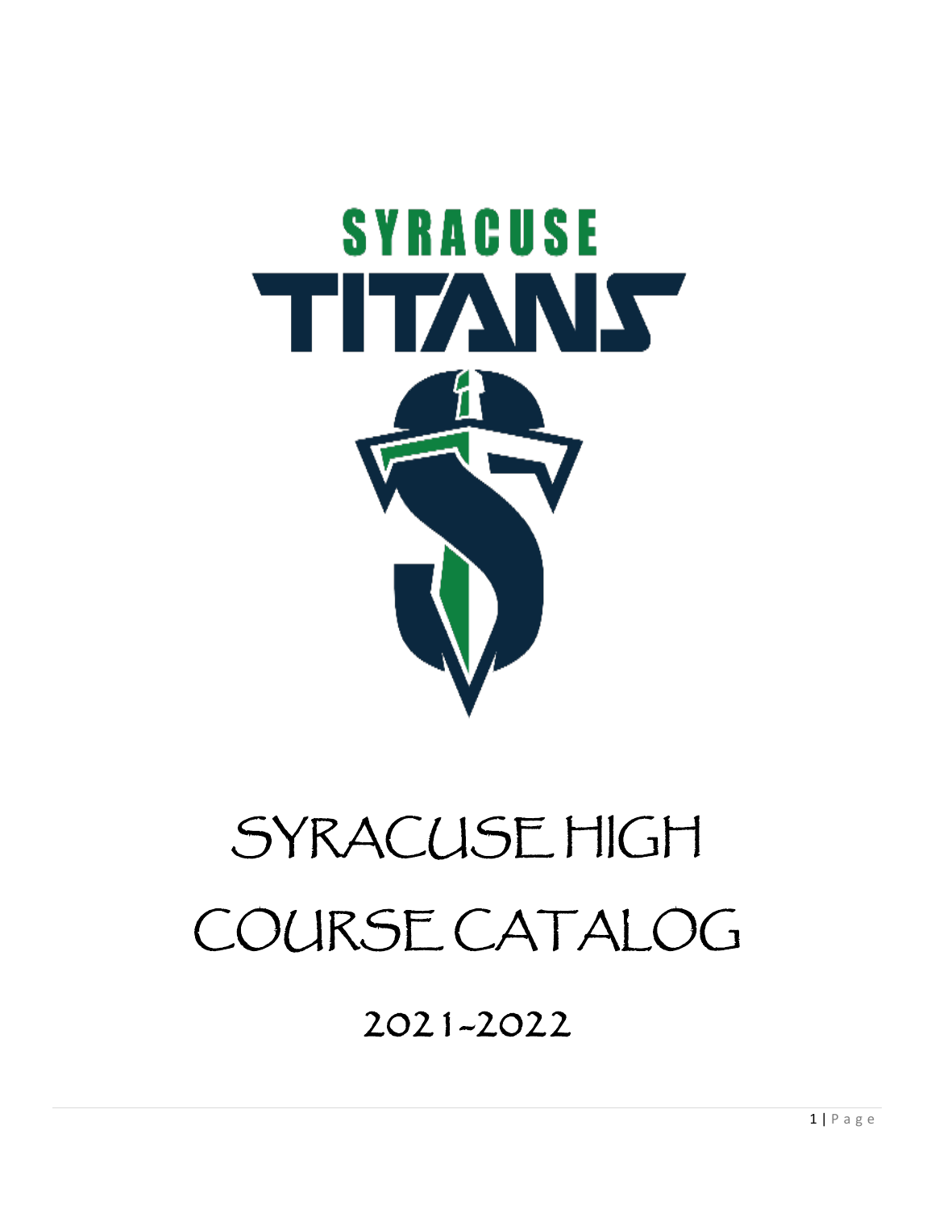SYRACUSE

TITANS

# SYRACUSE HIGH COURSE CATALOG

## 2021-2022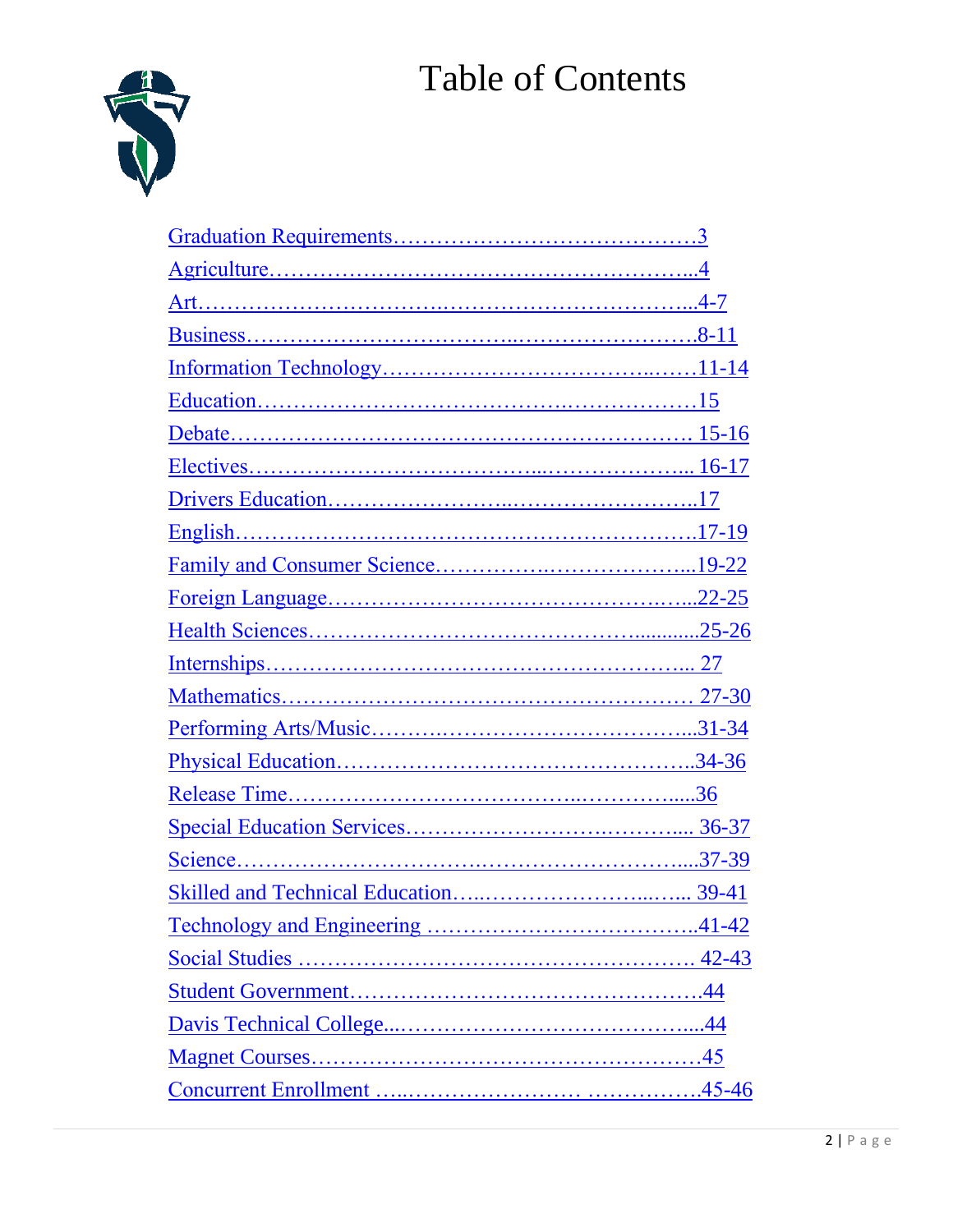# Table of Contents

- Graduation Requirements……………………………………3
- Agriculture…………………………………………………...4
- Art……………………………..…………………………...4-7
- Business……………………………...…………………….8-11
- Information Technology…………………………….....……11-14
- Education……………………………………..………………15
- Debate……………………………………………………. 15-16
- Electives……………………………...………………... 16-17
- Drivers Education…………………...……………………..17
- English……………………………………………………17-19
- Family and Consumer Science……………..………………...19-22
- Foreign Language…………………………………….…...22-25
- Health Sciences……………………………………............25-26
- Internships…………………………………………………... 27
- Mathematics……………………………………………… 27-30
- Performing Arts/Music……….…………………………...31-34
- Physical Education………………………………………..34-36
- Release Time………………………………...…………....36
- Special Education Services………………….………... 36-37
- Science…………………………….……………………....37-39
- Skilled and Technical Education…...…………………...…... 39-41
- Technology and Engineering ………………………………..41-42
- Social Studies ……………………………………………. 42-43
- Student Government………………………………………….44
- Davis Technical College...………………………………....44
- Magnet Courses…………………………………………….45
- Concurrent Enrollment …..………………… …………….45-46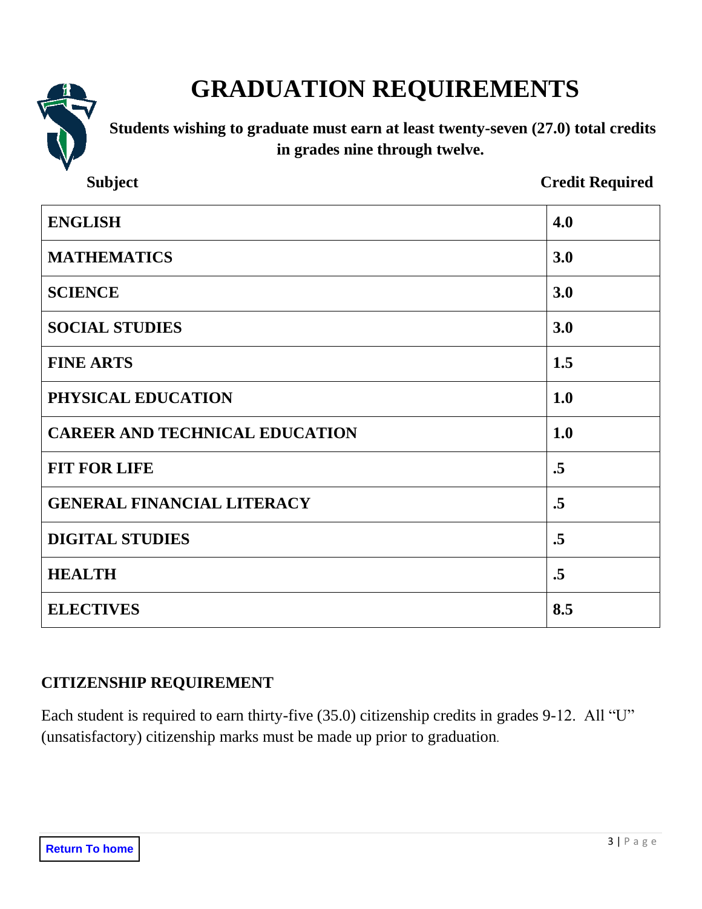# GRADUATION REQUIREMENTS

**Students wishing to graduate must earn at least twenty-seven (27.0) total credits in grades nine through twelve.**

| Subject | Credit Required |
|---|---|
| **ENGLISH** | **4.0** |
| **MATHEMATICS** | **3.0** |
| **SCIENCE** | **3.0** |
| **SOCIAL STUDIES** | **3.0** |
| **FINE ARTS** | **1.5** |
| **PHYSICAL EDUCATION** | **1.0** |
| **CAREER AND TECHNICAL EDUCATION** | **1.0** |
| **FIT FOR LIFE** | **.5** |
| **GENERAL FINANCIAL LITERACY** | **.5** |
| **DIGITAL STUDIES** | **.5** |
| **HEALTH** | **.5** |
| **ELECTIVES** | **8.5** |

## CITIZENSHIP REQUIREMENT

Each student is required to earn thirty-five (35.0) citizenship credits in grades 9-12. All "U" (unsatisfactory) citizenship marks must be made up prior to graduation.

Return To home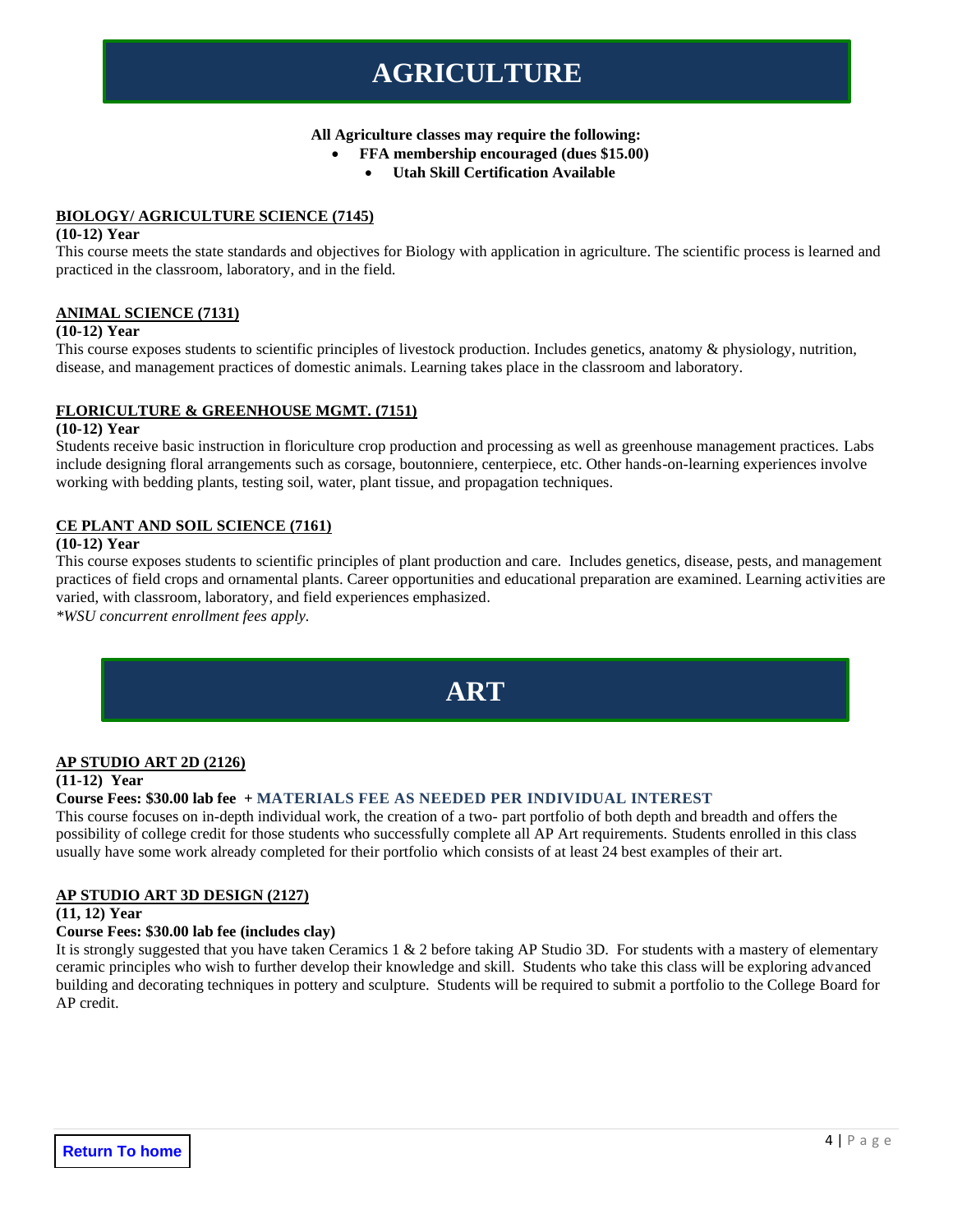# AGRICULTURE

**All Agriculture classes may require the following:**

- **FFA membership encouraged (dues $15.00)**
- **Utah Skill Certification Available**

**BIOLOGY/ AGRICULTURE SCIENCE (7145)**

**(10-12) Year**

This course meets the state standards and objectives for Biology with application in agriculture. The scientific process is learned and practiced in the classroom, laboratory, and in the field.

**ANIMAL SCIENCE (7131)**

**(10-12) Year**

This course exposes students to scientific principles of livestock production. Includes genetics, anatomy & physiology, nutrition, disease, and management practices of domestic animals. Learning takes place in the classroom and laboratory.

**FLORICULTURE & GREENHOUSE MGMT. (7151)**

**(10-12) Year**

Students receive basic instruction in floriculture crop production and processing as well as greenhouse management practices. Labs include designing floral arrangements such as corsage, boutonniere, centerpiece, etc. Other hands-on-learning experiences involve working with bedding plants, testing soil, water, plant tissue, and propagation techniques.

**CE PLANT AND SOIL SCIENCE (7161)**

**(10-12) Year**

This course exposes students to scientific principles of plant production and care. Includes genetics, disease, pests, and management practices of field crops and ornamental plants. Career opportunities and educational preparation are examined. Learning activities are varied, with classroom, laboratory, and field experiences emphasized.

*\*WSU concurrent enrollment fees apply.*

# ART

**AP STUDIO ART 2D (2126)**

**(11-12) Year**

**Course Fees: $30.00 lab fee + MATERIALS FEE AS NEEDED PER INDIVIDUAL INTEREST**

This course focuses on in-depth individual work, the creation of a two- part portfolio of both depth and breadth and offers the possibility of college credit for those students who successfully complete all AP Art requirements. Students enrolled in this class usually have some work already completed for their portfolio which consists of at least 24 best examples of their art.

**AP STUDIO ART 3D DESIGN (2127)**

**(11, 12) Year**

**Course Fees: $30.00 lab fee (includes clay)**

It is strongly suggested that you have taken Ceramics 1 & 2 before taking AP Studio 3D. For students with a mastery of elementary ceramic principles who wish to further develop their knowledge and skill. Students who take this class will be exploring advanced building and decorating techniques in pottery and sculpture. Students will be required to submit a portfolio to the College Board for AP credit.

Return To home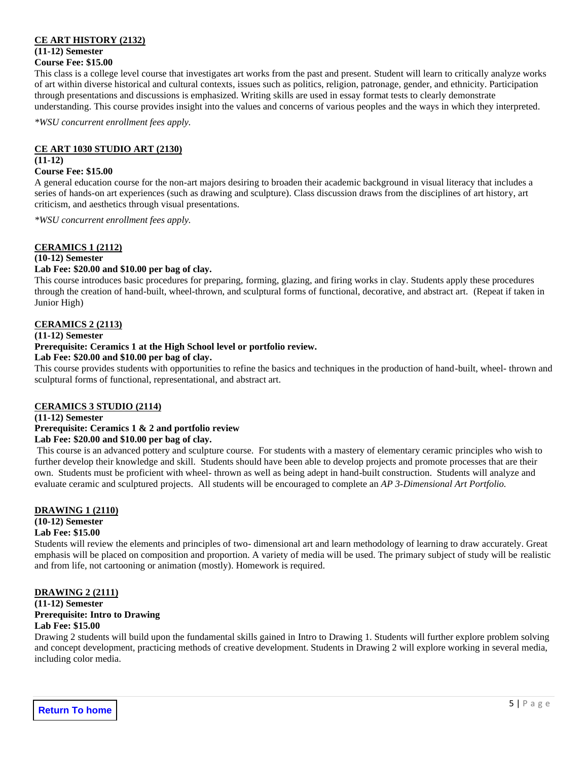## CE ART HISTORY (2132)

**(11-12) Semester**
**Course Fee: $15.00**

This class is a college level course that investigates art works from the past and present. Student will learn to critically analyze works of art within diverse historical and cultural contexts, issues such as politics, religion, patronage, gender, and ethnicity. Participation through presentations and discussions is emphasized. Writing skills are used in essay format tests to clearly demonstrate understanding. This course provides insight into the values and concerns of various peoples and the ways in which they interpreted.

*\*WSU concurrent enrollment fees apply.*

## CE ART 1030 STUDIO ART (2130)

**(11-12)**
**Course Fee: $15.00**

A general education course for the non-art majors desiring to broaden their academic background in visual literacy that includes a series of hands-on art experiences (such as drawing and sculpture). Class discussion draws from the disciplines of art history, art criticism, and aesthetics through visual presentations.

*\*WSU concurrent enrollment fees apply.*

## CERAMICS 1 (2112)

**(10-12) Semester**
**Lab Fee: $20.00 and $10.00 per bag of clay.**

This course introduces basic procedures for preparing, forming, glazing, and firing works in clay. Students apply these procedures through the creation of hand-built, wheel-thrown, and sculptural forms of functional, decorative, and abstract art. (Repeat if taken in Junior High)

## CERAMICS 2 (2113)

**(11-12) Semester**
**Prerequisite: Ceramics 1 at the High School level or portfolio review.**
**Lab Fee: $20.00 and $10.00 per bag of clay.**

This course provides students with opportunities to refine the basics and techniques in the production of hand-built, wheel- thrown and sculptural forms of functional, representational, and abstract art.

## CERAMICS 3 STUDIO (2114)

**(11-12) Semester**
**Prerequisite: Ceramics 1 & 2 and portfolio review**
**Lab Fee: $20.00 and $10.00 per bag of clay.**

This course is an advanced pottery and sculpture course. For students with a mastery of elementary ceramic principles who wish to further develop their knowledge and skill. Students should have been able to develop projects and promote processes that are their own. Students must be proficient with wheel- thrown as well as being adept in hand-built construction. Students will analyze and evaluate ceramic and sculptured projects. All students will be encouraged to complete an *AP 3-Dimensional Art Portfolio.*

## DRAWING 1 (2110)

**(10-12) Semester**
**Lab Fee: $15.00**

Students will review the elements and principles of two- dimensional art and learn methodology of learning to draw accurately. Great emphasis will be placed on composition and proportion. A variety of media will be used. The primary subject of study will be realistic and from life, not cartooning or animation (mostly). Homework is required.

## DRAWING 2 (2111)

**(11-12) Semester**
**Prerequisite: Intro to Drawing**
**Lab Fee: $15.00**

Drawing 2 students will build upon the fundamental skills gained in Intro to Drawing 1. Students will further explore problem solving and concept development, practicing methods of creative development. Students in Drawing 2 will explore working in several media, including color media.

Return To home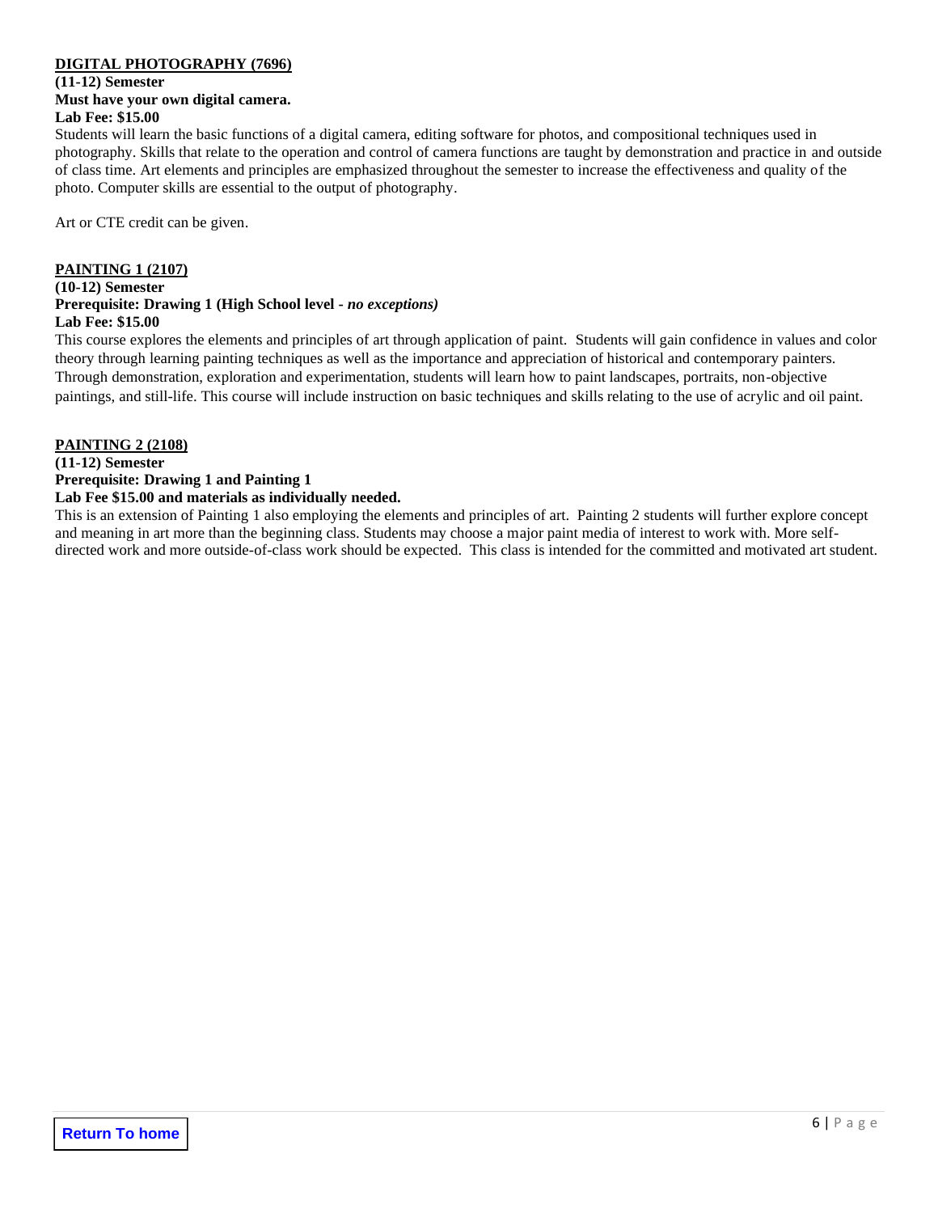## DIGITAL PHOTOGRAPHY (7696)

**(11-12) Semester**
**Must have your own digital camera.**
**Lab Fee: $15.00**

Students will learn the basic functions of a digital camera, editing software for photos, and compositional techniques used in photography. Skills that relate to the operation and control of camera functions are taught by demonstration and practice in and outside of class time. Art elements and principles are emphasized throughout the semester to increase the effectiveness and quality of the photo. Computer skills are essential to the output of photography.

Art or CTE credit can be given.

## PAINTING 1 (2107)

**(10-12) Semester**
**Prerequisite: Drawing 1 (High School level -** ***no exceptions)***
**Lab Fee: $15.00**

This course explores the elements and principles of art through application of paint. Students will gain confidence in values and color theory through learning painting techniques as well as the importance and appreciation of historical and contemporary painters. Through demonstration, exploration and experimentation, students will learn how to paint landscapes, portraits, non-objective paintings, and still-life. This course will include instruction on basic techniques and skills relating to the use of acrylic and oil paint.

## PAINTING 2 (2108)

**(11-12) Semester**
**Prerequisite: Drawing 1 and Painting 1**
**Lab Fee $15.00 and materials as individually needed.**

This is an extension of Painting 1 also employing the elements and principles of art. Painting 2 students will further explore concept and meaning in art more than the beginning class. Students may choose a major paint media of interest to work with. More self-directed work and more outside-of-class work should be expected. This class is intended for the committed and motivated art student.

Return To home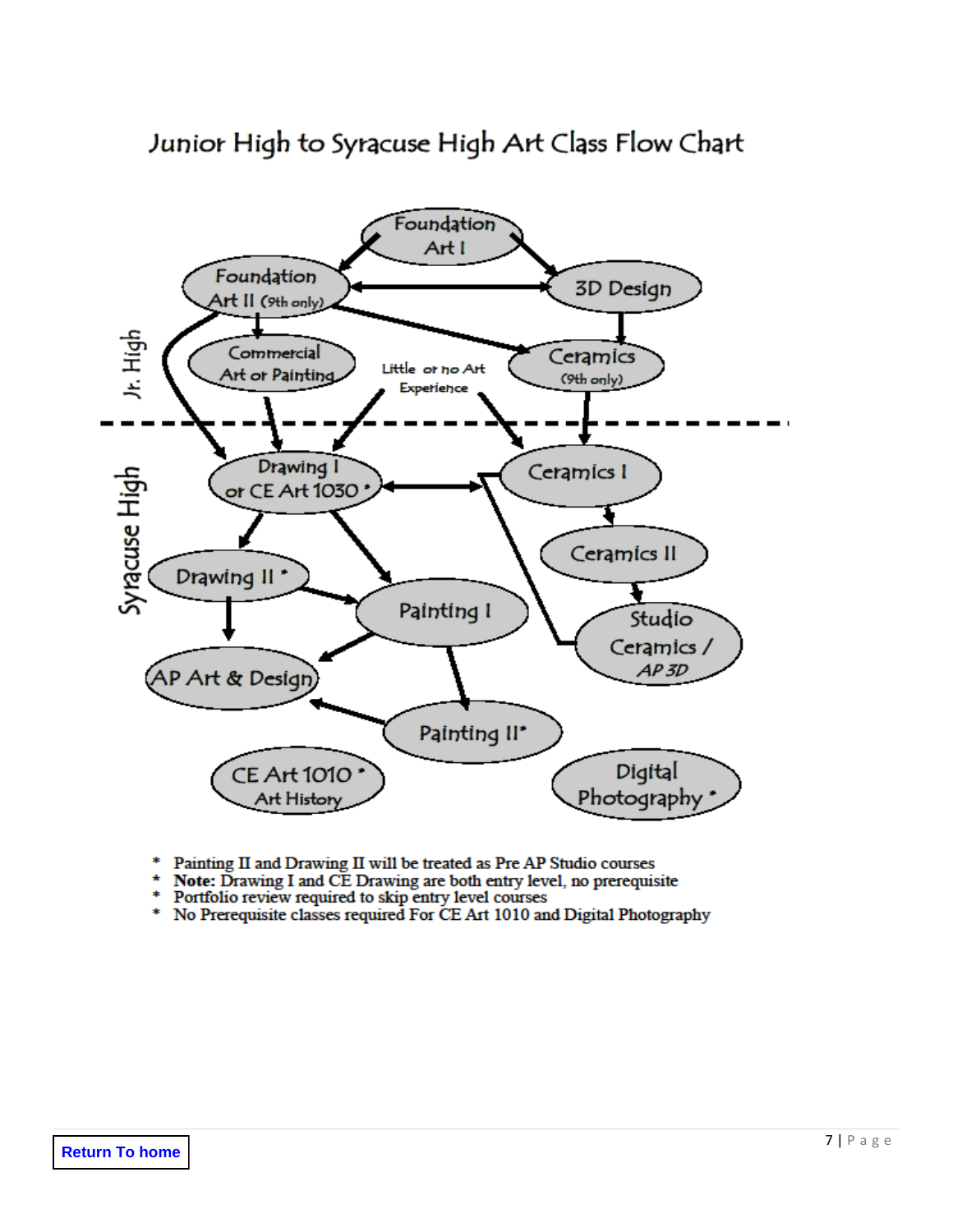# Junior High to Syracuse High Art Class Flow Chart

**Jr. High**

- Foundation Art I
- Foundation Art II (9th only)
- 3D Design
- Commercial Art or Painting
- Ceramics (9th only)
- Little or no Art Experience

**Syracuse High**

- Drawing I or CE Art 1030 *
- Ceramics I
- Ceramics II
- Studio Ceramics / AP 3D
- Drawing II *
- Painting I
- AP Art & Design
- Painting II*
- CE Art 1010 * Art History
- Digital Photography *

\* Painting II and Drawing II will be treated as Pre AP Studio courses
\* **Note:** Drawing I and CE Drawing are both entry level, no prerequisite
\* Portfolio review required to skip entry level courses
\* No Prerequisite classes required For CE Art 1010 and Digital Photography

Return To home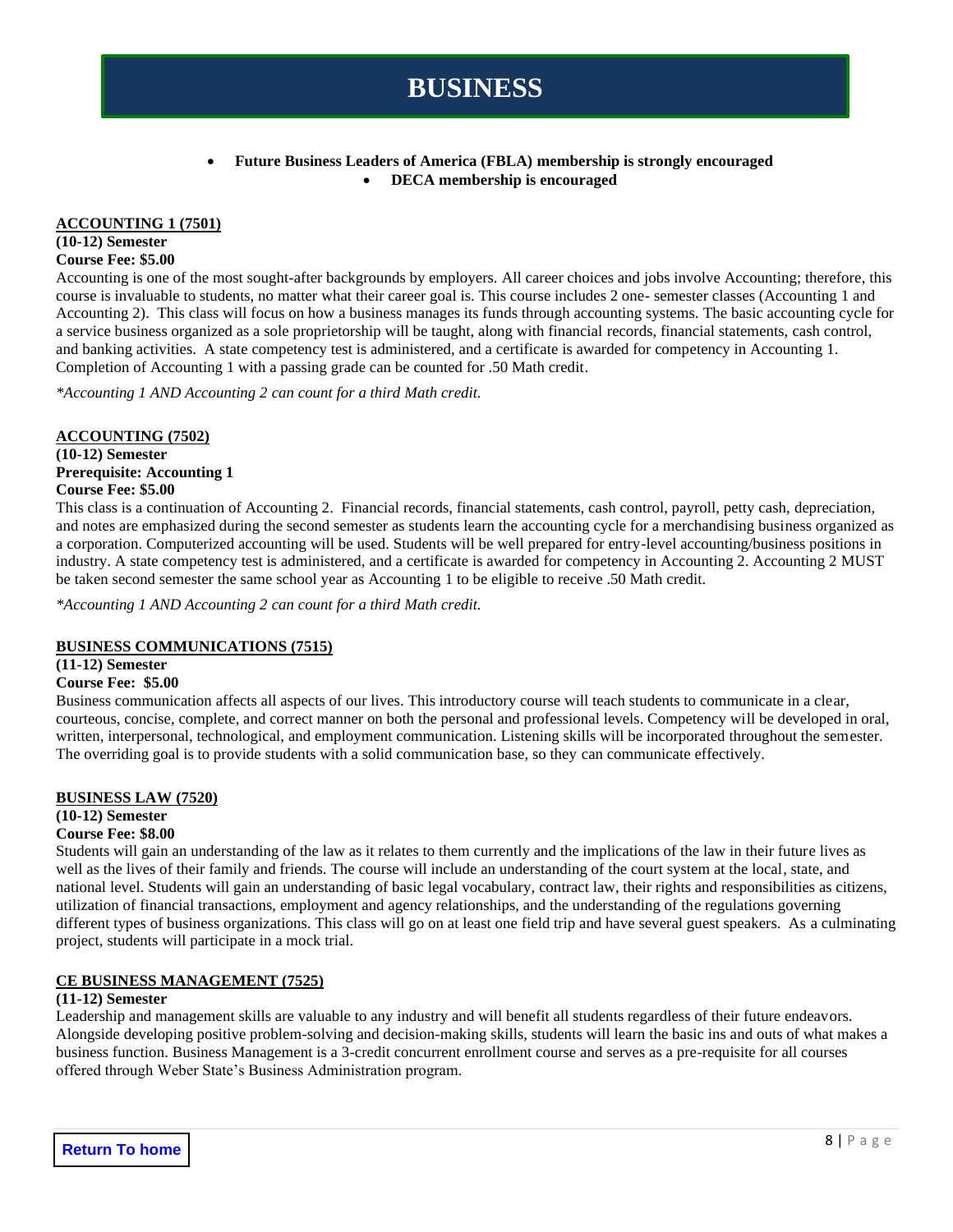# BUSINESS

- **Future Business Leaders of America (FBLA) membership is strongly encouraged**
- **DECA membership is encouraged**

**ACCOUNTING 1 (7501)**
**(10-12) Semester**
**Course Fee: $5.00**

Accounting is one of the most sought-after backgrounds by employers. All career choices and jobs involve Accounting; therefore, this course is invaluable to students, no matter what their career goal is. This course includes 2 one- semester classes (Accounting 1 and Accounting 2). This class will focus on how a business manages its funds through accounting systems. The basic accounting cycle for a service business organized as a sole proprietorship will be taught, along with financial records, financial statements, cash control, and banking activities. A state competency test is administered, and a certificate is awarded for competency in Accounting 1. Completion of Accounting 1 with a passing grade can be counted for .50 Math credit.

*\*Accounting 1 AND Accounting 2 can count for a third Math credit.*

**ACCOUNTING (7502)**
**(10-12) Semester**
**Prerequisite: Accounting 1**
**Course Fee: $5.00**

This class is a continuation of Accounting 2. Financial records, financial statements, cash control, payroll, petty cash, depreciation, and notes are emphasized during the second semester as students learn the accounting cycle for a merchandising business organized as a corporation. Computerized accounting will be used. Students will be well prepared for entry-level accounting/business positions in industry. A state competency test is administered, and a certificate is awarded for competency in Accounting 2. Accounting 2 MUST be taken second semester the same school year as Accounting 1 to be eligible to receive .50 Math credit.

*\*Accounting 1 AND Accounting 2 can count for a third Math credit.*

**BUSINESS COMMUNICATIONS (7515)**
**(11-12) Semester**
**Course Fee: $5.00**

Business communication affects all aspects of our lives. This introductory course will teach students to communicate in a clear, courteous, concise, complete, and correct manner on both the personal and professional levels. Competency will be developed in oral, written, interpersonal, technological, and employment communication. Listening skills will be incorporated throughout the semester. The overriding goal is to provide students with a solid communication base, so they can communicate effectively.

**BUSINESS LAW (7520)**
**(10-12) Semester**
**Course Fee: $8.00**

Students will gain an understanding of the law as it relates to them currently and the implications of the law in their future lives as well as the lives of their family and friends. The course will include an understanding of the court system at the local, state, and national level. Students will gain an understanding of basic legal vocabulary, contract law, their rights and responsibilities as citizens, utilization of financial transactions, employment and agency relationships, and the understanding of the regulations governing different types of business organizations. This class will go on at least one field trip and have several guest speakers. As a culminating project, students will participate in a mock trial.

**CE BUSINESS MANAGEMENT (7525)**
**(11-12) Semester**

Leadership and management skills are valuable to any industry and will benefit all students regardless of their future endeavors. Alongside developing positive problem-solving and decision-making skills, students will learn the basic ins and outs of what makes a business function. Business Management is a 3-credit concurrent enrollment course and serves as a pre-requisite for all courses offered through Weber State's Business Administration program.

Return To home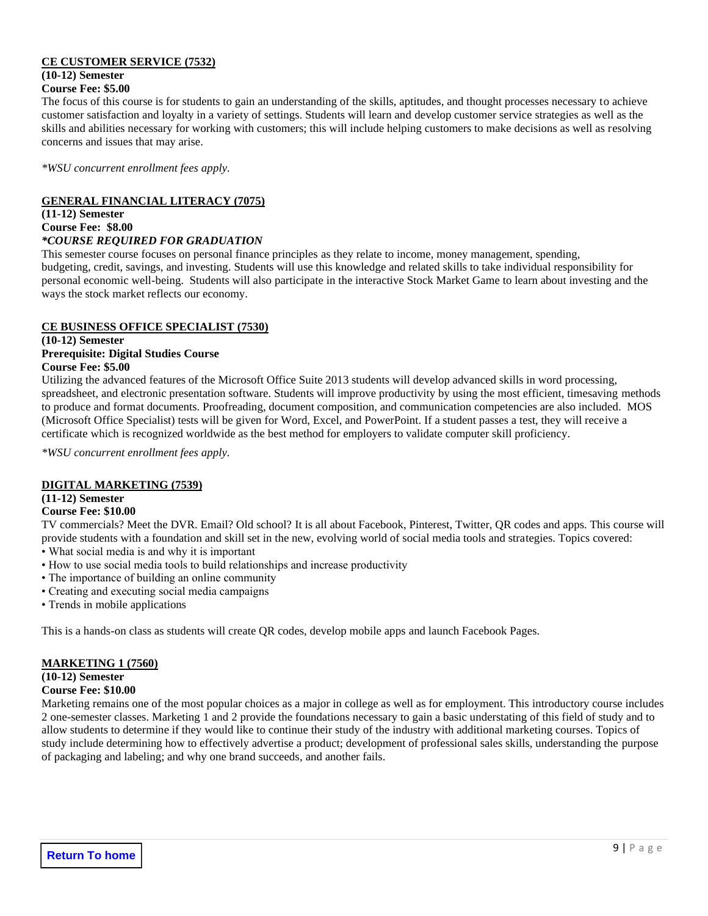**CE CUSTOMER SERVICE (7532)**

**(10-12) Semester**

**Course Fee: $5.00**

The focus of this course is for students to gain an understanding of the skills, aptitudes, and thought processes necessary to achieve customer satisfaction and loyalty in a variety of settings. Students will learn and develop customer service strategies as well as the skills and abilities necessary for working with customers; this will include helping customers to make decisions as well as resolving concerns and issues that may arise.

*\*WSU concurrent enrollment fees apply.*

**GENERAL FINANCIAL LITERACY (7075)**

**(11-12) Semester**

**Course Fee: $8.00**

***COURSE REQUIRED FOR GRADUATION***

This semester course focuses on personal finance principles as they relate to income, money management, spending, budgeting, credit, savings, and investing. Students will use this knowledge and related skills to take individual responsibility for personal economic well-being. Students will also participate in the interactive Stock Market Game to learn about investing and the ways the stock market reflects our economy.

**CE BUSINESS OFFICE SPECIALIST (7530)**

**(10-12) Semester**

**Prerequisite: Digital Studies Course**

**Course Fee: $5.00**

Utilizing the advanced features of the Microsoft Office Suite 2013 students will develop advanced skills in word processing, spreadsheet, and electronic presentation software. Students will improve productivity by using the most efficient, timesaving methods to produce and format documents. Proofreading, document composition, and communication competencies are also included. MOS (Microsoft Office Specialist) tests will be given for Word, Excel, and PowerPoint. If a student passes a test, they will receive a certificate which is recognized worldwide as the best method for employers to validate computer skill proficiency.

*\*WSU concurrent enrollment fees apply.*

**DIGITAL MARKETING (7539)**

**(11-12) Semester**

**Course Fee: $10.00**

TV commercials? Meet the DVR. Email? Old school? It is all about Facebook, Pinterest, Twitter, QR codes and apps. This course will provide students with a foundation and skill set in the new, evolving world of social media tools and strategies. Topics covered:

- What social media is and why it is important
- How to use social media tools to build relationships and increase productivity
- The importance of building an online community
- Creating and executing social media campaigns
- Trends in mobile applications

This is a hands-on class as students will create QR codes, develop mobile apps and launch Facebook Pages.

**MARKETING 1 (7560)**

**(10-12) Semester**

**Course Fee: $10.00**

Marketing remains one of the most popular choices as a major in college as well as for employment. This introductory course includes 2 one-semester classes. Marketing 1 and 2 provide the foundations necessary to gain a basic understating of this field of study and to allow students to determine if they would like to continue their study of the industry with additional marketing courses. Topics of study include determining how to effectively advertise a product; development of professional sales skills, understanding the purpose of packaging and labeling; and why one brand succeeds, and another fails.

Return To home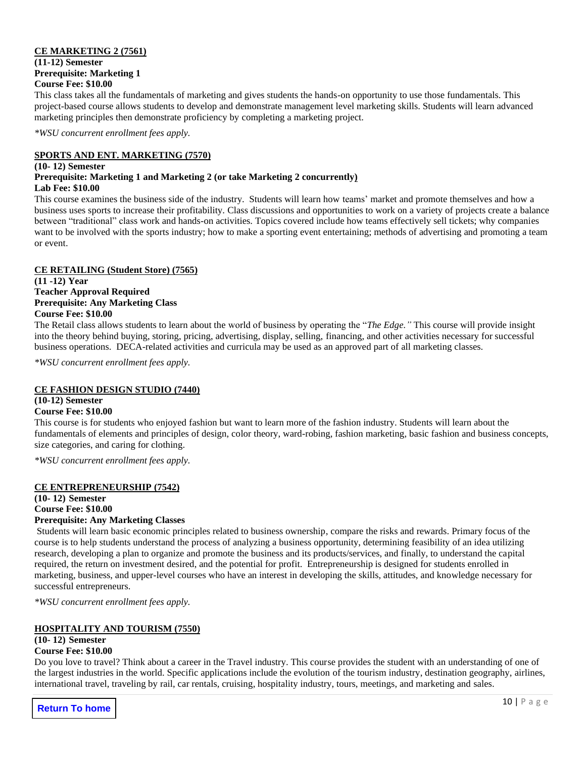**CE MARKETING 2 (7561)**
**(11-12) Semester**
**Prerequisite: Marketing 1**
**Course Fee: $10.00**

This class takes all the fundamentals of marketing and gives students the hands-on opportunity to use those fundamentals. This project-based course allows students to develop and demonstrate management level marketing skills. Students will learn advanced marketing principles then demonstrate proficiency by completing a marketing project.

*\*WSU concurrent enrollment fees apply.*

**SPORTS AND ENT. MARKETING (7570)**
**(10- 12) Semester**
**Prerequisite: Marketing 1 and Marketing 2 (or take Marketing 2 concurrently)**
**Lab Fee: $10.00**

This course examines the business side of the industry. Students will learn how teams' market and promote themselves and how a business uses sports to increase their profitability. Class discussions and opportunities to work on a variety of projects create a balance between "traditional" class work and hands-on activities. Topics covered include how teams effectively sell tickets; why companies want to be involved with the sports industry; how to make a sporting event entertaining; methods of advertising and promoting a team or event.

**CE RETAILING (Student Store) (7565)**
**(11 -12) Year**
**Teacher Approval Required**
**Prerequisite: Any Marketing Class**
**Course Fee: $10.00**

The Retail class allows students to learn about the world of business by operating the "*The Edge."* This course will provide insight into the theory behind buying, storing, pricing, advertising, display, selling, financing, and other activities necessary for successful business operations. DECA-related activities and curricula may be used as an approved part of all marketing classes.

*\*WSU concurrent enrollment fees apply.*

**CE FASHION DESIGN STUDIO (7440)**
**(10-12) Semester**
**Course Fee: $10.00**

This course is for students who enjoyed fashion but want to learn more of the fashion industry. Students will learn about the fundamentals of elements and principles of design, color theory, ward-robing, fashion marketing, basic fashion and business concepts, size categories, and caring for clothing.

*\*WSU concurrent enrollment fees apply.*

**CE ENTREPRENEURSHIP (7542)**
**(10- 12) Semester**
**Course Fee: $10.00**
**Prerequisite: Any Marketing Classes**

Students will learn basic economic principles related to business ownership, compare the risks and rewards. Primary focus of the course is to help students understand the process of analyzing a business opportunity, determining feasibility of an idea utilizing research, developing a plan to organize and promote the business and its products/services, and finally, to understand the capital required, the return on investment desired, and the potential for profit. Entrepreneurship is designed for students enrolled in marketing, business, and upper-level courses who have an interest in developing the skills, attitudes, and knowledge necessary for successful entrepreneurs.

*\*WSU concurrent enrollment fees apply.*

**HOSPITALITY AND TOURISM (7550)**
**(10- 12) Semester**
**Course Fee: $10.00**

Do you love to travel? Think about a career in the Travel industry. This course provides the student with an understanding of one of the largest industries in the world. Specific applications include the evolution of the tourism industry, destination geography, airlines, international travel, traveling by rail, car rentals, cruising, hospitality industry, tours, meetings, and marketing and sales.

Return To home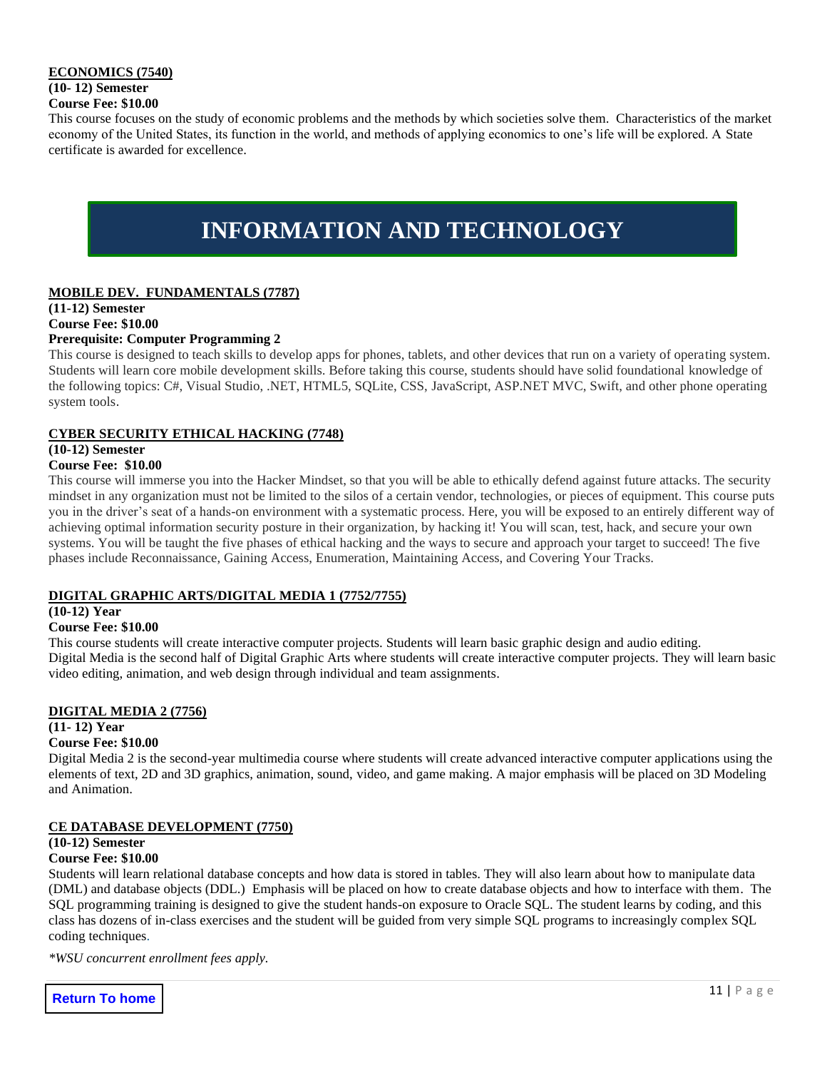**ECONOMICS (7540)**
**(10- 12) Semester**
**Course Fee: $10.00**

This course focuses on the study of economic problems and the methods by which societies solve them. Characteristics of the market economy of the United States, its function in the world, and methods of applying economics to one's life will be explored. A State certificate is awarded for excellence.

# INFORMATION AND TECHNOLOGY

**MOBILE DEV. FUNDAMENTALS (7787)**
**(11-12) Semester**
**Course Fee: $10.00**
**Prerequisite: Computer Programming 2**

This course is designed to teach skills to develop apps for phones, tablets, and other devices that run on a variety of operating system. Students will learn core mobile development skills. Before taking this course, students should have solid foundational knowledge of the following topics: C#, Visual Studio, .NET, HTML5, SQLite, CSS, JavaScript, ASP.NET MVC, Swift, and other phone operating system tools.

**CYBER SECURITY ETHICAL HACKING (7748)**
**(10-12) Semester**
**Course Fee: $10.00**

This course will immerse you into the Hacker Mindset, so that you will be able to ethically defend against future attacks. The security mindset in any organization must not be limited to the silos of a certain vendor, technologies, or pieces of equipment. This course puts you in the driver's seat of a hands-on environment with a systematic process. Here, you will be exposed to an entirely different way of achieving optimal information security posture in their organization, by hacking it! You will scan, test, hack, and secure your own systems. You will be taught the five phases of ethical hacking and the ways to secure and approach your target to succeed! The five phases include Reconnaissance, Gaining Access, Enumeration, Maintaining Access, and Covering Your Tracks.

**DIGITAL GRAPHIC ARTS/DIGITAL MEDIA 1 (7752/7755)**
**(10-12) Year**
**Course Fee: $10.00**

This course students will create interactive computer projects. Students will learn basic graphic design and audio editing.
Digital Media is the second half of Digital Graphic Arts where students will create interactive computer projects. They will learn basic video editing, animation, and web design through individual and team assignments.

**DIGITAL MEDIA 2 (7756)**
**(11- 12) Year**
**Course Fee: $10.00**

Digital Media 2 is the second-year multimedia course where students will create advanced interactive computer applications using the elements of text, 2D and 3D graphics, animation, sound, video, and game making. A major emphasis will be placed on 3D Modeling and Animation.

**CE DATABASE DEVELOPMENT (7750)**
**(10-12) Semester**
**Course Fee: $10.00**

Students will learn relational database concepts and how data is stored in tables. They will also learn about how to manipulate data (DML) and database objects (DDL.) Emphasis will be placed on how to create database objects and how to interface with them. The SQL programming training is designed to give the student hands-on exposure to Oracle SQL. The student learns by coding, and this class has dozens of in-class exercises and the student will be guided from very simple SQL programs to increasingly complex SQL coding techniques.

*\*WSU concurrent enrollment fees apply.*

Return To home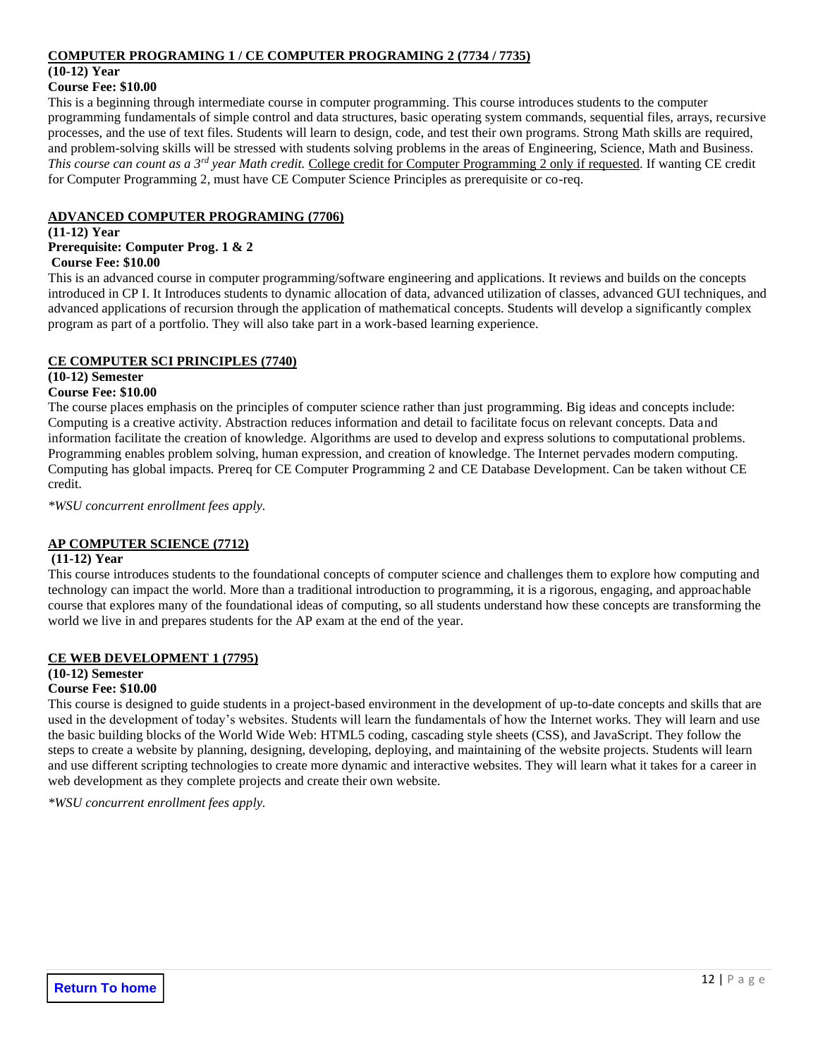## COMPUTER PROGRAMING 1 / CE COMPUTER PROGRAMING 2 (7734 / 7735)

**(10-12) Year**

**Course Fee: $10.00**

This is a beginning through intermediate course in computer programming. This course introduces students to the computer programming fundamentals of simple control and data structures, basic operating system commands, sequential files, arrays, recursive processes, and the use of text files. Students will learn to design, code, and test their own programs. Strong Math skills are required, and problem-solving skills will be stressed with students solving problems in the areas of Engineering, Science, Math and Business. *This course can count as a 3rd year Math credit.* College credit for Computer Programming 2 only if requested. If wanting CE credit for Computer Programming 2, must have CE Computer Science Principles as prerequisite or co-req.

## ADVANCED COMPUTER PROGRAMING (7706)

**(11-12) Year**

**Prerequisite: Computer Prog. 1 & 2**

**Course Fee: $10.00**

This is an advanced course in computer programming/software engineering and applications. It reviews and builds on the concepts introduced in CP I. It Introduces students to dynamic allocation of data, advanced utilization of classes, advanced GUI techniques, and advanced applications of recursion through the application of mathematical concepts. Students will develop a significantly complex program as part of a portfolio. They will also take part in a work-based learning experience.

## CE COMPUTER SCI PRINCIPLES (7740)

**(10-12) Semester**

**Course Fee: $10.00**

The course places emphasis on the principles of computer science rather than just programming. Big ideas and concepts include: Computing is a creative activity. Abstraction reduces information and detail to facilitate focus on relevant concepts. Data and information facilitate the creation of knowledge. Algorithms are used to develop and express solutions to computational problems. Programming enables problem solving, human expression, and creation of knowledge. The Internet pervades modern computing. Computing has global impacts. Prereq for CE Computer Programming 2 and CE Database Development. Can be taken without CE credit.

*\*WSU concurrent enrollment fees apply.*

## AP COMPUTER SCIENCE (7712)

**(11-12) Year**

This course introduces students to the foundational concepts of computer science and challenges them to explore how computing and technology can impact the world. More than a traditional introduction to programming, it is a rigorous, engaging, and approachable course that explores many of the foundational ideas of computing, so all students understand how these concepts are transforming the world we live in and prepares students for the AP exam at the end of the year.

## CE WEB DEVELOPMENT 1 (7795)

**(10-12) Semester**

**Course Fee: $10.00**

This course is designed to guide students in a project-based environment in the development of up-to-date concepts and skills that are used in the development of today's websites. Students will learn the fundamentals of how the Internet works. They will learn and use the basic building blocks of the World Wide Web: HTML5 coding, cascading style sheets (CSS), and JavaScript. They follow the steps to create a website by planning, designing, developing, deploying, and maintaining of the website projects. Students will learn and use different scripting technologies to create more dynamic and interactive websites. They will learn what it takes for a career in web development as they complete projects and create their own website.

*\*WSU concurrent enrollment fees apply.*

Return To home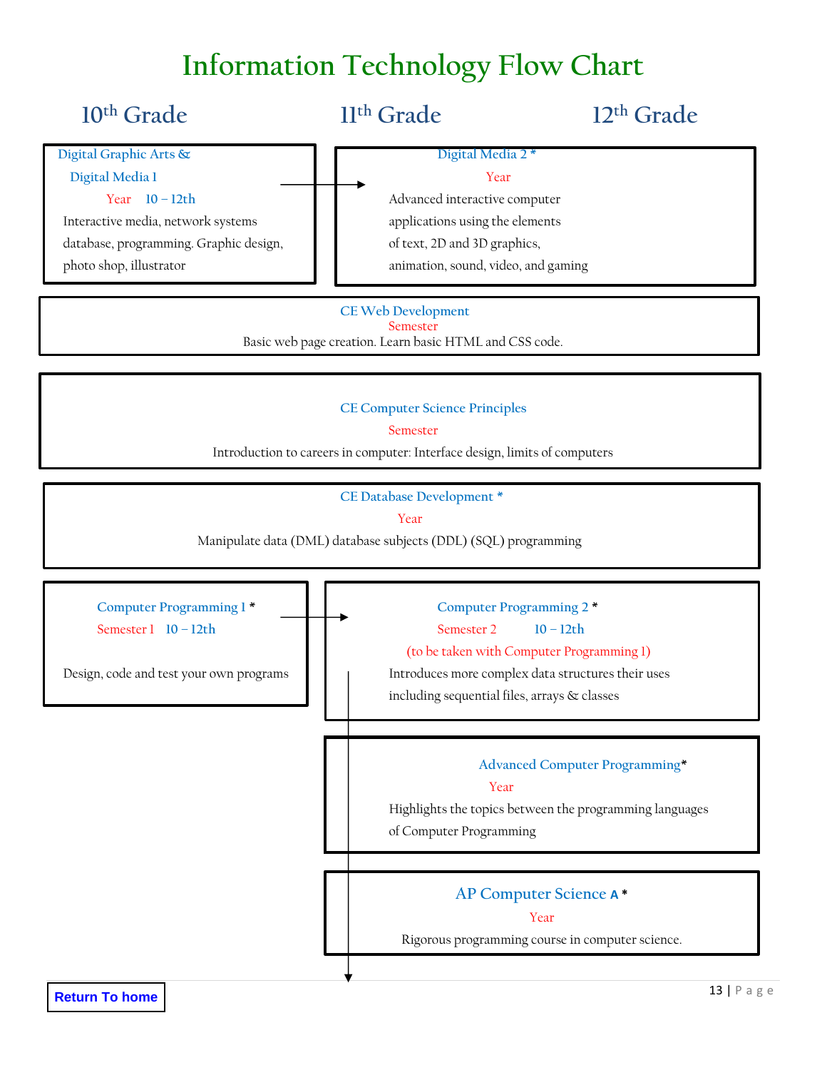# Information Technology Flow Chart

## 10th Grade | 11th Grade | 12th Grade

**Digital Graphic Arts & Digital Media 1**
Year 10 – 12th
Interactive media, network systems database, programming. Graphic design, photo shop, illustrator

→ **Digital Media 2 ***
Year
Advanced interactive computer applications using the elements of text, 2D and 3D graphics, animation, sound, video, and gaming

**CE Web Development**
Semester
Basic web page creation. Learn basic HTML and CSS code.

**CE Computer Science Principles**
Semester
Introduction to careers in computer: Interface design, limits of computers

**CE Database Development ***
Year
Manipulate data (DML) database subjects (DDL) (SQL) programming

**Computer Programming 1 ***
Semester 1 10 – 12th
Design, code and test your own programs

→ **Computer Programming 2 ***
Semester 2 10 – 12th
(to be taken with Computer Programming 1)
Introduces more complex data structures their uses including sequential files, arrays & classes

↓

**Advanced Computer Programming***
Year
Highlights the topics between the programming languages of Computer Programming

**AP Computer Science A ***
Year
Rigorous programming course in computer science.

Return To home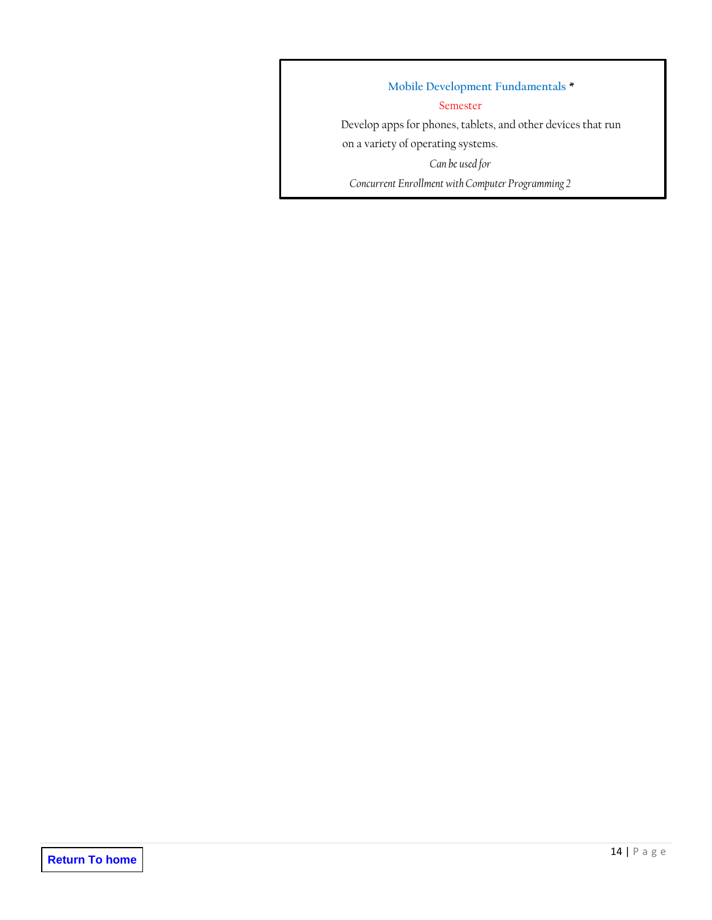**Mobile Development Fundamentals** *

Semester

Develop apps for phones, tablets, and other devices that run on a variety of operating systems.

*Can be used for*

*Concurrent Enrollment with Computer Programming 2*

Return To home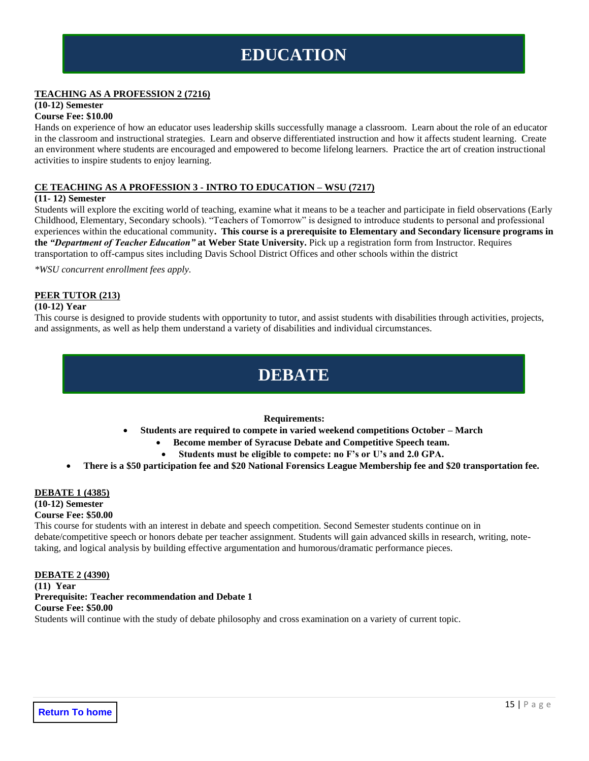# EDUCATION

**TEACHING AS A PROFESSION 2 (7216)**
**(10-12) Semester**
**Course Fee: $10.00**
Hands on experience of how an educator uses leadership skills successfully manage a classroom. Learn about the role of an educator in the classroom and instructional strategies. Learn and observe differentiated instruction and how it affects student learning. Create an environment where students are encouraged and empowered to become lifelong learners. Practice the art of creation instructional activities to inspire students to enjoy learning.

**CE TEACHING AS A PROFESSION 3 - INTRO TO EDUCATION – WSU (7217)**
**(11- 12) Semester**
Students will explore the exciting world of teaching, examine what it means to be a teacher and participate in field observations (Early Childhood, Elementary, Secondary schools). "Teachers of Tomorrow" is designed to introduce students to personal and professional experiences within the educational community**. This course is a prerequisite to Elementary and Secondary licensure programs in the *"Department of Teacher Education"* at Weber State University.** Pick up a registration form from Instructor. Requires transportation to off-campus sites including Davis School District Offices and other schools within the district

*\*WSU concurrent enrollment fees apply.*

**PEER TUTOR (213)**
**(10-12) Year**
This course is designed to provide students with opportunity to tutor, and assist students with disabilities through activities, projects, and assignments, as well as help them understand a variety of disabilities and individual circumstances.

# DEBATE

**Requirements:**

- **Students are required to compete in varied weekend competitions October – March**
- **Become member of Syracuse Debate and Competitive Speech team.**
- **Students must be eligible to compete: no F's or U's and 2.0 GPA.**
- **There is a $50 participation fee and $20 National Forensics League Membership fee and $20 transportation fee.**

**DEBATE 1 (4385)**
**(10-12) Semester**
**Course Fee: $50.00**
This course for students with an interest in debate and speech competition. Second Semester students continue on in debate/competitive speech or honors debate per teacher assignment. Students will gain advanced skills in research, writing, note-taking, and logical analysis by building effective argumentation and humorous/dramatic performance pieces.

**DEBATE 2 (4390)**
**(11) Year**
**Prerequisite: Teacher recommendation and Debate 1**
**Course Fee: $50.00**
Students will continue with the study of debate philosophy and cross examination on a variety of current topic.

Return To home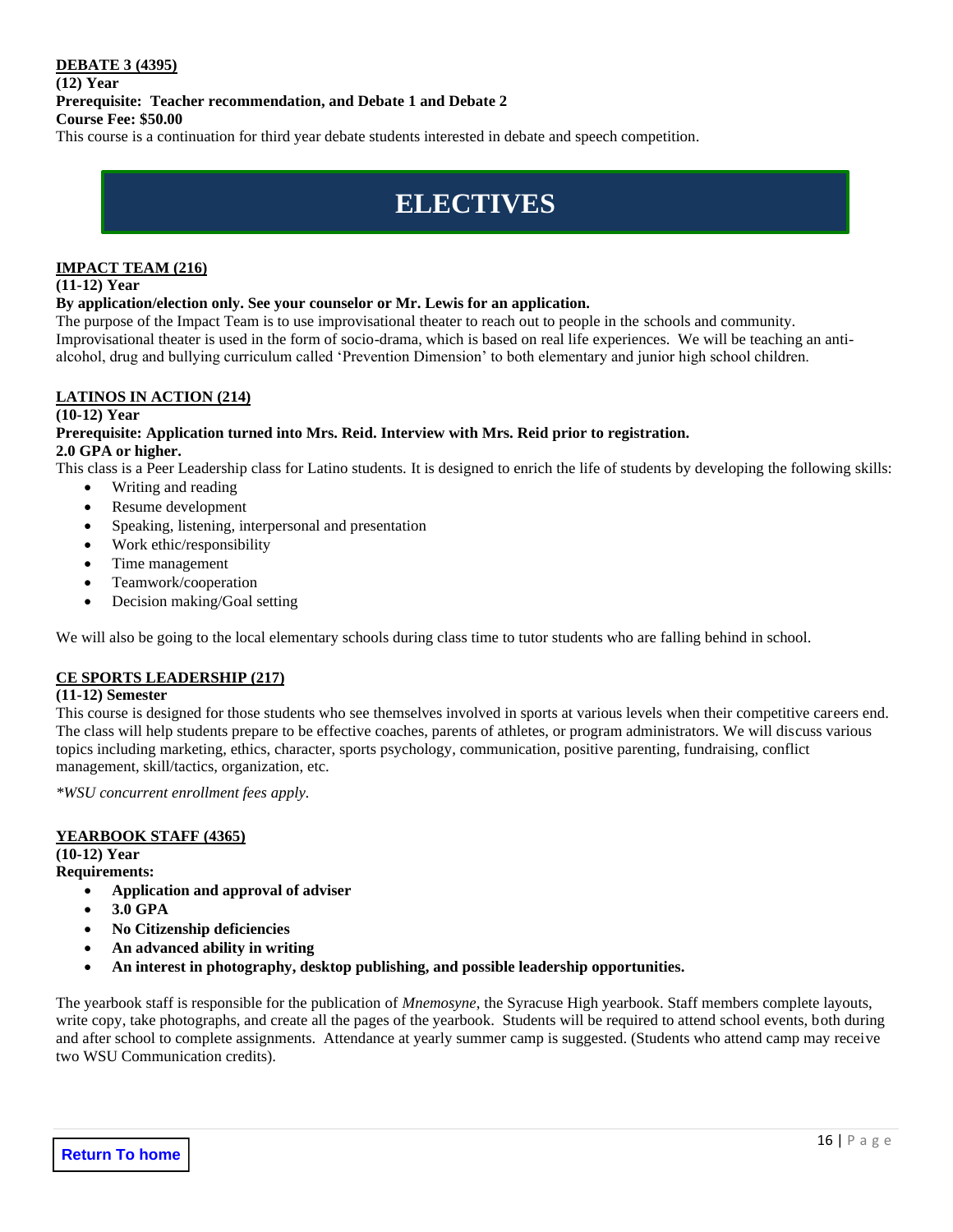**DEBATE 3 (4395)**
**(12) Year**
**Prerequisite: Teacher recommendation, and Debate 1 and Debate 2**
**Course Fee: $50.00**

This course is a continuation for third year debate students interested in debate and speech competition.

# ELECTIVES

**IMPACT TEAM (216)**
**(11-12) Year**
**By application/election only. See your counselor or Mr. Lewis for an application.**

The purpose of the Impact Team is to use improvisational theater to reach out to people in the schools and community. Improvisational theater is used in the form of socio-drama, which is based on real life experiences. We will be teaching an anti-alcohol, drug and bullying curriculum called 'Prevention Dimension' to both elementary and junior high school children.

**LATINOS IN ACTION (214)**
**(10-12) Year**
**Prerequisite: Application turned into Mrs. Reid. Interview with Mrs. Reid prior to registration.**
**2.0 GPA or higher.**

This class is a Peer Leadership class for Latino students. It is designed to enrich the life of students by developing the following skills:

- Writing and reading
- Resume development
- Speaking, listening, interpersonal and presentation
- Work ethic/responsibility
- Time management
- Teamwork/cooperation
- Decision making/Goal setting

We will also be going to the local elementary schools during class time to tutor students who are falling behind in school.

**CE SPORTS LEADERSHIP (217)**
**(11-12) Semester**

This course is designed for those students who see themselves involved in sports at various levels when their competitive careers end. The class will help students prepare to be effective coaches, parents of athletes, or program administrators. We will discuss various topics including marketing, ethics, character, sports psychology, communication, positive parenting, fundraising, conflict management, skill/tactics, organization, etc.

*\*WSU concurrent enrollment fees apply.*

**YEARBOOK STAFF (4365)**
**(10-12) Year**
**Requirements:**

- **Application and approval of adviser**
- **3.0 GPA**
- **No Citizenship deficiencies**
- **An advanced ability in writing**
- **An interest in photography, desktop publishing, and possible leadership opportunities.**

The yearbook staff is responsible for the publication of *Mnemosyne*, the Syracuse High yearbook. Staff members complete layouts, write copy, take photographs, and create all the pages of the yearbook. Students will be required to attend school events, both during and after school to complete assignments. Attendance at yearly summer camp is suggested. (Students who attend camp may receive two WSU Communication credits).

Return To home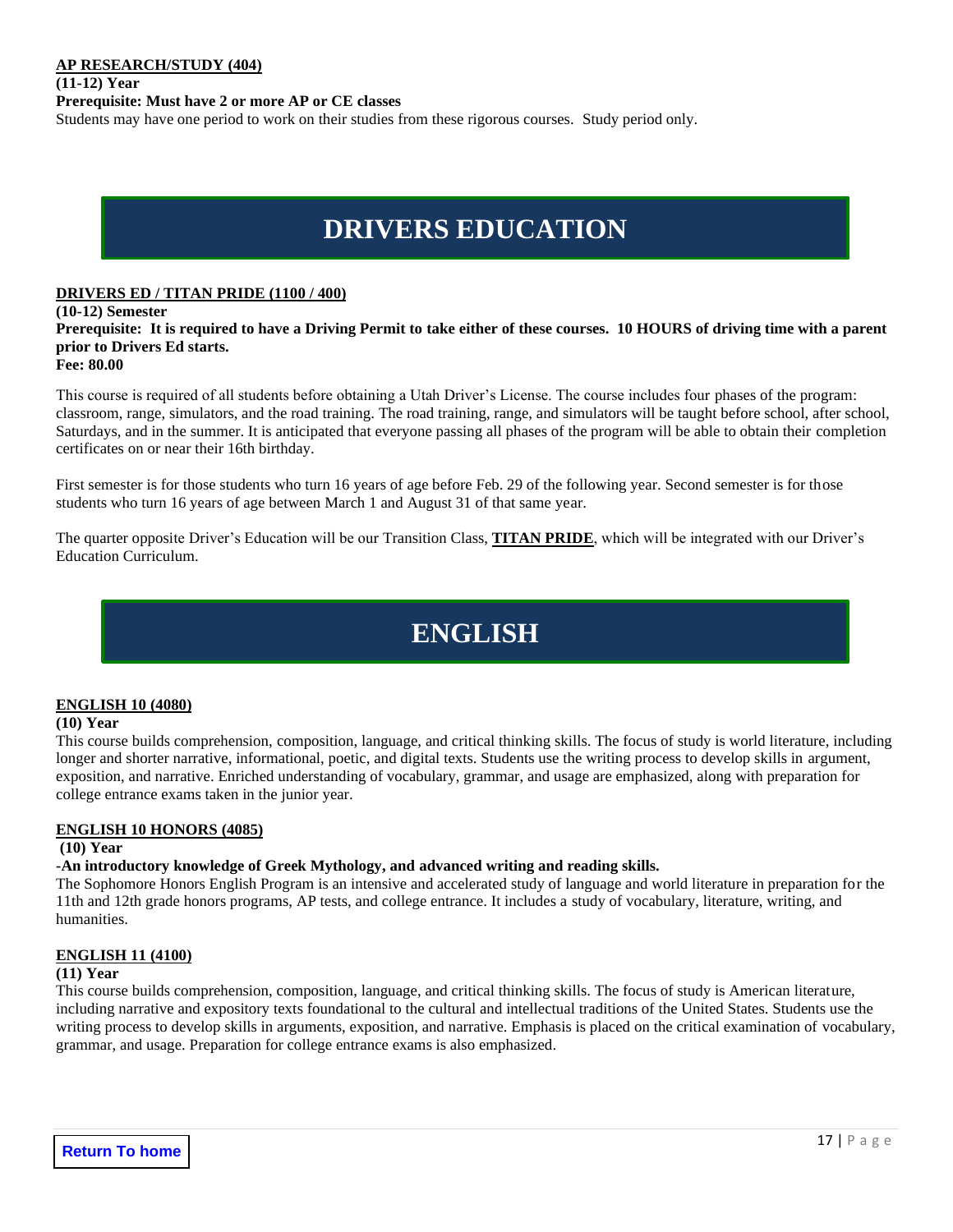**AP RESEARCH/STUDY (404)**

**(11-12) Year**

**Prerequisite: Must have 2 or more AP or CE classes**

Students may have one period to work on their studies from these rigorous courses. Study period only.

# DRIVERS EDUCATION

**DRIVERS ED / TITAN PRIDE (1100 / 400)**

**(10-12) Semester**

**Prerequisite: It is required to have a Driving Permit to take either of these courses. 10 HOURS of driving time with a parent prior to Drivers Ed starts.**

**Fee: 80.00**

This course is required of all students before obtaining a Utah Driver's License. The course includes four phases of the program: classroom, range, simulators, and the road training. The road training, range, and simulators will be taught before school, after school, Saturdays, and in the summer. It is anticipated that everyone passing all phases of the program will be able to obtain their completion certificates on or near their 16th birthday.

First semester is for those students who turn 16 years of age before Feb. 29 of the following year. Second semester is for those students who turn 16 years of age between March 1 and August 31 of that same year.

The quarter opposite Driver's Education will be our Transition Class, **TITAN PRIDE**, which will be integrated with our Driver's Education Curriculum.

# ENGLISH

**ENGLISH 10 (4080)**

**(10) Year**

This course builds comprehension, composition, language, and critical thinking skills. The focus of study is world literature, including longer and shorter narrative, informational, poetic, and digital texts. Students use the writing process to develop skills in argument, exposition, and narrative. Enriched understanding of vocabulary, grammar, and usage are emphasized, along with preparation for college entrance exams taken in the junior year.

**ENGLISH 10 HONORS (4085)**

**(10) Year**

**-An introductory knowledge of Greek Mythology, and advanced writing and reading skills.**

The Sophomore Honors English Program is an intensive and accelerated study of language and world literature in preparation for the 11th and 12th grade honors programs, AP tests, and college entrance. It includes a study of vocabulary, literature, writing, and humanities.

**ENGLISH 11 (4100)**

**(11) Year**

This course builds comprehension, composition, language, and critical thinking skills. The focus of study is American literature, including narrative and expository texts foundational to the cultural and intellectual traditions of the United States. Students use the writing process to develop skills in arguments, exposition, and narrative. Emphasis is placed on the critical examination of vocabulary, grammar, and usage. Preparation for college entrance exams is also emphasized.

Return To home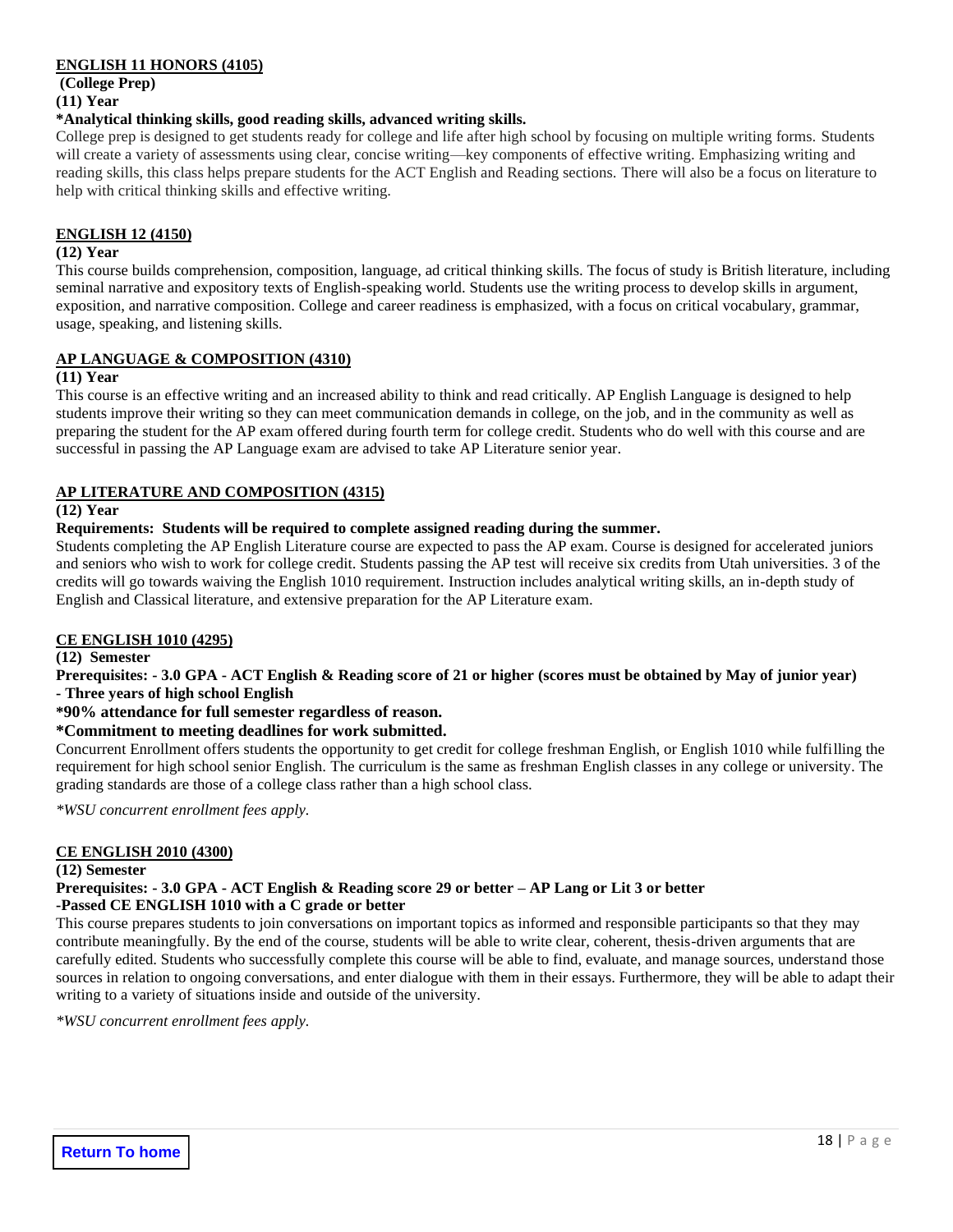**ENGLISH 11 HONORS (4105)**

**(College Prep)**

**(11) Year**

**\*Analytical thinking skills, good reading skills, advanced writing skills.**

College prep is designed to get students ready for college and life after high school by focusing on multiple writing forms. Students will create a variety of assessments using clear, concise writing—key components of effective writing. Emphasizing writing and reading skills, this class helps prepare students for the ACT English and Reading sections. There will also be a focus on literature to help with critical thinking skills and effective writing.

**ENGLISH 12 (4150)**

**(12) Year**

This course builds comprehension, composition, language, ad critical thinking skills. The focus of study is British literature, including seminal narrative and expository texts of English-speaking world. Students use the writing process to develop skills in argument, exposition, and narrative composition. College and career readiness is emphasized, with a focus on critical vocabulary, grammar, usage, speaking, and listening skills.

**AP LANGUAGE & COMPOSITION (4310)**

**(11) Year**

This course is an effective writing and an increased ability to think and read critically. AP English Language is designed to help students improve their writing so they can meet communication demands in college, on the job, and in the community as well as preparing the student for the AP exam offered during fourth term for college credit. Students who do well with this course and are successful in passing the AP Language exam are advised to take AP Literature senior year.

**AP LITERATURE AND COMPOSITION (4315)**

**(12) Year**

**Requirements: Students will be required to complete assigned reading during the summer.**

Students completing the AP English Literature course are expected to pass the AP exam. Course is designed for accelerated juniors and seniors who wish to work for college credit. Students passing the AP test will receive six credits from Utah universities. 3 of the credits will go towards waiving the English 1010 requirement. Instruction includes analytical writing skills, an in-depth study of English and Classical literature, and extensive preparation for the AP Literature exam.

**CE ENGLISH 1010 (4295)**

**(12) Semester**

**Prerequisites: - 3.0 GPA - ACT English & Reading score of 21 or higher (scores must be obtained by May of junior year)**
**- Three years of high school English**

**\*90% attendance for full semester regardless of reason.**

**\*Commitment to meeting deadlines for work submitted.**

Concurrent Enrollment offers students the opportunity to get credit for college freshman English, or English 1010 while fulfilling the requirement for high school senior English. The curriculum is the same as freshman English classes in any college or university. The grading standards are those of a college class rather than a high school class.

*\*WSU concurrent enrollment fees apply.*

**CE ENGLISH 2010 (4300)**

**(12) Semester**

**Prerequisites: - 3.0 GPA - ACT English & Reading score 29 or better – AP Lang or Lit 3 or better**
**-Passed CE ENGLISH 1010 with a C grade or better**

This course prepares students to join conversations on important topics as informed and responsible participants so that they may contribute meaningfully. By the end of the course, students will be able to write clear, coherent, thesis-driven arguments that are carefully edited. Students who successfully complete this course will be able to find, evaluate, and manage sources, understand those sources in relation to ongoing conversations, and enter dialogue with them in their essays. Furthermore, they will be able to adapt their writing to a variety of situations inside and outside of the university.

*\*WSU concurrent enrollment fees apply.*

Return To home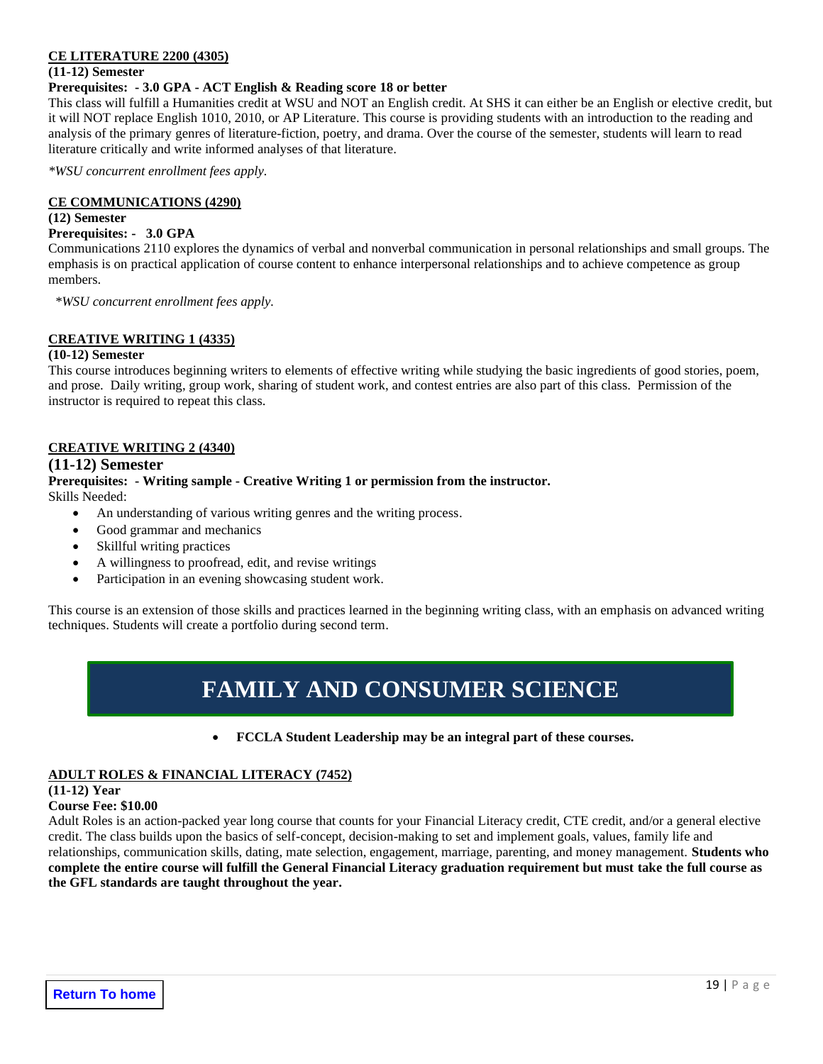**CE LITERATURE 2200 (4305)**

**(11-12) Semester**

**Prerequisites: - 3.0 GPA - ACT English & Reading score 18 or better**

This class will fulfill a Humanities credit at WSU and NOT an English credit. At SHS it can either be an English or elective credit, but it will NOT replace English 1010, 2010, or AP Literature. This course is providing students with an introduction to the reading and analysis of the primary genres of literature-fiction, poetry, and drama. Over the course of the semester, students will learn to read literature critically and write informed analyses of that literature.

*\*WSU concurrent enrollment fees apply.*

**CE COMMUNICATIONS (4290)**

**(12) Semester**

**Prerequisites: - 3.0 GPA**

Communications 2110 explores the dynamics of verbal and nonverbal communication in personal relationships and small groups. The emphasis is on practical application of course content to enhance interpersonal relationships and to achieve competence as group members.

*\*WSU concurrent enrollment fees apply.*

**CREATIVE WRITING 1 (4335)**

**(10-12) Semester**

This course introduces beginning writers to elements of effective writing while studying the basic ingredients of good stories, poem, and prose. Daily writing, group work, sharing of student work, and contest entries are also part of this class. Permission of the instructor is required to repeat this class.

**CREATIVE WRITING 2 (4340)**

**(11-12) Semester**

**Prerequisites: - Writing sample - Creative Writing 1 or permission from the instructor.**

Skills Needed:

- An understanding of various writing genres and the writing process.
- Good grammar and mechanics
- Skillful writing practices
- A willingness to proofread, edit, and revise writings
- Participation in an evening showcasing student work.

This course is an extension of those skills and practices learned in the beginning writing class, with an emphasis on advanced writing techniques. Students will create a portfolio during second term.

# FAMILY AND CONSUMER SCIENCE

- **FCCLA Student Leadership may be an integral part of these courses.**

**ADULT ROLES & FINANCIAL LITERACY (7452)**

**(11-12) Year**

**Course Fee: $10.00**

Adult Roles is an action-packed year long course that counts for your Financial Literacy credit, CTE credit, and/or a general elective credit. The class builds upon the basics of self-concept, decision-making to set and implement goals, values, family life and relationships, communication skills, dating, mate selection, engagement, marriage, parenting, and money management. **Students who complete the entire course will fulfill the General Financial Literacy graduation requirement but must take the full course as the GFL standards are taught throughout the year.**

Return To home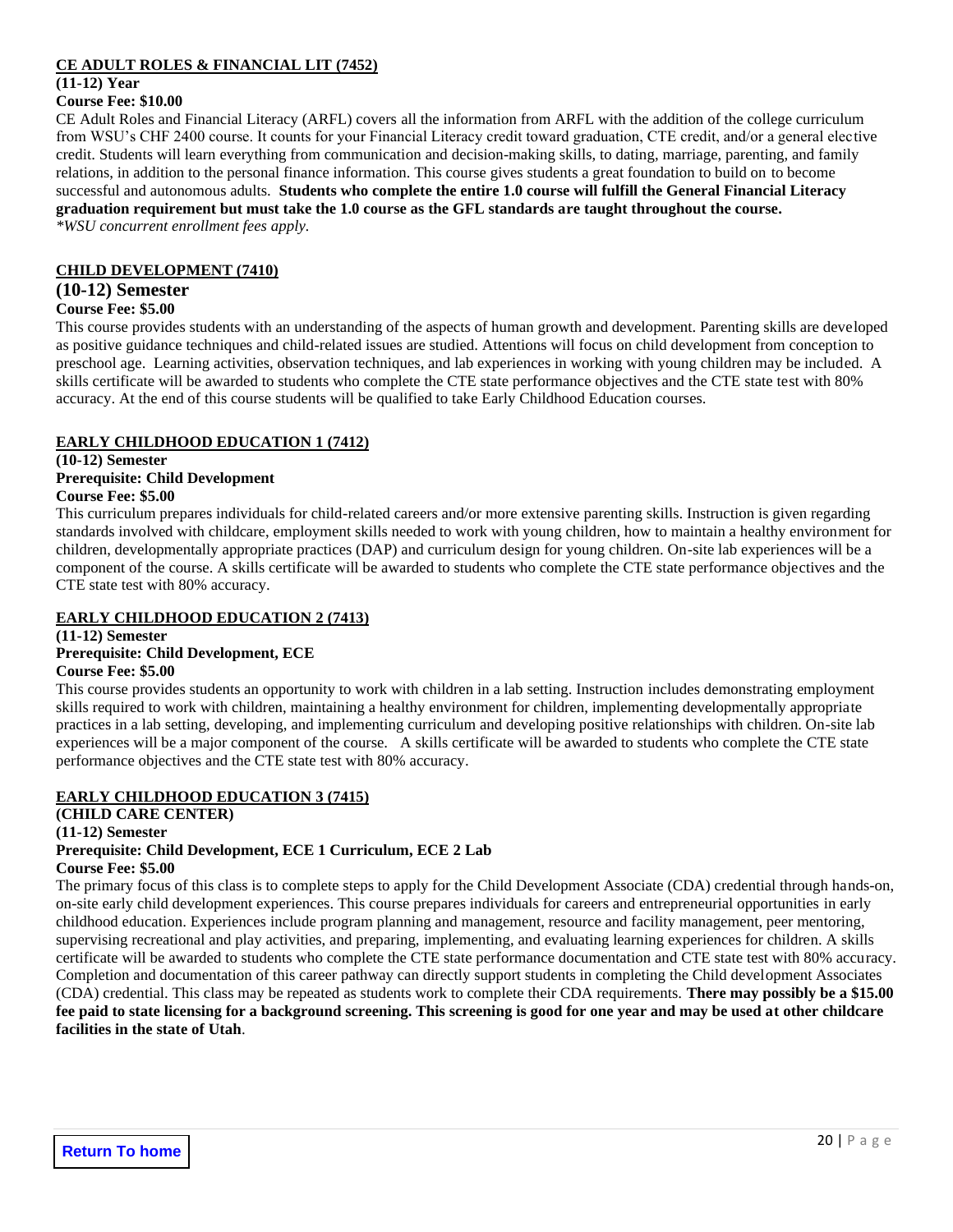## CE ADULT ROLES & FINANCIAL LIT (7452)

**(11-12) Year**
**Course Fee: $10.00**

CE Adult Roles and Financial Literacy (ARFL) covers all the information from ARFL with the addition of the college curriculum from WSU's CHF 2400 course. It counts for your Financial Literacy credit toward graduation, CTE credit, and/or a general elective credit. Students will learn everything from communication and decision-making skills, to dating, marriage, parenting, and family relations, in addition to the personal finance information. This course gives students a great foundation to build on to become successful and autonomous adults. **Students who complete the entire 1.0 course will fulfill the General Financial Literacy graduation requirement but must take the 1.0 course as the GFL standards are taught throughout the course.**
*\*WSU concurrent enrollment fees apply.*

## CHILD DEVELOPMENT (7410)

**(10-12) Semester**
**Course Fee: $5.00**

This course provides students with an understanding of the aspects of human growth and development. Parenting skills are developed as positive guidance techniques and child-related issues are studied. Attentions will focus on child development from conception to preschool age. Learning activities, observation techniques, and lab experiences in working with young children may be included. A skills certificate will be awarded to students who complete the CTE state performance objectives and the CTE state test with 80% accuracy. At the end of this course students will be qualified to take Early Childhood Education courses.

## EARLY CHILDHOOD EDUCATION 1 (7412)

**(10-12) Semester**
**Prerequisite: Child Development**
**Course Fee: $5.00**

This curriculum prepares individuals for child-related careers and/or more extensive parenting skills. Instruction is given regarding standards involved with childcare, employment skills needed to work with young children, how to maintain a healthy environment for children, developmentally appropriate practices (DAP) and curriculum design for young children. On-site lab experiences will be a component of the course. A skills certificate will be awarded to students who complete the CTE state performance objectives and the CTE state test with 80% accuracy.

## EARLY CHILDHOOD EDUCATION 2 (7413)

**(11-12) Semester**
**Prerequisite: Child Development, ECE**
**Course Fee: $5.00**

This course provides students an opportunity to work with children in a lab setting. Instruction includes demonstrating employment skills required to work with children, maintaining a healthy environment for children, implementing developmentally appropriate practices in a lab setting, developing, and implementing curriculum and developing positive relationships with children. On-site lab experiences will be a major component of the course. A skills certificate will be awarded to students who complete the CTE state performance objectives and the CTE state test with 80% accuracy.

## EARLY CHILDHOOD EDUCATION 3 (7415)

**(CHILD CARE CENTER)**
**(11-12) Semester**
**Prerequisite: Child Development, ECE 1 Curriculum, ECE 2 Lab**
**Course Fee: $5.00**

The primary focus of this class is to complete steps to apply for the Child Development Associate (CDA) credential through hands-on, on-site early child development experiences. This course prepares individuals for careers and entrepreneurial opportunities in early childhood education. Experiences include program planning and management, resource and facility management, peer mentoring, supervising recreational and play activities, and preparing, implementing, and evaluating learning experiences for children. A skills certificate will be awarded to students who complete the CTE state performance documentation and CTE state test with 80% accuracy. Completion and documentation of this career pathway can directly support students in completing the Child development Associates (CDA) credential. This class may be repeated as students work to complete their CDA requirements. **There may possibly be a $15.00 fee paid to state licensing for a background screening. This screening is good for one year and may be used at other childcare facilities in the state of Utah**.

Return To home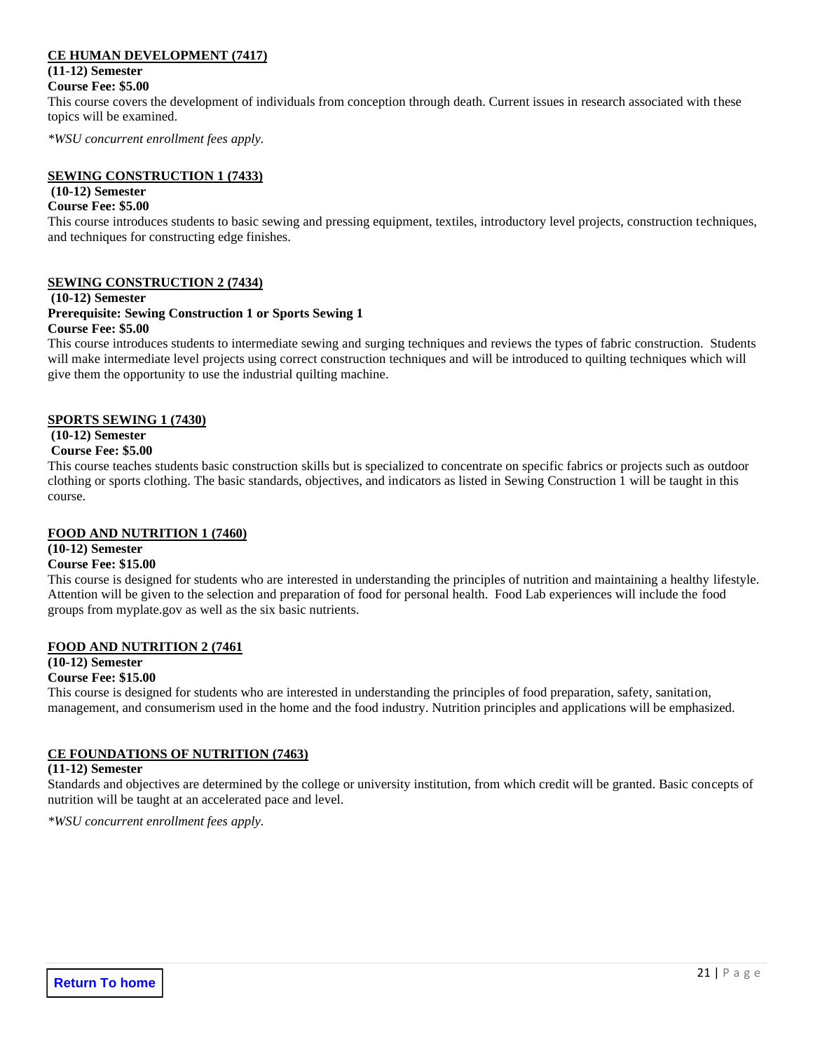**CE HUMAN DEVELOPMENT (7417)**
**(11-12) Semester**
**Course Fee: $5.00**
This course covers the development of individuals from conception through death. Current issues in research associated with these topics will be examined.

*\*WSU concurrent enrollment fees apply.*

**SEWING CONSTRUCTION 1 (7433)**
**(10-12) Semester**
**Course Fee: $5.00**
This course introduces students to basic sewing and pressing equipment, textiles, introductory level projects, construction techniques, and techniques for constructing edge finishes.

**SEWING CONSTRUCTION 2 (7434)**
**(10-12) Semester**
**Prerequisite: Sewing Construction 1 or Sports Sewing 1**
**Course Fee: $5.00**
This course introduces students to intermediate sewing and surging techniques and reviews the types of fabric construction. Students will make intermediate level projects using correct construction techniques and will be introduced to quilting techniques which will give them the opportunity to use the industrial quilting machine.

**SPORTS SEWING 1 (7430)**
**(10-12) Semester**
**Course Fee: $5.00**
This course teaches students basic construction skills but is specialized to concentrate on specific fabrics or projects such as outdoor clothing or sports clothing. The basic standards, objectives, and indicators as listed in Sewing Construction 1 will be taught in this course.

**FOOD AND NUTRITION 1 (7460)**
**(10-12) Semester**
**Course Fee: $15.00**
This course is designed for students who are interested in understanding the principles of nutrition and maintaining a healthy lifestyle. Attention will be given to the selection and preparation of food for personal health. Food Lab experiences will include the food groups from myplate.gov as well as the six basic nutrients.

**FOOD AND NUTRITION 2 (7461**
**(10-12) Semester**
**Course Fee: $15.00**
This course is designed for students who are interested in understanding the principles of food preparation, safety, sanitation, management, and consumerism used in the home and the food industry. Nutrition principles and applications will be emphasized.

**CE FOUNDATIONS OF NUTRITION (7463)**
**(11-12) Semester**
Standards and objectives are determined by the college or university institution, from which credit will be granted. Basic concepts of nutrition will be taught at an accelerated pace and level.

*\*WSU concurrent enrollment fees apply.*

Return To home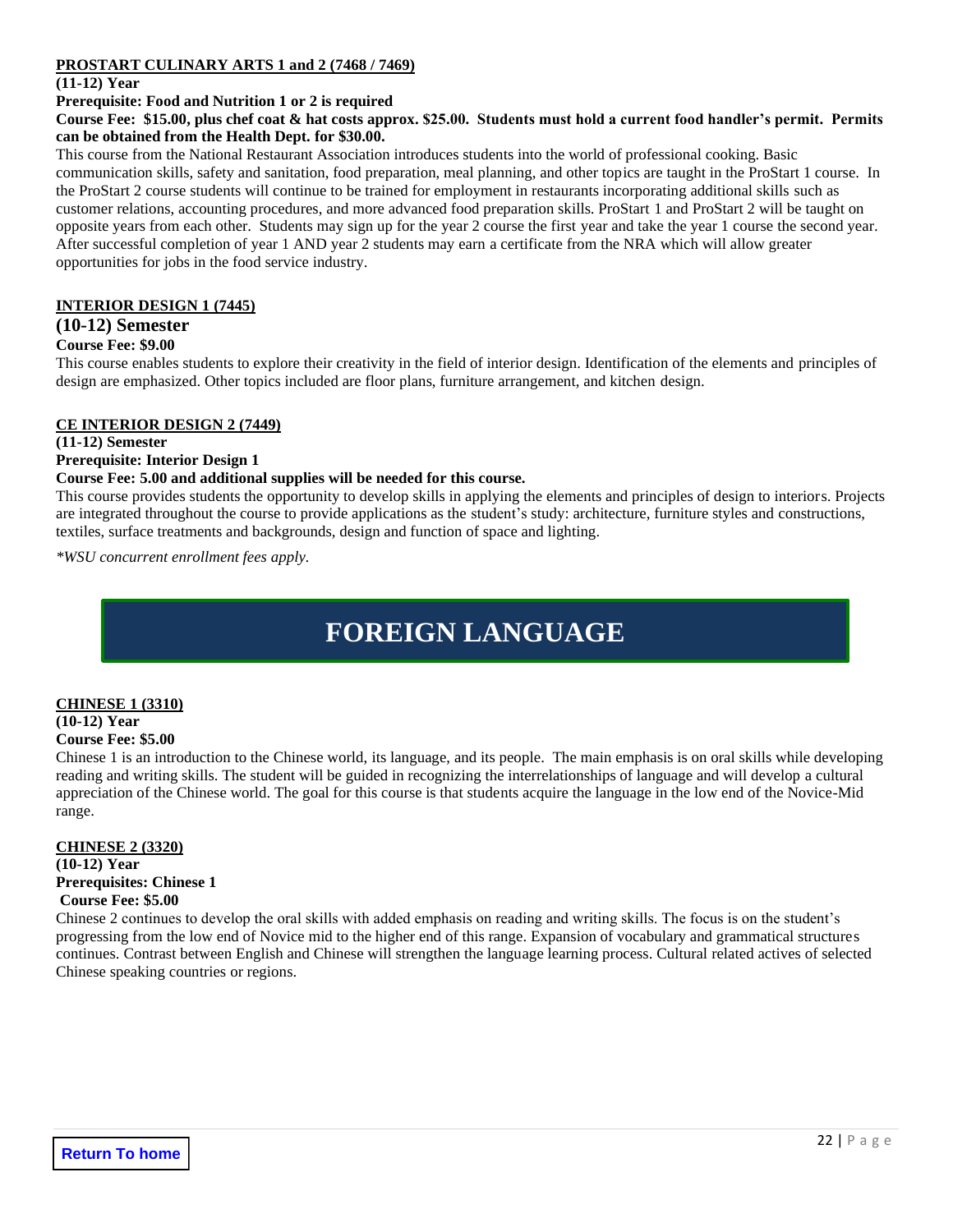**PROSTART CULINARY ARTS 1 and 2 (7468 / 7469)**

**(11-12) Year**

**Prerequisite: Food and Nutrition 1 or 2 is required**

**Course Fee: $15.00, plus chef coat & hat costs approx. $25.00. Students must hold a current food handler's permit. Permits can be obtained from the Health Dept. for $30.00.**

This course from the National Restaurant Association introduces students into the world of professional cooking. Basic communication skills, safety and sanitation, food preparation, meal planning, and other topics are taught in the ProStart 1 course. In the ProStart 2 course students will continue to be trained for employment in restaurants incorporating additional skills such as customer relations, accounting procedures, and more advanced food preparation skills. ProStart 1 and ProStart 2 will be taught on opposite years from each other. Students may sign up for the year 2 course the first year and take the year 1 course the second year. After successful completion of year 1 AND year 2 students may earn a certificate from the NRA which will allow greater opportunities for jobs in the food service industry.

**INTERIOR DESIGN 1 (7445)**

**(10-12) Semester**

**Course Fee: $9.00**

This course enables students to explore their creativity in the field of interior design. Identification of the elements and principles of design are emphasized. Other topics included are floor plans, furniture arrangement, and kitchen design.

**CE INTERIOR DESIGN 2 (7449)**

**(11-12) Semester**

**Prerequisite: Interior Design 1**

**Course Fee: 5.00 and additional supplies will be needed for this course.**

This course provides students the opportunity to develop skills in applying the elements and principles of design to interiors. Projects are integrated throughout the course to provide applications as the student's study: architecture, furniture styles and constructions, textiles, surface treatments and backgrounds, design and function of space and lighting.

*\*WSU concurrent enrollment fees apply.*

# FOREIGN LANGUAGE

**CHINESE 1 (3310)**

**(10-12) Year**

**Course Fee: $5.00**

Chinese 1 is an introduction to the Chinese world, its language, and its people. The main emphasis is on oral skills while developing reading and writing skills. The student will be guided in recognizing the interrelationships of language and will develop a cultural appreciation of the Chinese world. The goal for this course is that students acquire the language in the low end of the Novice-Mid range.

**CHINESE 2 (3320)**

**(10-12) Year**

**Prerequisites: Chinese 1**

**Course Fee: $5.00**

Chinese 2 continues to develop the oral skills with added emphasis on reading and writing skills. The focus is on the student's progressing from the low end of Novice mid to the higher end of this range. Expansion of vocabulary and grammatical structures continues. Contrast between English and Chinese will strengthen the language learning process. Cultural related actives of selected Chinese speaking countries or regions.

Return To home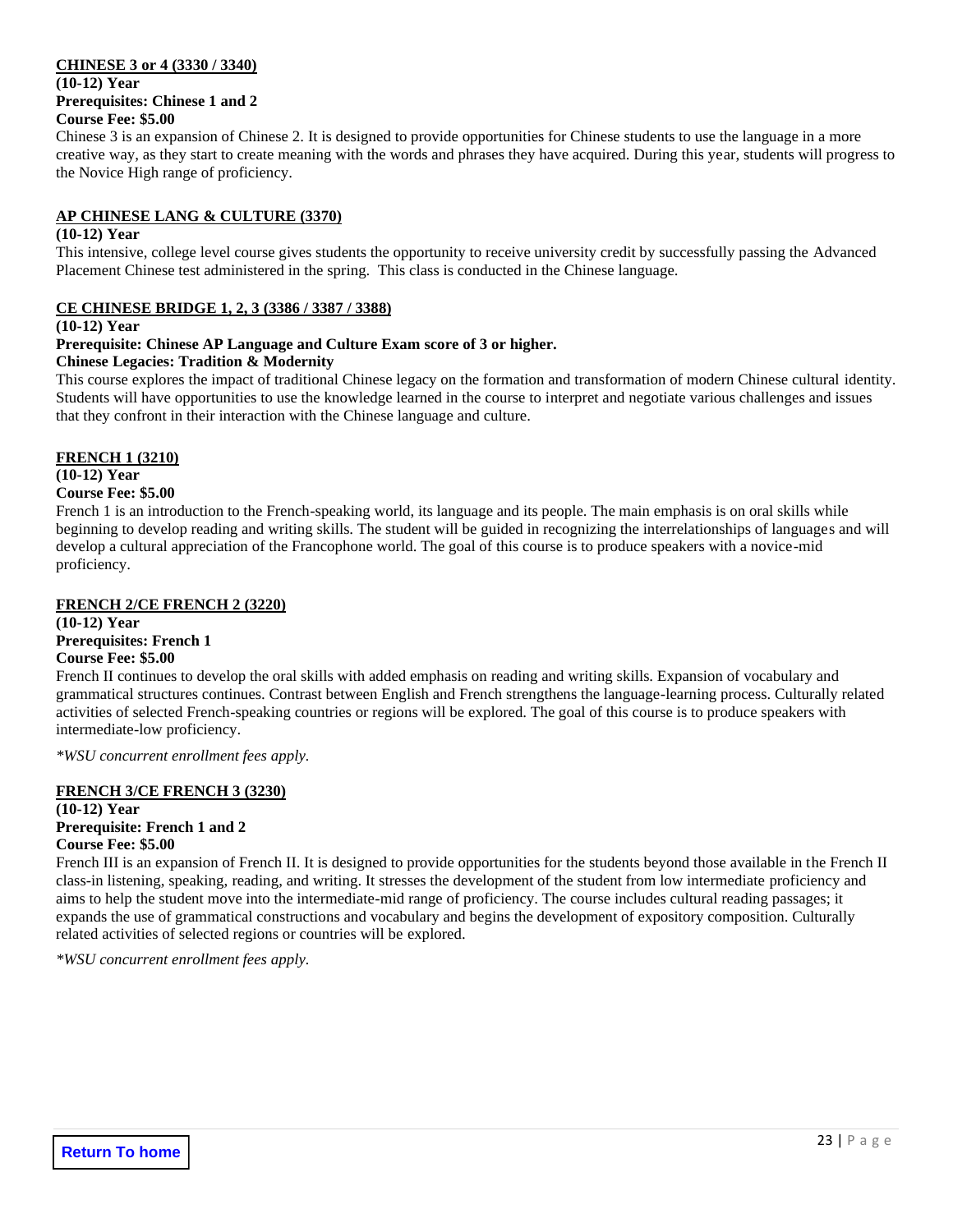**CHINESE 3 or 4 (3330 / 3340)**
**(10-12) Year**
**Prerequisites: Chinese 1 and 2**
**Course Fee: $5.00**

Chinese 3 is an expansion of Chinese 2. It is designed to provide opportunities for Chinese students to use the language in a more creative way, as they start to create meaning with the words and phrases they have acquired. During this year, students will progress to the Novice High range of proficiency.

**AP CHINESE LANG & CULTURE (3370)**
**(10-12) Year**

This intensive, college level course gives students the opportunity to receive university credit by successfully passing the Advanced Placement Chinese test administered in the spring. This class is conducted in the Chinese language.

**CE CHINESE BRIDGE 1, 2, 3 (3386 / 3387 / 3388)**
**(10-12) Year**
**Prerequisite: Chinese AP Language and Culture Exam score of 3 or higher.**
**Chinese Legacies: Tradition & Modernity**

This course explores the impact of traditional Chinese legacy on the formation and transformation of modern Chinese cultural identity. Students will have opportunities to use the knowledge learned in the course to interpret and negotiate various challenges and issues that they confront in their interaction with the Chinese language and culture.

**FRENCH 1 (3210)**
**(10-12) Year**
**Course Fee: $5.00**

French 1 is an introduction to the French-speaking world, its language and its people. The main emphasis is on oral skills while beginning to develop reading and writing skills. The student will be guided in recognizing the interrelationships of languages and will develop a cultural appreciation of the Francophone world. The goal of this course is to produce speakers with a novice-mid proficiency.

**FRENCH 2/CE FRENCH 2 (3220)**
**(10-12) Year**
**Prerequisites: French 1**
**Course Fee: $5.00**

French II continues to develop the oral skills with added emphasis on reading and writing skills. Expansion of vocabulary and grammatical structures continues. Contrast between English and French strengthens the language-learning process. Culturally related activities of selected French-speaking countries or regions will be explored. The goal of this course is to produce speakers with intermediate-low proficiency.

*\*WSU concurrent enrollment fees apply.*

**FRENCH 3/CE FRENCH 3 (3230)**
**(10-12) Year**
**Prerequisite: French 1 and 2**
**Course Fee: $5.00**

French III is an expansion of French II. It is designed to provide opportunities for the students beyond those available in the French II class-in listening, speaking, reading, and writing. It stresses the development of the student from low intermediate proficiency and aims to help the student move into the intermediate-mid range of proficiency. The course includes cultural reading passages; it expands the use of grammatical constructions and vocabulary and begins the development of expository composition. Culturally related activities of selected regions or countries will be explored.

*\*WSU concurrent enrollment fees apply.*

Return To home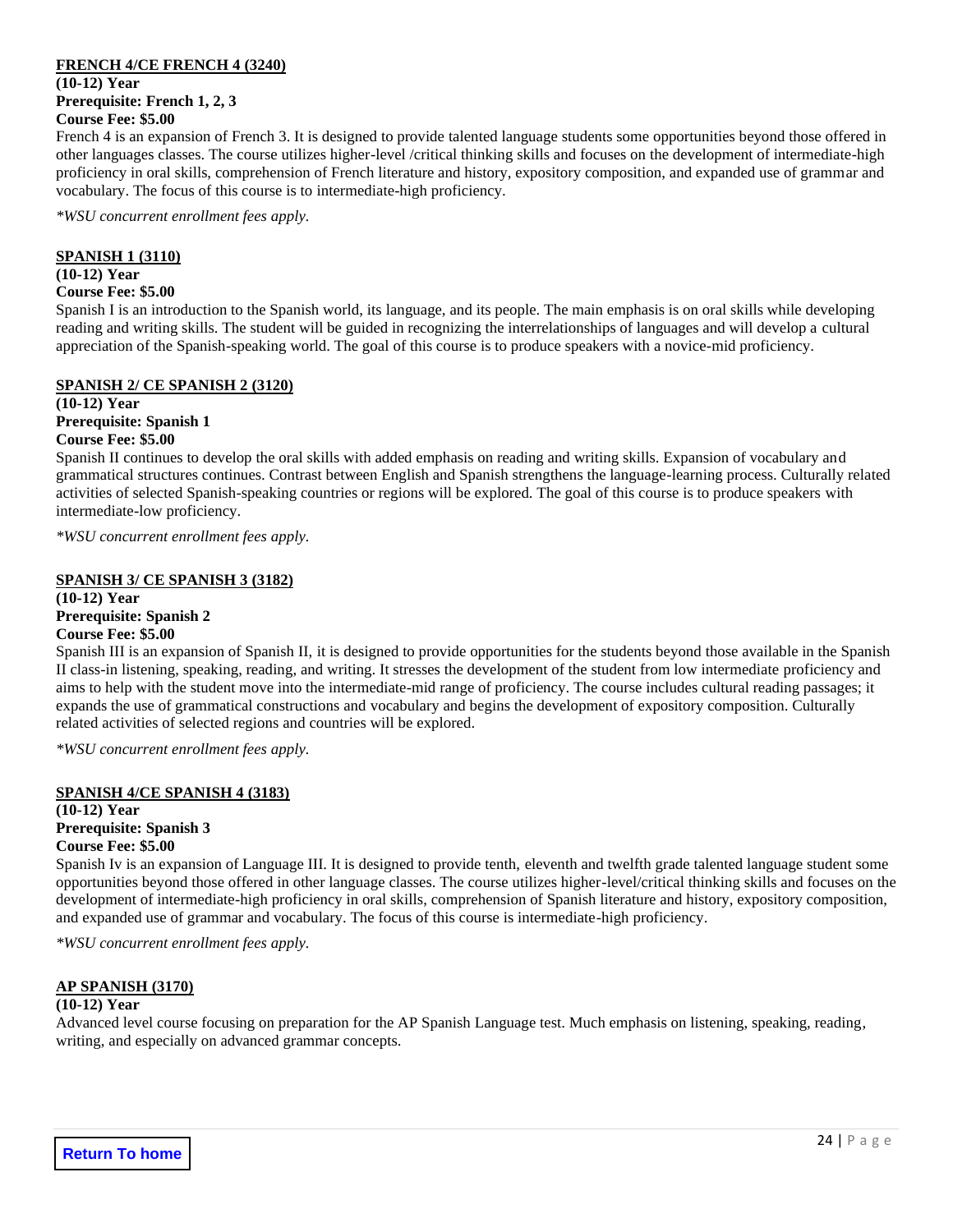**FRENCH 4/CE FRENCH 4 (3240)**
**(10-12) Year**
**Prerequisite: French 1, 2, 3**
**Course Fee: $5.00**

French 4 is an expansion of French 3. It is designed to provide talented language students some opportunities beyond those offered in other languages classes. The course utilizes higher-level /critical thinking skills and focuses on the development of intermediate-high proficiency in oral skills, comprehension of French literature and history, expository composition, and expanded use of grammar and vocabulary. The focus of this course is to intermediate-high proficiency.

*\*WSU concurrent enrollment fees apply.*

**SPANISH 1 (3110)**
**(10-12) Year**
**Course Fee: $5.00**

Spanish I is an introduction to the Spanish world, its language, and its people. The main emphasis is on oral skills while developing reading and writing skills. The student will be guided in recognizing the interrelationships of languages and will develop a cultural appreciation of the Spanish-speaking world. The goal of this course is to produce speakers with a novice-mid proficiency.

**SPANISH 2/ CE SPANISH 2 (3120)**
**(10-12) Year**
**Prerequisite: Spanish 1**
**Course Fee: $5.00**

Spanish II continues to develop the oral skills with added emphasis on reading and writing skills. Expansion of vocabulary and grammatical structures continues. Contrast between English and Spanish strengthens the language-learning process. Culturally related activities of selected Spanish-speaking countries or regions will be explored. The goal of this course is to produce speakers with intermediate-low proficiency.

*\*WSU concurrent enrollment fees apply.*

**SPANISH 3/ CE SPANISH 3 (3182)**
**(10-12) Year**
**Prerequisite: Spanish 2**
**Course Fee: $5.00**

Spanish III is an expansion of Spanish II, it is designed to provide opportunities for the students beyond those available in the Spanish II class-in listening, speaking, reading, and writing. It stresses the development of the student from low intermediate proficiency and aims to help with the student move into the intermediate-mid range of proficiency. The course includes cultural reading passages; it expands the use of grammatical constructions and vocabulary and begins the development of expository composition. Culturally related activities of selected regions and countries will be explored.

*\*WSU concurrent enrollment fees apply.*

**SPANISH 4/CE SPANISH 4 (3183)**
**(10-12) Year**
**Prerequisite: Spanish 3**
**Course Fee: $5.00**

Spanish Iv is an expansion of Language III. It is designed to provide tenth, eleventh and twelfth grade talented language student some opportunities beyond those offered in other language classes. The course utilizes higher-level/critical thinking skills and focuses on the development of intermediate-high proficiency in oral skills, comprehension of Spanish literature and history, expository composition, and expanded use of grammar and vocabulary. The focus of this course is intermediate-high proficiency.

*\*WSU concurrent enrollment fees apply.*

**AP SPANISH (3170)**
**(10-12) Year**

Advanced level course focusing on preparation for the AP Spanish Language test. Much emphasis on listening, speaking, reading, writing, and especially on advanced grammar concepts.

Return To home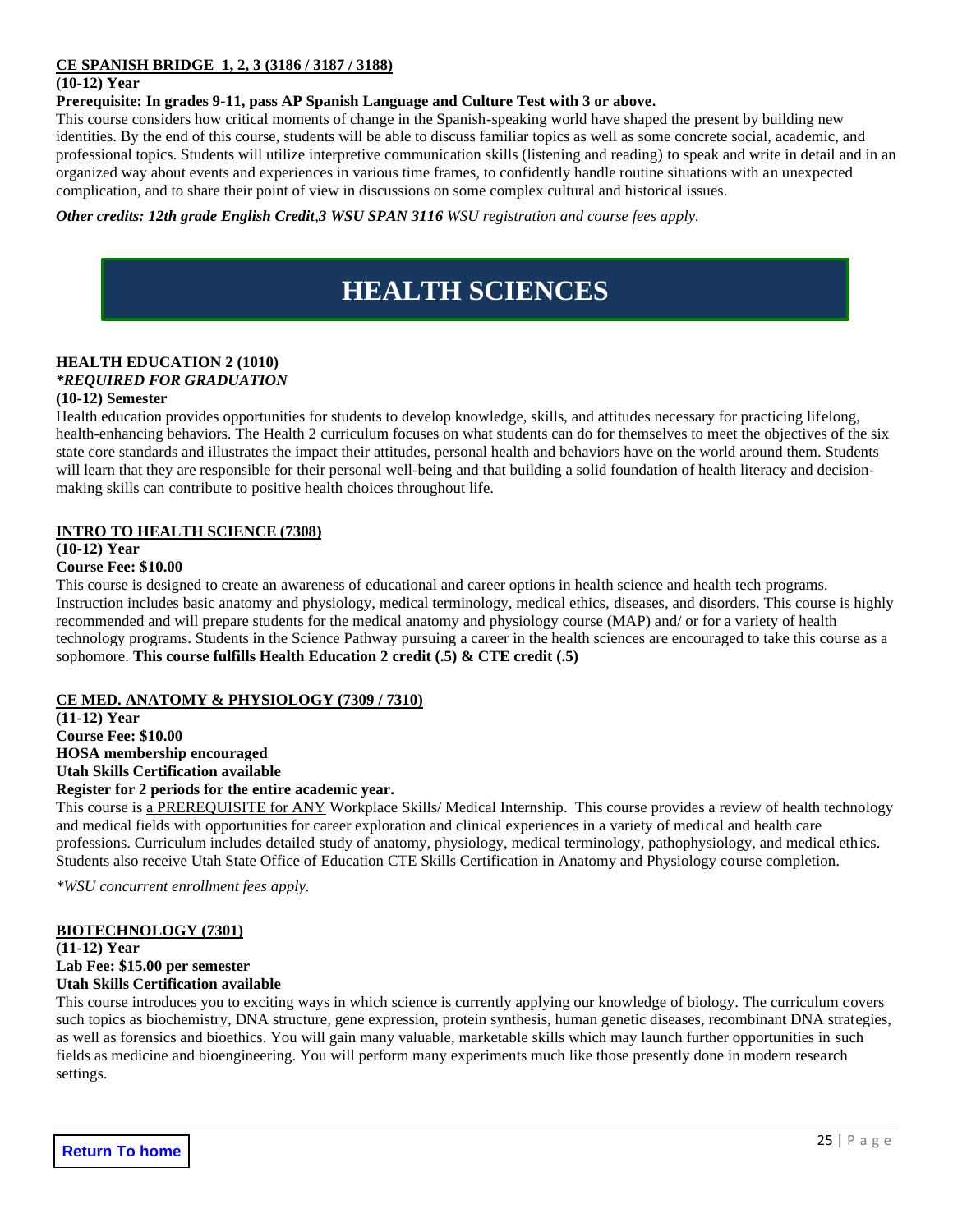**CE SPANISH BRIDGE 1, 2, 3 (3186 / 3187 / 3188)**

**(10-12) Year**

**Prerequisite: In grades 9-11, pass AP Spanish Language and Culture Test with 3 or above.**

This course considers how critical moments of change in the Spanish-speaking world have shaped the present by building new identities. By the end of this course, students will be able to discuss familiar topics as well as some concrete social, academic, and professional topics. Students will utilize interpretive communication skills (listening and reading) to speak and write in detail and in an organized way about events and experiences in various time frames, to confidently handle routine situations with an unexpected complication, and to share their point of view in discussions on some complex cultural and historical issues.

***Other credits: 12th grade English Credit*,*3 WSU SPAN 3116*** *WSU registration and course fees apply.*

# HEALTH SCIENCES

**HEALTH EDUCATION 2 (1010)**

***REQUIRED FOR GRADUATION***

**(10-12) Semester**

Health education provides opportunities for students to develop knowledge, skills, and attitudes necessary for practicing lifelong, health-enhancing behaviors. The Health 2 curriculum focuses on what students can do for themselves to meet the objectives of the six state core standards and illustrates the impact their attitudes, personal health and behaviors have on the world around them. Students will learn that they are responsible for their personal well-being and that building a solid foundation of health literacy and decision-making skills can contribute to positive health choices throughout life.

**INTRO TO HEALTH SCIENCE (7308)**

**(10-12) Year**

**Course Fee: $10.00**

This course is designed to create an awareness of educational and career options in health science and health tech programs. Instruction includes basic anatomy and physiology, medical terminology, medical ethics, diseases, and disorders. This course is highly recommended and will prepare students for the medical anatomy and physiology course (MAP) and/ or for a variety of health technology programs. Students in the Science Pathway pursuing a career in the health sciences are encouraged to take this course as a sophomore. **This course fulfills Health Education 2 credit (.5) & CTE credit (.5)**

**CE MED. ANATOMY & PHYSIOLOGY (7309 / 7310)**

**(11-12) Year**

**Course Fee: $10.00**

**HOSA membership encouraged**

**Utah Skills Certification available**

**Register for 2 periods for the entire academic year.**

This course is a PREREQUISITE for ANY Workplace Skills/ Medical Internship. This course provides a review of health technology and medical fields with opportunities for career exploration and clinical experiences in a variety of medical and health care professions. Curriculum includes detailed study of anatomy, physiology, medical terminology, pathophysiology, and medical ethics. Students also receive Utah State Office of Education CTE Skills Certification in Anatomy and Physiology course completion.

*\*WSU concurrent enrollment fees apply.*

**BIOTECHNOLOGY (7301)**

**(11-12) Year**

**Lab Fee: $15.00 per semester**

**Utah Skills Certification available**

This course introduces you to exciting ways in which science is currently applying our knowledge of biology. The curriculum covers such topics as biochemistry, DNA structure, gene expression, protein synthesis, human genetic diseases, recombinant DNA strategies, as well as forensics and bioethics. You will gain many valuable, marketable skills which may launch further opportunities in such fields as medicine and bioengineering. You will perform many experiments much like those presently done in modern research settings.

**Return To home**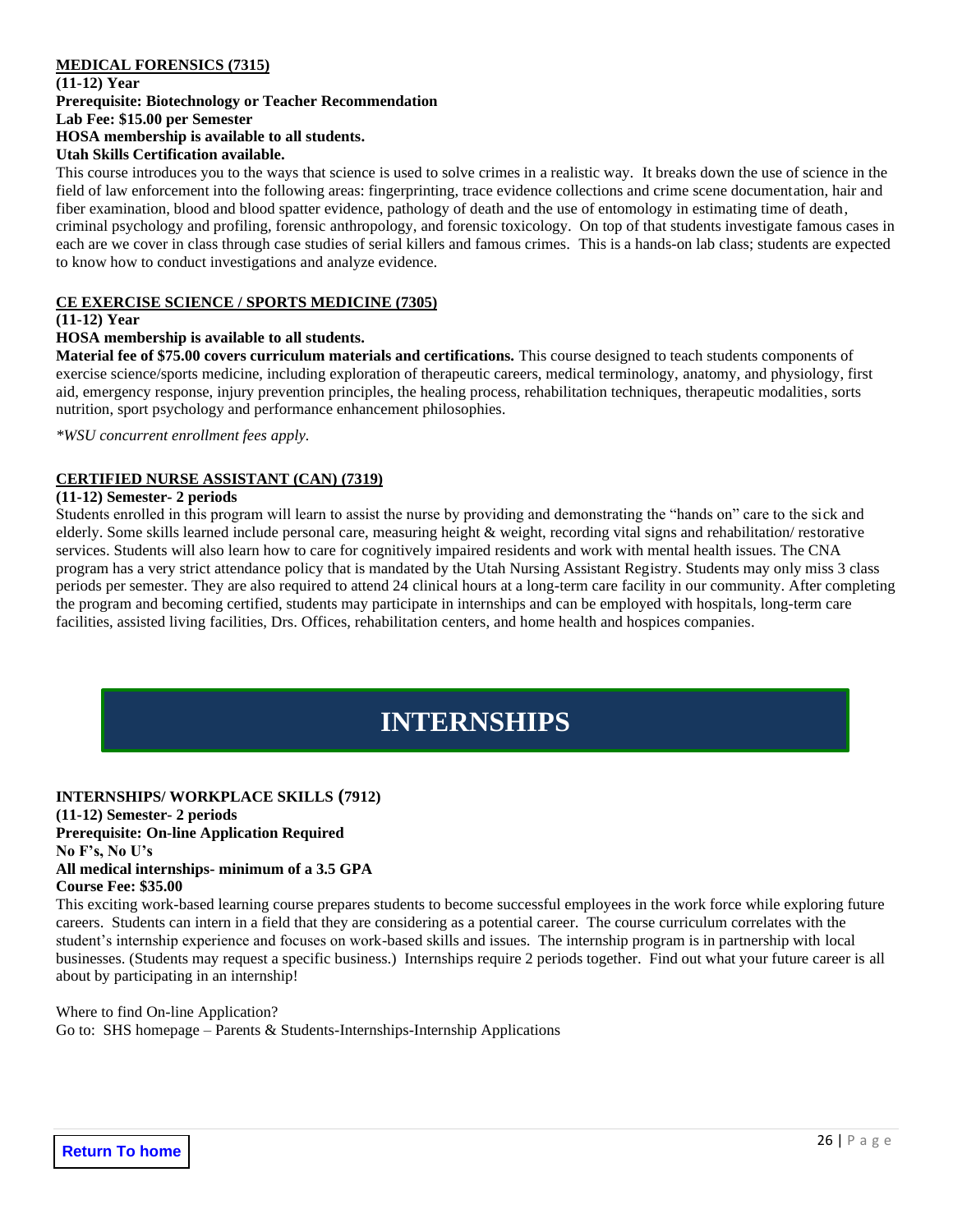**MEDICAL FORENSICS (7315)**

**(11-12) Year**
**Prerequisite: Biotechnology or Teacher Recommendation**
**Lab Fee: $15.00 per Semester**
**HOSA membership is available to all students.**
**Utah Skills Certification available.**

This course introduces you to the ways that science is used to solve crimes in a realistic way. It breaks down the use of science in the field of law enforcement into the following areas: fingerprinting, trace evidence collections and crime scene documentation, hair and fiber examination, blood and blood spatter evidence, pathology of death and the use of entomology in estimating time of death, criminal psychology and profiling, forensic anthropology, and forensic toxicology. On top of that students investigate famous cases in each are we cover in class through case studies of serial killers and famous crimes. This is a hands-on lab class; students are expected to know how to conduct investigations and analyze evidence.

**CE EXERCISE SCIENCE / SPORTS MEDICINE (7305)**

**(11-12) Year**
**HOSA membership is available to all students.**
**Material fee of $75.00 covers curriculum materials and certifications.** This course designed to teach students components of exercise science/sports medicine, including exploration of therapeutic careers, medical terminology, anatomy, and physiology, first aid, emergency response, injury prevention principles, the healing process, rehabilitation techniques, therapeutic modalities, sorts nutrition, sport psychology and performance enhancement philosophies.

*\*WSU concurrent enrollment fees apply.*

**CERTIFIED NURSE ASSISTANT (CAN) (7319)**

**(11-12) Semester- 2 periods**

Students enrolled in this program will learn to assist the nurse by providing and demonstrating the "hands on" care to the sick and elderly. Some skills learned include personal care, measuring height & weight, recording vital signs and rehabilitation/ restorative services. Students will also learn how to care for cognitively impaired residents and work with mental health issues. The CNA program has a very strict attendance policy that is mandated by the Utah Nursing Assistant Registry. Students may only miss 3 class periods per semester. They are also required to attend 24 clinical hours at a long-term care facility in our community. After completing the program and becoming certified, students may participate in internships and can be employed with hospitals, long-term care facilities, assisted living facilities, Drs. Offices, rehabilitation centers, and home health and hospices companies.

# INTERNSHIPS

**INTERNSHIPS/ WORKPLACE SKILLS (7912)**

**(11-12) Semester- 2 periods**
**Prerequisite: On-line Application Required**
**No F's, No U's**
**All medical internships- minimum of a 3.5 GPA**
**Course Fee: $35.00**

This exciting work-based learning course prepares students to become successful employees in the work force while exploring future careers. Students can intern in a field that they are considering as a potential career. The course curriculum correlates with the student's internship experience and focuses on work-based skills and issues. The internship program is in partnership with local businesses. (Students may request a specific business.) Internships require 2 periods together. Find out what your future career is all about by participating in an internship!

Where to find On-line Application?
Go to: SHS homepage – Parents & Students-Internships-Internship Applications

Return To home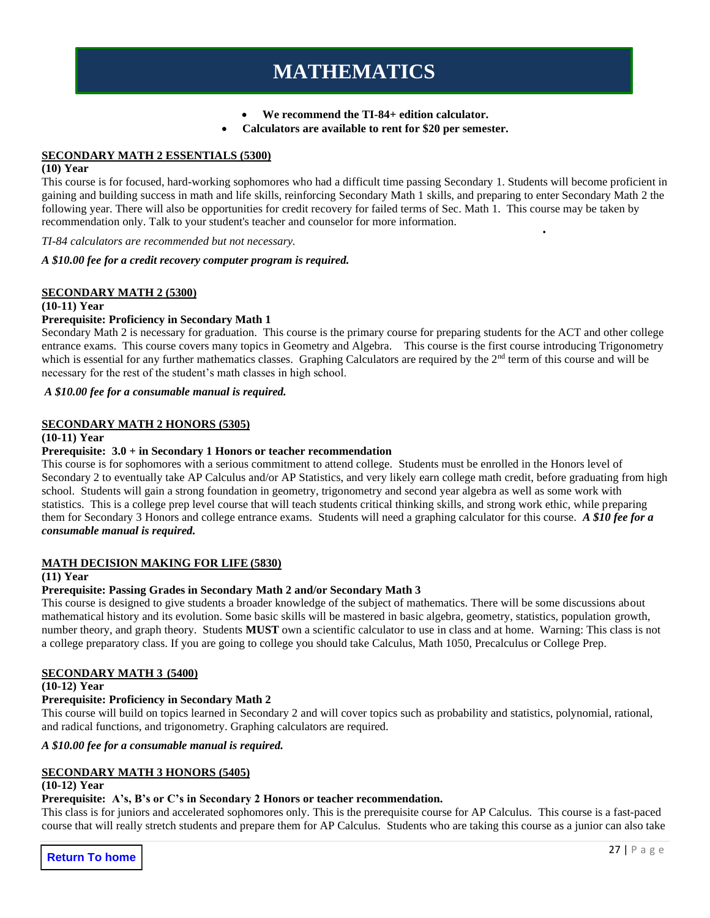# MATHEMATICS

- **We recommend the TI-84+ edition calculator.**
- **Calculators are available to rent for $20 per semester.**

**SECONDARY MATH 2 ESSENTIALS (5300)**

**(10) Year**

This course is for focused, hard-working sophomores who had a difficult time passing Secondary 1. Students will become proficient in gaining and building success in math and life skills, reinforcing Secondary Math 1 skills, and preparing to enter Secondary Math 2 the following year. There will also be opportunities for credit recovery for failed terms of Sec. Math 1. This course may be taken by recommendation only. Talk to your student's teacher and counselor for more information.

*TI-84 calculators are recommended but not necessary.*

***A $10.00 fee for a credit recovery computer program is required.***

**SECONDARY MATH 2 (5300)**

**(10-11) Year**

**Prerequisite: Proficiency in Secondary Math 1**

Secondary Math 2 is necessary for graduation. This course is the primary course for preparing students for the ACT and other college entrance exams. This course covers many topics in Geometry and Algebra. This course is the first course introducing Trigonometry which is essential for any further mathematics classes. Graphing Calculators are required by the 2nd term of this course and will be necessary for the rest of the student's math classes in high school.

***A $10.00 fee for a consumable manual is required.***

**SECONDARY MATH 2 HONORS (5305)**

**(10-11) Year**

**Prerequisite: 3.0 + in Secondary 1 Honors or teacher recommendation**

This course is for sophomores with a serious commitment to attend college. Students must be enrolled in the Honors level of Secondary 2 to eventually take AP Calculus and/or AP Statistics, and very likely earn college math credit, before graduating from high school. Students will gain a strong foundation in geometry, trigonometry and second year algebra as well as some work with statistics. This is a college prep level course that will teach students critical thinking skills, and strong work ethic, while preparing them for Secondary 3 Honors and college entrance exams. Students will need a graphing calculator for this course. ***A $10 fee for a consumable manual is required.***

**MATH DECISION MAKING FOR LIFE (5830)**

**(11) Year**

**Prerequisite: Passing Grades in Secondary Math 2 and/or Secondary Math 3**

This course is designed to give students a broader knowledge of the subject of mathematics. There will be some discussions about mathematical history and its evolution. Some basic skills will be mastered in basic algebra, geometry, statistics, population growth, number theory, and graph theory. Students **MUST** own a scientific calculator to use in class and at home. Warning: This class is not a college preparatory class. If you are going to college you should take Calculus, Math 1050, Precalculus or College Prep.

**SECONDARY MATH 3 (5400)**

**(10-12) Year**

**Prerequisite: Proficiency in Secondary Math 2**

This course will build on topics learned in Secondary 2 and will cover topics such as probability and statistics, polynomial, rational, and radical functions, and trigonometry. Graphing calculators are required.

***A $10.00 fee for a consumable manual is required.***

**SECONDARY MATH 3 HONORS (5405)**

**(10-12) Year**

**Prerequisite: A's, B's or C's in Secondary 2 Honors or teacher recommendation.**

This class is for juniors and accelerated sophomores only. This is the prerequisite course for AP Calculus. This course is a fast-paced course that will really stretch students and prepare them for AP Calculus. Students who are taking this course as a junior can also take

Return To home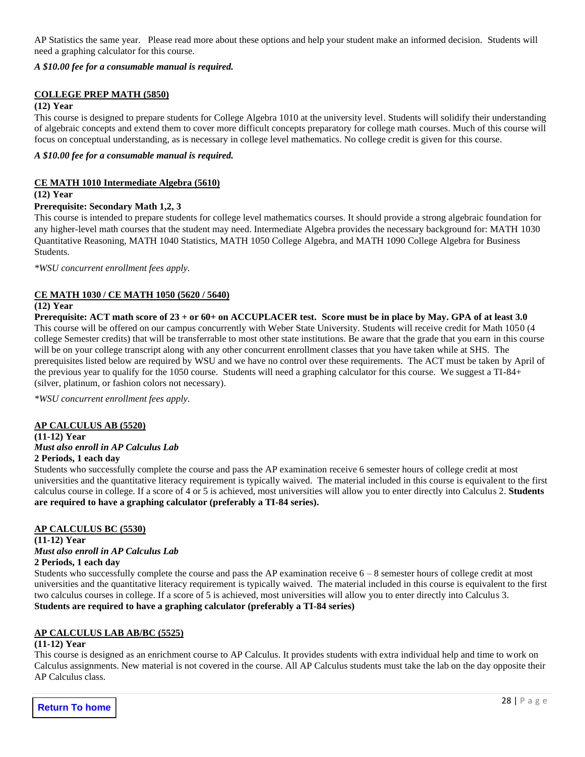AP Statistics the same year. Please read more about these options and help your student make an informed decision. Students will need a graphing calculator for this course.

***A $10.00 fee for a consumable manual is required.***

**COLLEGE PREP MATH (5850)**

**(12) Year**

This course is designed to prepare students for College Algebra 1010 at the university level. Students will solidify their understanding of algebraic concepts and extend them to cover more difficult concepts preparatory for college math courses. Much of this course will focus on conceptual understanding, as is necessary in college level mathematics. No college credit is given for this course.

***A $10.00 fee for a consumable manual is required.***

**CE MATH 1010 Intermediate Algebra (5610)**

**(12) Year**

**Prerequisite: Secondary Math 1,2, 3**

This course is intended to prepare students for college level mathematics courses. It should provide a strong algebraic foundation for any higher-level math courses that the student may need. Intermediate Algebra provides the necessary background for: MATH 1030 Quantitative Reasoning, MATH 1040 Statistics, MATH 1050 College Algebra, and MATH 1090 College Algebra for Business Students.

*\*WSU concurrent enrollment fees apply.*

**CE MATH 1030 / CE MATH 1050 (5620 / 5640)**

**(12) Year**

**Prerequisite: ACT math score of 23 + or 60+ on ACCUPLACER test. Score must be in place by May. GPA of at least 3.0**

This course will be offered on our campus concurrently with Weber State University. Students will receive credit for Math 1050 (4 college Semester credits) that will be transferrable to most other state institutions. Be aware that the grade that you earn in this course will be on your college transcript along with any other concurrent enrollment classes that you have taken while at SHS. The prerequisites listed below are required by WSU and we have no control over these requirements. The ACT must be taken by April of the previous year to qualify for the 1050 course. Students will need a graphing calculator for this course. We suggest a TI-84+ (silver, platinum, or fashion colors not necessary).

*\*WSU concurrent enrollment fees apply.*

**AP CALCULUS AB (5520)**

**(11-12) Year**

***Must also enroll in AP Calculus Lab***

**2 Periods, 1 each day**

Students who successfully complete the course and pass the AP examination receive 6 semester hours of college credit at most universities and the quantitative literacy requirement is typically waived. The material included in this course is equivalent to the first calculus course in college. If a score of 4 or 5 is achieved, most universities will allow you to enter directly into Calculus 2. **Students are required to have a graphing calculator (preferably a TI-84 series).**

**AP CALCULUS BC (5530)**

**(11-12) Year**

***Must also enroll in AP Calculus Lab***

**2 Periods, 1 each day**

Students who successfully complete the course and pass the AP examination receive 6 – 8 semester hours of college credit at most universities and the quantitative literacy requirement is typically waived. The material included in this course is equivalent to the first two calculus courses in college. If a score of 5 is achieved, most universities will allow you to enter directly into Calculus 3. **Students are required to have a graphing calculator (preferably a TI-84 series)**

**AP CALCULUS LAB AB/BC (5525)**

**(11-12) Year**

This course is designed as an enrichment course to AP Calculus. It provides students with extra individual help and time to work on Calculus assignments. New material is not covered in the course. All AP Calculus students must take the lab on the day opposite their AP Calculus class.

**Return To home**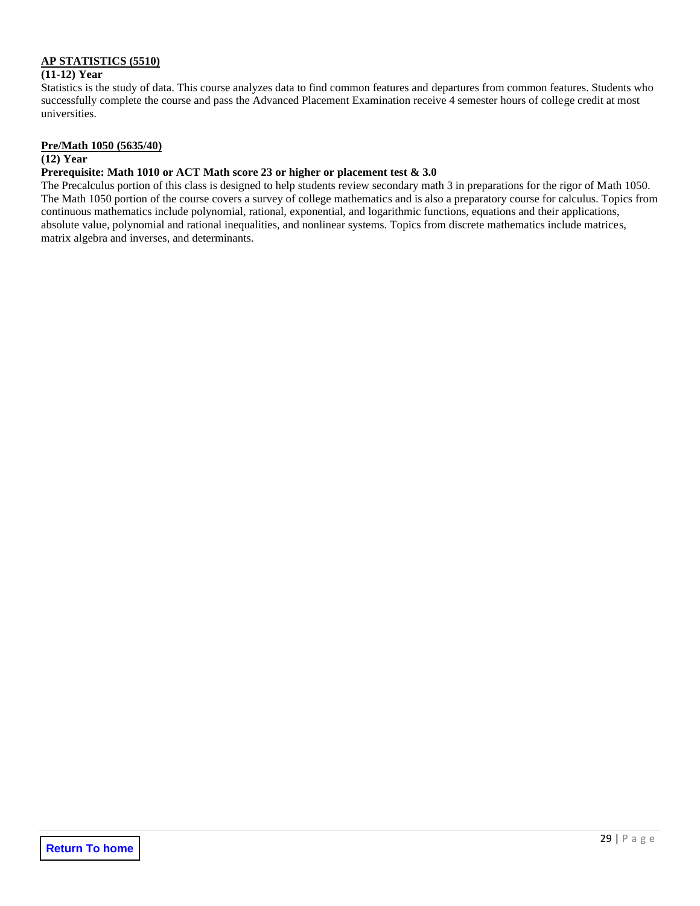**AP STATISTICS (5510)**

**(11-12) Year**

Statistics is the study of data. This course analyzes data to find common features and departures from common features. Students who successfully complete the course and pass the Advanced Placement Examination receive 4 semester hours of college credit at most universities.

**Pre/Math 1050 (5635/40)**

**(12) Year**

**Prerequisite: Math 1010 or ACT Math score 23 or higher or placement test & 3.0**

The Precalculus portion of this class is designed to help students review secondary math 3 in preparations for the rigor of Math 1050. The Math 1050 portion of the course covers a survey of college mathematics and is also a preparatory course for calculus. Topics from continuous mathematics include polynomial, rational, exponential, and logarithmic functions, equations and their applications, absolute value, polynomial and rational inequalities, and nonlinear systems. Topics from discrete mathematics include matrices, matrix algebra and inverses, and determinants.

Return To home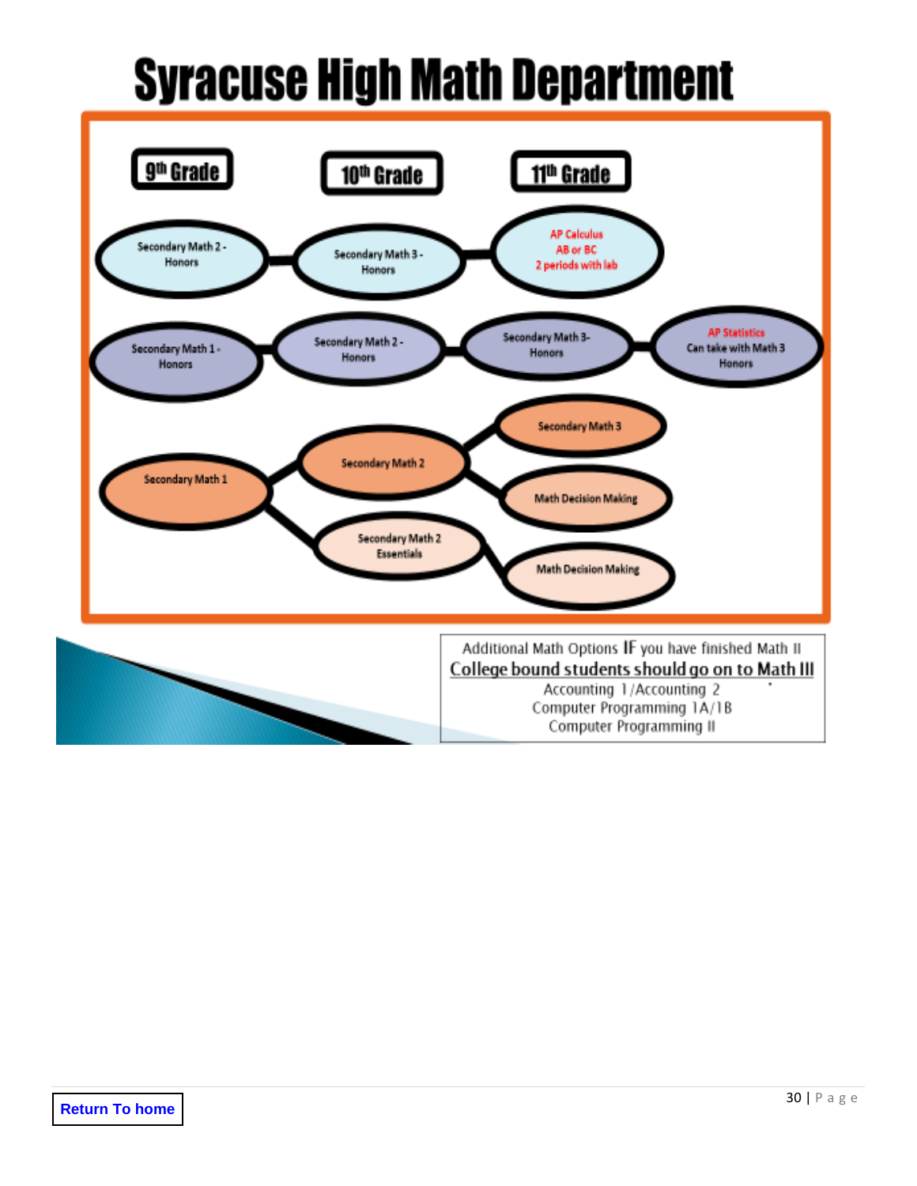# Syracuse High Math Department

| 9th Grade | 10th Grade | 11th Grade | |
|---|---|---|---|
| Secondary Math 2 - Honors | Secondary Math 3 - Honors | AP Calculus AB or BC 2 periods with lab | |
| Secondary Math 1 - Honors | Secondary Math 2 - Honors | Secondary Math 3- Honors | AP Statistics Can take with Math 3 Honors |
| Secondary Math 1 | Secondary Math 2 | Secondary Math 3 | |
| | | Math Decision Making | |
| | Secondary Math 2 Essentials | Math Decision Making | |

Additional Math Options IF you have finished Math II

<u>College bound students should go on to Math III</u>

Accounting 1/Accounting 2

Computer Programming 1A/1B

Computer Programming II

Return To home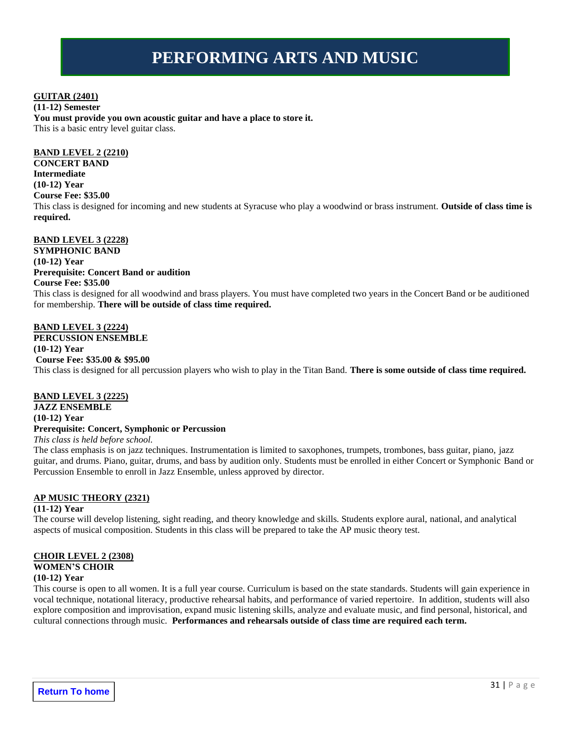# PERFORMING ARTS AND MUSIC

**GUITAR (2401)**
**(11-12) Semester**
**You must provide you own acoustic guitar and have a place to store it.**
This is a basic entry level guitar class.

**BAND LEVEL 2 (2210)**
**CONCERT BAND**
**Intermediate**
**(10-12) Year**
**Course Fee: $35.00**
This class is designed for incoming and new students at Syracuse who play a woodwind or brass instrument. **Outside of class time is required.**

**BAND LEVEL 3 (2228)**
**SYMPHONIC BAND**
**(10-12) Year**
**Prerequisite: Concert Band or audition**
**Course Fee: $35.00**
This class is designed for all woodwind and brass players. You must have completed two years in the Concert Band or be auditioned for membership. **There will be outside of class time required.**

**BAND LEVEL 3 (2224)**
**PERCUSSION ENSEMBLE**
**(10-12) Year**
**Course Fee: $35.00 & $95.00**
This class is designed for all percussion players who wish to play in the Titan Band. **There is some outside of class time required.**

**BAND LEVEL 3 (2225)**
**JAZZ ENSEMBLE**
**(10-12) Year**
**Prerequisite: Concert, Symphonic or Percussion**
*This class is held before school.*
The class emphasis is on jazz techniques. Instrumentation is limited to saxophones, trumpets, trombones, bass guitar, piano, jazz guitar, and drums. Piano, guitar, drums, and bass by audition only. Students must be enrolled in either Concert or Symphonic Band or Percussion Ensemble to enroll in Jazz Ensemble, unless approved by director.

**AP MUSIC THEORY (2321)**
**(11-12) Year**
The course will develop listening, sight reading, and theory knowledge and skills. Students explore aural, national, and analytical aspects of musical composition. Students in this class will be prepared to take the AP music theory test.

**CHOIR LEVEL 2 (2308)**
**WOMEN'S CHOIR**
**(10-12) Year**
This course is open to all women. It is a full year course. Curriculum is based on the state standards. Students will gain experience in vocal technique, notational literacy, productive rehearsal habits, and performance of varied repertoire. In addition, students will also explore composition and improvisation, expand music listening skills, analyze and evaluate music, and find personal, historical, and cultural connections through music. **Performances and rehearsals outside of class time are required each term.**

Return To home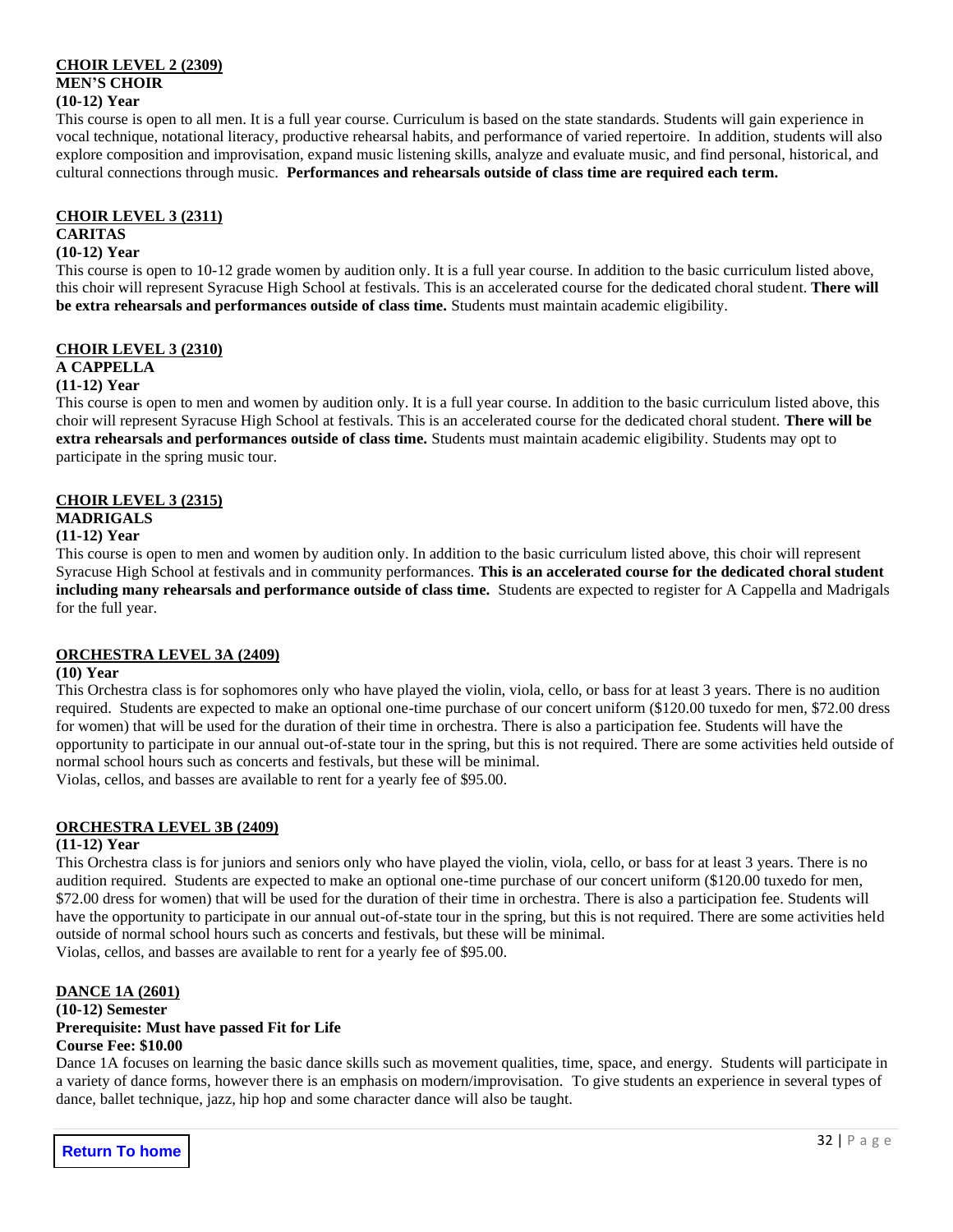**CHOIR LEVEL 2 (2309)**
**MEN'S CHOIR**
**(10-12) Year**

This course is open to all men. It is a full year course. Curriculum is based on the state standards. Students will gain experience in vocal technique, notational literacy, productive rehearsal habits, and performance of varied repertoire. In addition, students will also explore composition and improvisation, expand music listening skills, analyze and evaluate music, and find personal, historical, and cultural connections through music. **Performances and rehearsals outside of class time are required each term.**

**CHOIR LEVEL 3 (2311)**
**CARITAS**
**(10-12) Year**

This course is open to 10-12 grade women by audition only. It is a full year course. In addition to the basic curriculum listed above, this choir will represent Syracuse High School at festivals. This is an accelerated course for the dedicated choral student. **There will be extra rehearsals and performances outside of class time.** Students must maintain academic eligibility.

**CHOIR LEVEL 3 (2310)**
**A CAPPELLA**
**(11-12) Year**

This course is open to men and women by audition only. It is a full year course. In addition to the basic curriculum listed above, this choir will represent Syracuse High School at festivals. This is an accelerated course for the dedicated choral student. **There will be extra rehearsals and performances outside of class time.** Students must maintain academic eligibility. Students may opt to participate in the spring music tour.

**CHOIR LEVEL 3 (2315)**
**MADRIGALS**
**(11-12) Year**

This course is open to men and women by audition only. In addition to the basic curriculum listed above, this choir will represent Syracuse High School at festivals and in community performances. **This is an accelerated course for the dedicated choral student including many rehearsals and performance outside of class time.** Students are expected to register for A Cappella and Madrigals for the full year.

**ORCHESTRA LEVEL 3A (2409)**
**(10) Year**

This Orchestra class is for sophomores only who have played the violin, viola, cello, or bass for at least 3 years. There is no audition required. Students are expected to make an optional one-time purchase of our concert uniform ($120.00 tuxedo for men, $72.00 dress for women) that will be used for the duration of their time in orchestra. There is also a participation fee. Students will have the opportunity to participate in our annual out-of-state tour in the spring, but this is not required. There are some activities held outside of normal school hours such as concerts and festivals, but these will be minimal.
Violas, cellos, and basses are available to rent for a yearly fee of $95.00.

**ORCHESTRA LEVEL 3B (2409)**
**(11-12) Year**

This Orchestra class is for juniors and seniors only who have played the violin, viola, cello, or bass for at least 3 years. There is no audition required. Students are expected to make an optional one-time purchase of our concert uniform ($120.00 tuxedo for men, $72.00 dress for women) that will be used for the duration of their time in orchestra. There is also a participation fee. Students will have the opportunity to participate in our annual out-of-state tour in the spring, but this is not required. There are some activities held outside of normal school hours such as concerts and festivals, but these will be minimal.
Violas, cellos, and basses are available to rent for a yearly fee of $95.00.

**DANCE 1A (2601)**
**(10-12) Semester**
**Prerequisite: Must have passed Fit for Life**
**Course Fee: $10.00**

Dance 1A focuses on learning the basic dance skills such as movement qualities, time, space, and energy. Students will participate in a variety of dance forms, however there is an emphasis on modern/improvisation. To give students an experience in several types of dance, ballet technique, jazz, hip hop and some character dance will also be taught.

Return To home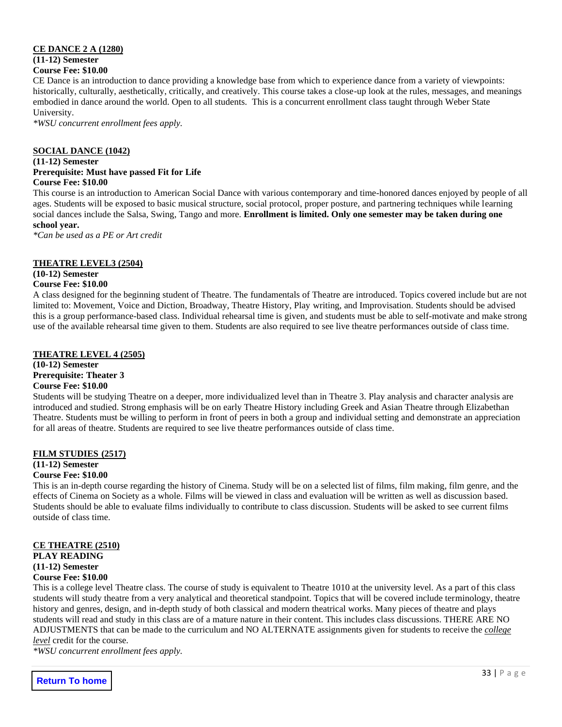**CE DANCE 2 A (1280)**
**(11-12) Semester**
**Course Fee: $10.00**

CE Dance is an introduction to dance providing a knowledge base from which to experience dance from a variety of viewpoints: historically, culturally, aesthetically, critically, and creatively. This course takes a close-up look at the rules, messages, and meanings embodied in dance around the world. Open to all students. This is a concurrent enrollment class taught through Weber State University.

*\*WSU concurrent enrollment fees apply.*

**SOCIAL DANCE (1042)**
**(11-12) Semester**
**Prerequisite: Must have passed Fit for Life**
**Course Fee: $10.00**

This course is an introduction to American Social Dance with various contemporary and time-honored dances enjoyed by people of all ages. Students will be exposed to basic musical structure, social protocol, proper posture, and partnering techniques while learning social dances include the Salsa, Swing, Tango and more. **Enrollment is limited. Only one semester may be taken during one school year.**

*\*Can be used as a PE or Art credit*

**THEATRE LEVEL3 (2504)**
**(10-12) Semester**
**Course Fee: $10.00**

A class designed for the beginning student of Theatre. The fundamentals of Theatre are introduced. Topics covered include but are not limited to: Movement, Voice and Diction, Broadway, Theatre History, Play writing, and Improvisation. Students should be advised this is a group performance-based class. Individual rehearsal time is given, and students must be able to self-motivate and make strong use of the available rehearsal time given to them. Students are also required to see live theatre performances outside of class time.

**THEATRE LEVEL 4 (2505)**
**(10-12) Semester**
**Prerequisite: Theater 3**
**Course Fee: $10.00**

Students will be studying Theatre on a deeper, more individualized level than in Theatre 3. Play analysis and character analysis are introduced and studied. Strong emphasis will be on early Theatre History including Greek and Asian Theatre through Elizabethan Theatre. Students must be willing to perform in front of peers in both a group and individual setting and demonstrate an appreciation for all areas of theatre. Students are required to see live theatre performances outside of class time.

**FILM STUDIES (2517)**
**(11-12) Semester**
**Course Fee: $10.00**

This is an in-depth course regarding the history of Cinema. Study will be on a selected list of films, film making, film genre, and the effects of Cinema on Society as a whole. Films will be viewed in class and evaluation will be written as well as discussion based. Students should be able to evaluate films individually to contribute to class discussion. Students will be asked to see current films outside of class time.

**CE THEATRE (2510)**
**PLAY READING**
**(11-12) Semester**
**Course Fee: $10.00**

This is a college level Theatre class. The course of study is equivalent to Theatre 1010 at the university level. As a part of this class students will study theatre from a very analytical and theoretical standpoint. Topics that will be covered include terminology, theatre history and genres, design, and in-depth study of both classical and modern theatrical works. Many pieces of theatre and plays students will read and study in this class are of a mature nature in their content. This includes class discussions. THERE ARE NO ADJUSTMENTS that can be made to the curriculum and NO ALTERNATE assignments given for students to receive the *college level* credit for the course.

*\*WSU concurrent enrollment fees apply.*

Return To home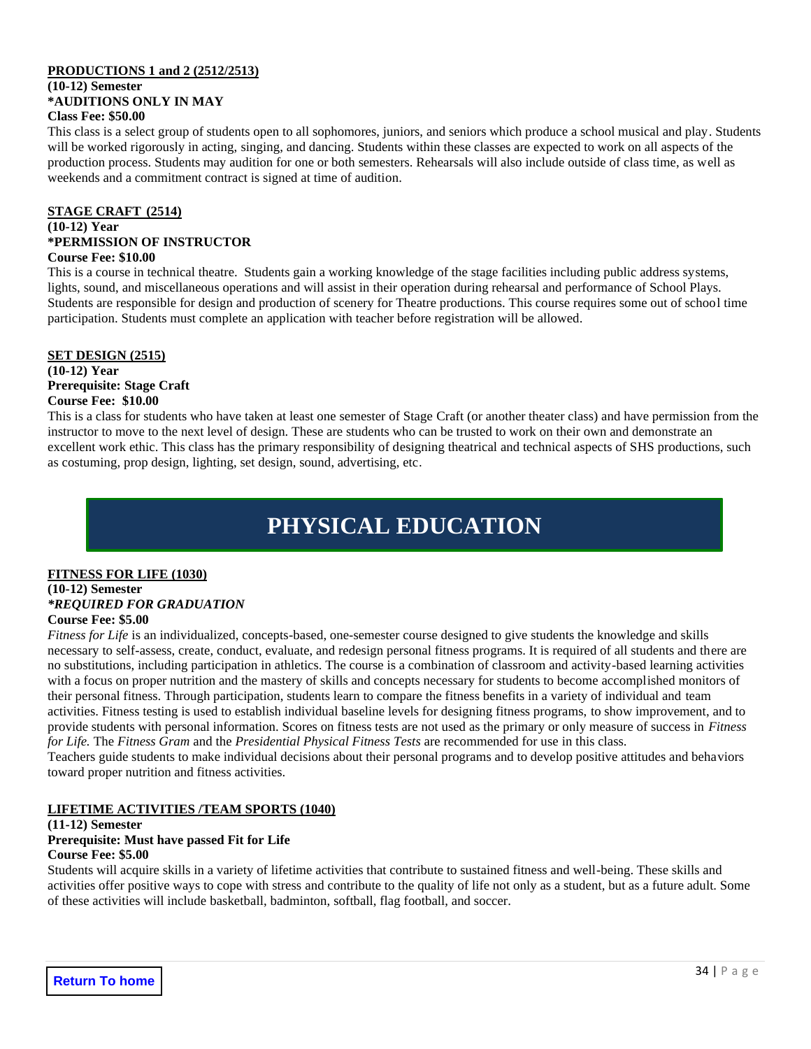**PRODUCTIONS 1 and 2 (2512/2513)**
**(10-12) Semester**
**\*AUDITIONS ONLY IN MAY**
**Class Fee: $50.00**

This class is a select group of students open to all sophomores, juniors, and seniors which produce a school musical and play. Students will be worked rigorously in acting, singing, and dancing. Students within these classes are expected to work on all aspects of the production process. Students may audition for one or both semesters. Rehearsals will also include outside of class time, as well as weekends and a commitment contract is signed at time of audition.

**STAGE CRAFT (2514)**
**(10-12) Year**
**\*PERMISSION OF INSTRUCTOR**
**Course Fee: $10.00**

This is a course in technical theatre. Students gain a working knowledge of the stage facilities including public address systems, lights, sound, and miscellaneous operations and will assist in their operation during rehearsal and performance of School Plays. Students are responsible for design and production of scenery for Theatre productions. This course requires some out of school time participation. Students must complete an application with teacher before registration will be allowed.

**SET DESIGN (2515)**
**(10-12) Year**
**Prerequisite: Stage Craft**
**Course Fee: $10.00**

This is a class for students who have taken at least one semester of Stage Craft (or another theater class) and have permission from the instructor to move to the next level of design. These are students who can be trusted to work on their own and demonstrate an excellent work ethic. This class has the primary responsibility of designing theatrical and technical aspects of SHS productions, such as costuming, prop design, lighting, set design, sound, advertising, etc.

# PHYSICAL EDUCATION

**FITNESS FOR LIFE (1030)**
**(10-12) Semester**
***\*REQUIRED FOR GRADUATION***
**Course Fee: $5.00**

*Fitness for Life* is an individualized, concepts-based, one-semester course designed to give students the knowledge and skills necessary to self-assess, create, conduct, evaluate, and redesign personal fitness programs. It is required of all students and there are no substitutions, including participation in athletics. The course is a combination of classroom and activity-based learning activities with a focus on proper nutrition and the mastery of skills and concepts necessary for students to become accomplished monitors of their personal fitness. Through participation, students learn to compare the fitness benefits in a variety of individual and team activities. Fitness testing is used to establish individual baseline levels for designing fitness programs, to show improvement, and to provide students with personal information. Scores on fitness tests are not used as the primary or only measure of success in *Fitness for Life.* The *Fitness Gram* and the *Presidential Physical Fitness Tests* are recommended for use in this class.
Teachers guide students to make individual decisions about their personal programs and to develop positive attitudes and behaviors toward proper nutrition and fitness activities.

**LIFETIME ACTIVITIES /TEAM SPORTS (1040)**
**(11-12) Semester**
**Prerequisite: Must have passed Fit for Life**
**Course Fee: $5.00**

Students will acquire skills in a variety of lifetime activities that contribute to sustained fitness and well-being. These skills and activities offer positive ways to cope with stress and contribute to the quality of life not only as a student, but as a future adult. Some of these activities will include basketball, badminton, softball, flag football, and soccer.

Return To home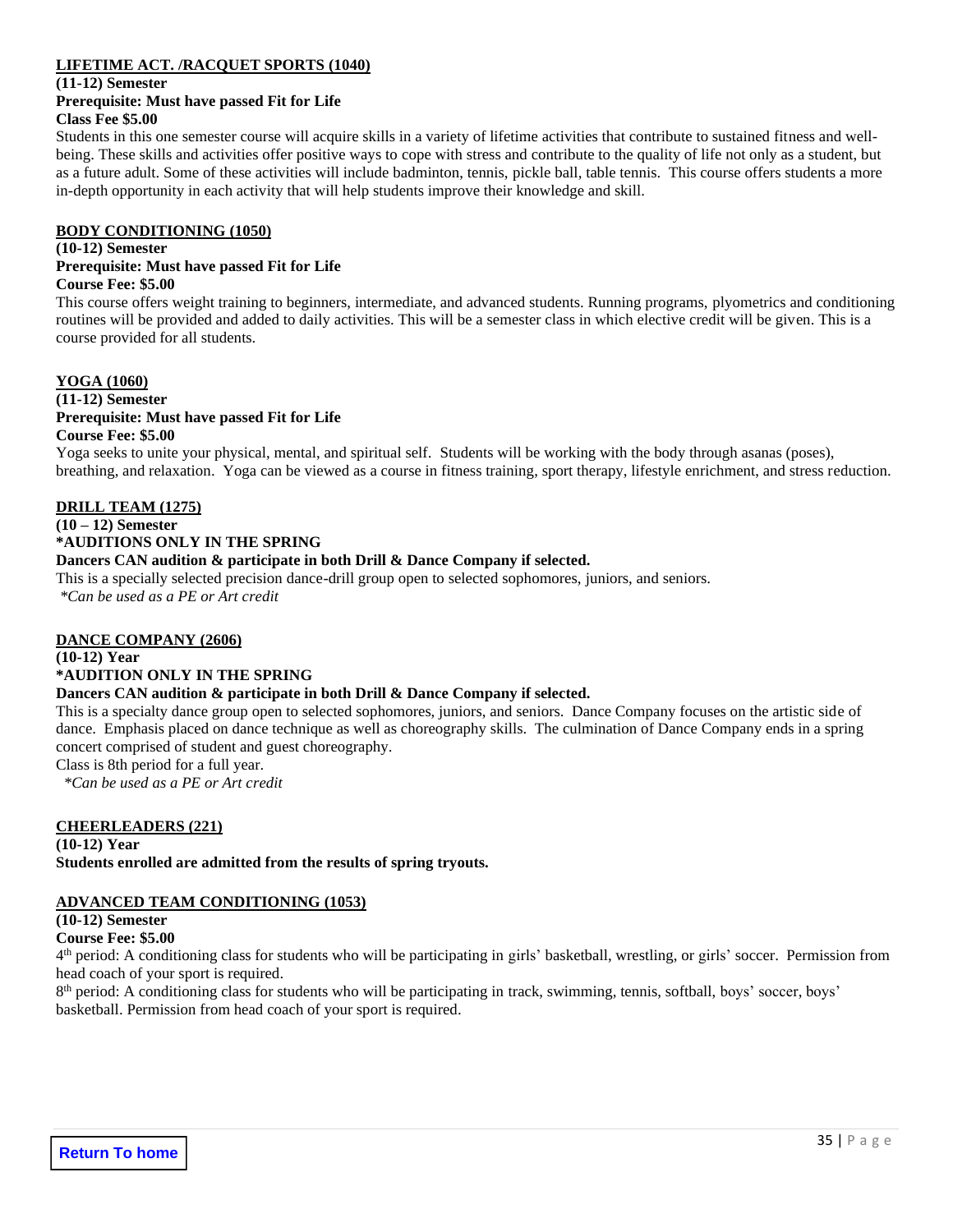## LIFETIME ACT. /RACQUET SPORTS (1040)

**(11-12) Semester**
**Prerequisite: Must have passed Fit for Life**
**Class Fee $5.00**

Students in this one semester course will acquire skills in a variety of lifetime activities that contribute to sustained fitness and well-being. These skills and activities offer positive ways to cope with stress and contribute to the quality of life not only as a student, but as a future adult. Some of these activities will include badminton, tennis, pickle ball, table tennis. This course offers students a more in-depth opportunity in each activity that will help students improve their knowledge and skill.

## BODY CONDITIONING (1050)

**(10-12) Semester**
**Prerequisite: Must have passed Fit for Life**
**Course Fee: $5.00**

This course offers weight training to beginners, intermediate, and advanced students. Running programs, plyometrics and conditioning routines will be provided and added to daily activities. This will be a semester class in which elective credit will be given. This is a course provided for all students.

## YOGA (1060)

**(11-12) Semester**
**Prerequisite: Must have passed Fit for Life**
**Course Fee: $5.00**

Yoga seeks to unite your physical, mental, and spiritual self. Students will be working with the body through asanas (poses), breathing, and relaxation. Yoga can be viewed as a course in fitness training, sport therapy, lifestyle enrichment, and stress reduction.

## DRILL TEAM (1275)

**(10 – 12) Semester**
**\*AUDITIONS ONLY IN THE SPRING**
**Dancers CAN audition & participate in both Drill & Dance Company if selected.**

This is a specially selected precision dance-drill group open to selected sophomores, juniors, and seniors.

*\*Can be used as a PE or Art credit*

## DANCE COMPANY (2606)

**(10-12) Year**
**\*AUDITION ONLY IN THE SPRING**
**Dancers CAN audition & participate in both Drill & Dance Company if selected.**

This is a specialty dance group open to selected sophomores, juniors, and seniors. Dance Company focuses on the artistic side of dance. Emphasis placed on dance technique as well as choreography skills. The culmination of Dance Company ends in a spring concert comprised of student and guest choreography.

Class is 8th period for a full year.

*\*Can be used as a PE or Art credit*

## CHEERLEADERS (221)

**(10-12) Year**
**Students enrolled are admitted from the results of spring tryouts.**

## ADVANCED TEAM CONDITIONING (1053)

**(10-12) Semester**
**Course Fee: $5.00**

4th period: A conditioning class for students who will be participating in girls' basketball, wrestling, or girls' soccer. Permission from head coach of your sport is required.

8th period: A conditioning class for students who will be participating in track, swimming, tennis, softball, boys' soccer, boys' basketball. Permission from head coach of your sport is required.

Return To home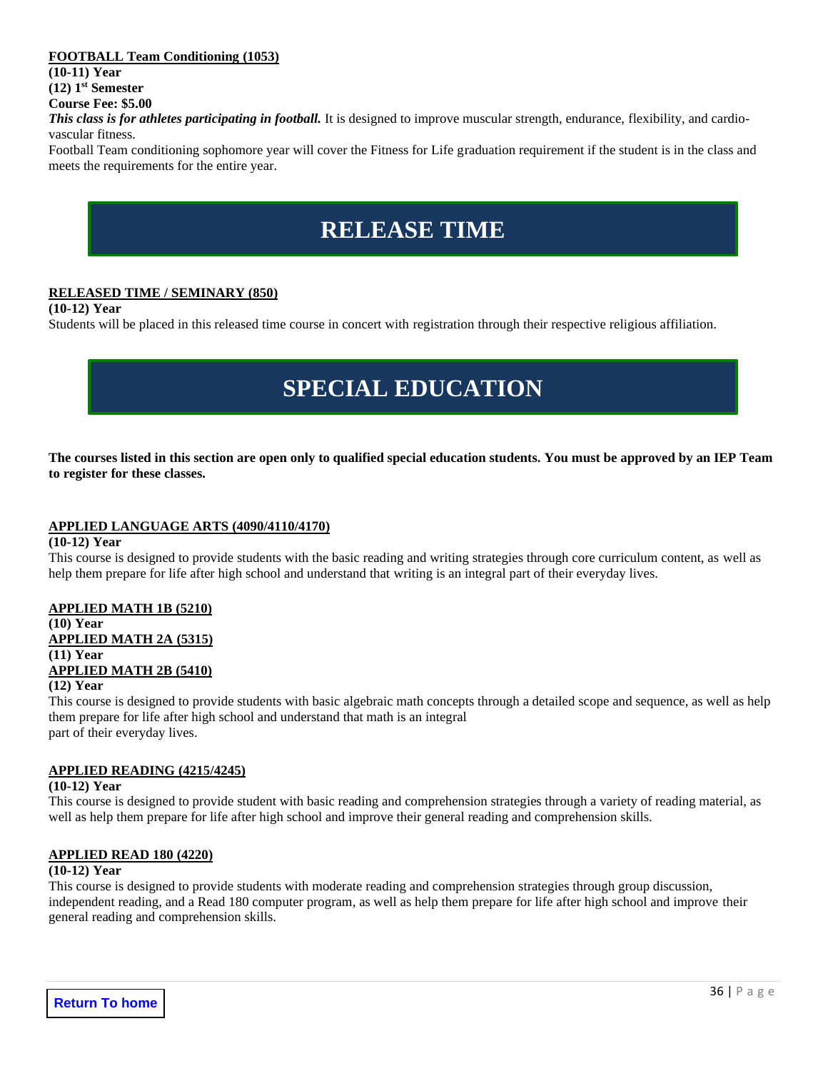**FOOTBALL Team Conditioning (1053)**
**(10-11) Year**
**(12) 1st Semester**
**Course Fee: $5.00**

***This class is for athletes participating in football.*** It is designed to improve muscular strength, endurance, flexibility, and cardio-vascular fitness.

Football Team conditioning sophomore year will cover the Fitness for Life graduation requirement if the student is in the class and meets the requirements for the entire year.

# RELEASE TIME

**RELEASED TIME / SEMINARY (850)**
**(10-12) Year**

Students will be placed in this released time course in concert with registration through their respective religious affiliation.

# SPECIAL EDUCATION

**The courses listed in this section are open only to qualified special education students. You must be approved by an IEP Team to register for these classes.**

**APPLIED LANGUAGE ARTS (4090/4110/4170)**
**(10-12) Year**

This course is designed to provide students with the basic reading and writing strategies through core curriculum content, as well as help them prepare for life after high school and understand that writing is an integral part of their everyday lives.

**APPLIED MATH 1B (5210)**
**(10) Year**
**APPLIED MATH 2A (5315)**
**(11) Year**
**APPLIED MATH 2B (5410)**
**(12) Year**

This course is designed to provide students with basic algebraic math concepts through a detailed scope and sequence, as well as help them prepare for life after high school and understand that math is an integral part of their everyday lives.

**APPLIED READING (4215/4245)**
**(10-12) Year**

This course is designed to provide student with basic reading and comprehension strategies through a variety of reading material, as well as help them prepare for life after high school and improve their general reading and comprehension skills.

**APPLIED READ 180 (4220)**
**(10-12) Year**

This course is designed to provide students with moderate reading and comprehension strategies through group discussion, independent reading, and a Read 180 computer program, as well as help them prepare for life after high school and improve their general reading and comprehension skills.

Return To home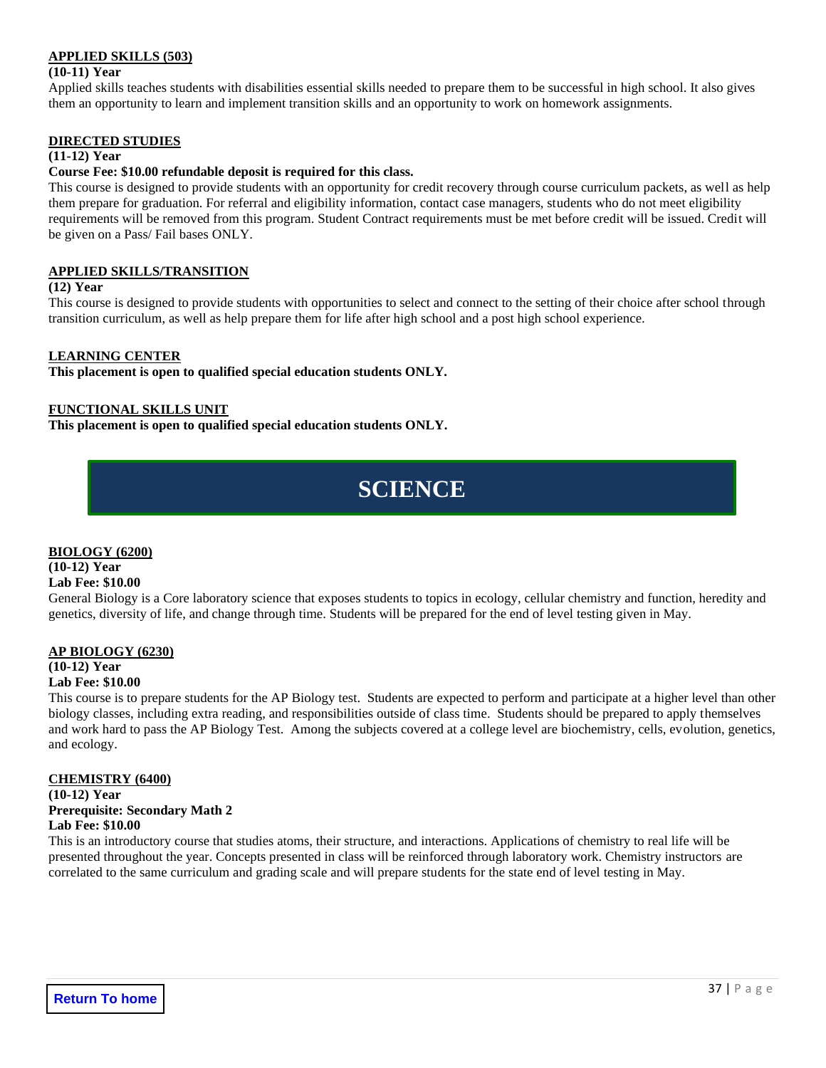**APPLIED SKILLS (503)**

**(10-11) Year**

Applied skills teaches students with disabilities essential skills needed to prepare them to be successful in high school. It also gives them an opportunity to learn and implement transition skills and an opportunity to work on homework assignments.

**DIRECTED STUDIES**

**(11-12) Year**

**Course Fee: $10.00 refundable deposit is required for this class.**

This course is designed to provide students with an opportunity for credit recovery through course curriculum packets, as well as help them prepare for graduation. For referral and eligibility information, contact case managers, students who do not meet eligibility requirements will be removed from this program. Student Contract requirements must be met before credit will be issued. Credit will be given on a Pass/ Fail bases ONLY.

**APPLIED SKILLS/TRANSITION**

**(12) Year**

This course is designed to provide students with opportunities to select and connect to the setting of their choice after school through transition curriculum, as well as help prepare them for life after high school and a post high school experience.

**LEARNING CENTER**

**This placement is open to qualified special education students ONLY.**

**FUNCTIONAL SKILLS UNIT**

**This placement is open to qualified special education students ONLY.**

# SCIENCE

**BIOLOGY (6200)**

**(10-12) Year**

**Lab Fee: $10.00**

General Biology is a Core laboratory science that exposes students to topics in ecology, cellular chemistry and function, heredity and genetics, diversity of life, and change through time. Students will be prepared for the end of level testing given in May.

**AP BIOLOGY (6230)**

**(10-12) Year**

**Lab Fee: $10.00**

This course is to prepare students for the AP Biology test. Students are expected to perform and participate at a higher level than other biology classes, including extra reading, and responsibilities outside of class time. Students should be prepared to apply themselves and work hard to pass the AP Biology Test. Among the subjects covered at a college level are biochemistry, cells, evolution, genetics, and ecology.

**CHEMISTRY (6400)**

**(10-12) Year**

**Prerequisite: Secondary Math 2**

**Lab Fee: $10.00**

This is an introductory course that studies atoms, their structure, and interactions. Applications of chemistry to real life will be presented throughout the year. Concepts presented in class will be reinforced through laboratory work. Chemistry instructors are correlated to the same curriculum and grading scale and will prepare students for the state end of level testing in May.

Return To home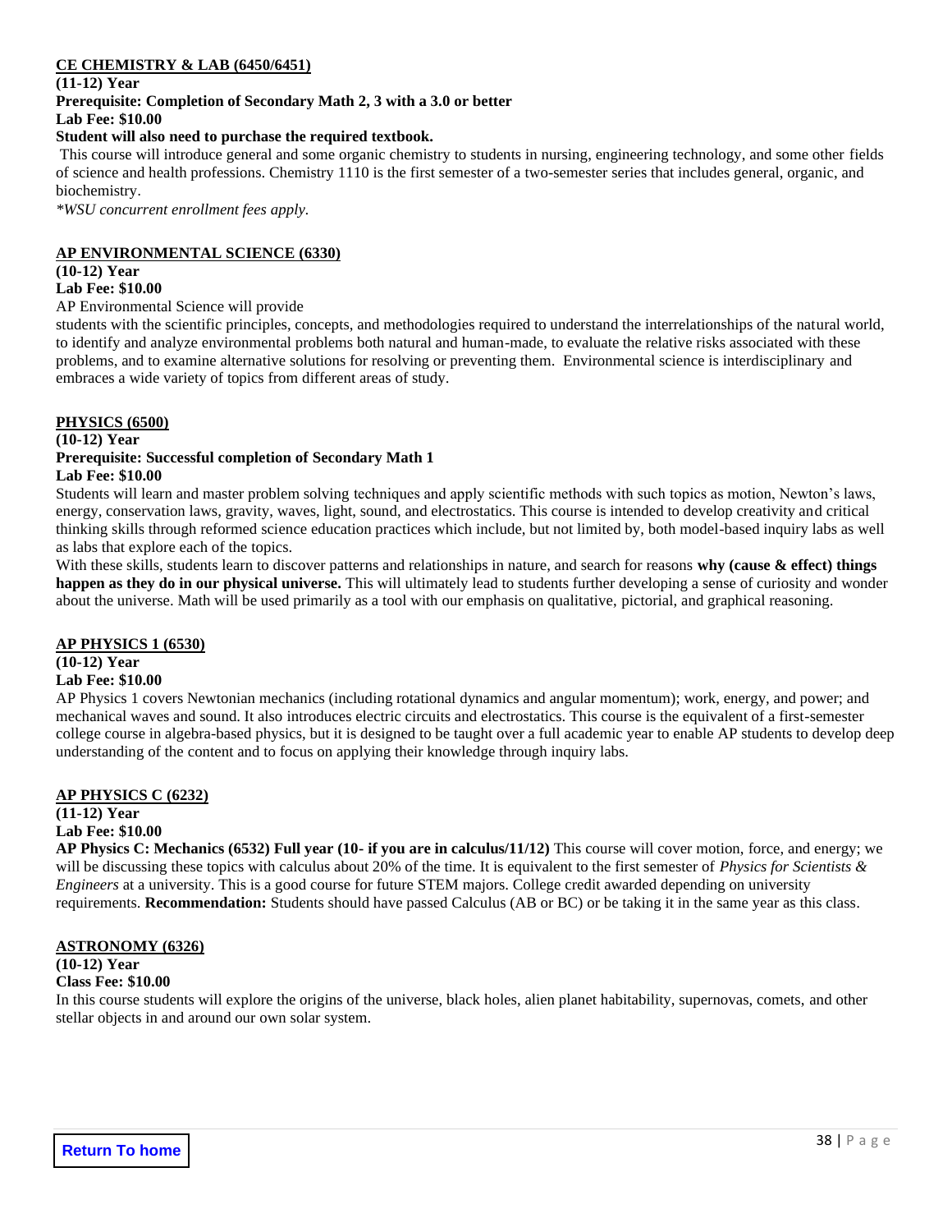**CE CHEMISTRY & LAB (6450/6451)**

**(11-12) Year**

**Prerequisite: Completion of Secondary Math 2, 3 with a 3.0 or better**

**Lab Fee: $10.00**

**Student will also need to purchase the required textbook.**

This course will introduce general and some organic chemistry to students in nursing, engineering technology, and some other fields of science and health professions. Chemistry 1110 is the first semester of a two-semester series that includes general, organic, and biochemistry.

*\*WSU concurrent enrollment fees apply.*

**AP ENVIRONMENTAL SCIENCE (6330)**

**(10-12) Year**

**Lab Fee: $10.00**

AP Environmental Science will provide students with the scientific principles, concepts, and methodologies required to understand the interrelationships of the natural world, to identify and analyze environmental problems both natural and human-made, to evaluate the relative risks associated with these problems, and to examine alternative solutions for resolving or preventing them. Environmental science is interdisciplinary and embraces a wide variety of topics from different areas of study.

**PHYSICS (6500)**

**(10-12) Year**

**Prerequisite: Successful completion of Secondary Math 1**

**Lab Fee: $10.00**

Students will learn and master problem solving techniques and apply scientific methods with such topics as motion, Newton's laws, energy, conservation laws, gravity, waves, light, sound, and electrostatics. This course is intended to develop creativity and critical thinking skills through reformed science education practices which include, but not limited by, both model-based inquiry labs as well as labs that explore each of the topics.

With these skills, students learn to discover patterns and relationships in nature, and search for reasons **why (cause & effect) things happen as they do in our physical universe.** This will ultimately lead to students further developing a sense of curiosity and wonder about the universe. Math will be used primarily as a tool with our emphasis on qualitative, pictorial, and graphical reasoning.

**AP PHYSICS 1 (6530)**

**(10-12) Year**

**Lab Fee: $10.00**

AP Physics 1 covers Newtonian mechanics (including rotational dynamics and angular momentum); work, energy, and power; and mechanical waves and sound. It also introduces electric circuits and electrostatics. This course is the equivalent of a first-semester college course in algebra-based physics, but it is designed to be taught over a full academic year to enable AP students to develop deep understanding of the content and to focus on applying their knowledge through inquiry labs.

**AP PHYSICS C (6232)**

**(11-12) Year**

**Lab Fee: $10.00**

**AP Physics C: Mechanics (6532) Full year (10- if you are in calculus/11/12)** This course will cover motion, force, and energy; we will be discussing these topics with calculus about 20% of the time. It is equivalent to the first semester of *Physics for Scientists & Engineers* at a university. This is a good course for future STEM majors. College credit awarded depending on university requirements. **Recommendation:** Students should have passed Calculus (AB or BC) or be taking it in the same year as this class.

**ASTRONOMY (6326)**

**(10-12) Year**

**Class Fee: $10.00**

In this course students will explore the origins of the universe, black holes, alien planet habitability, supernovas, comets, and other stellar objects in and around our own solar system.

Return To home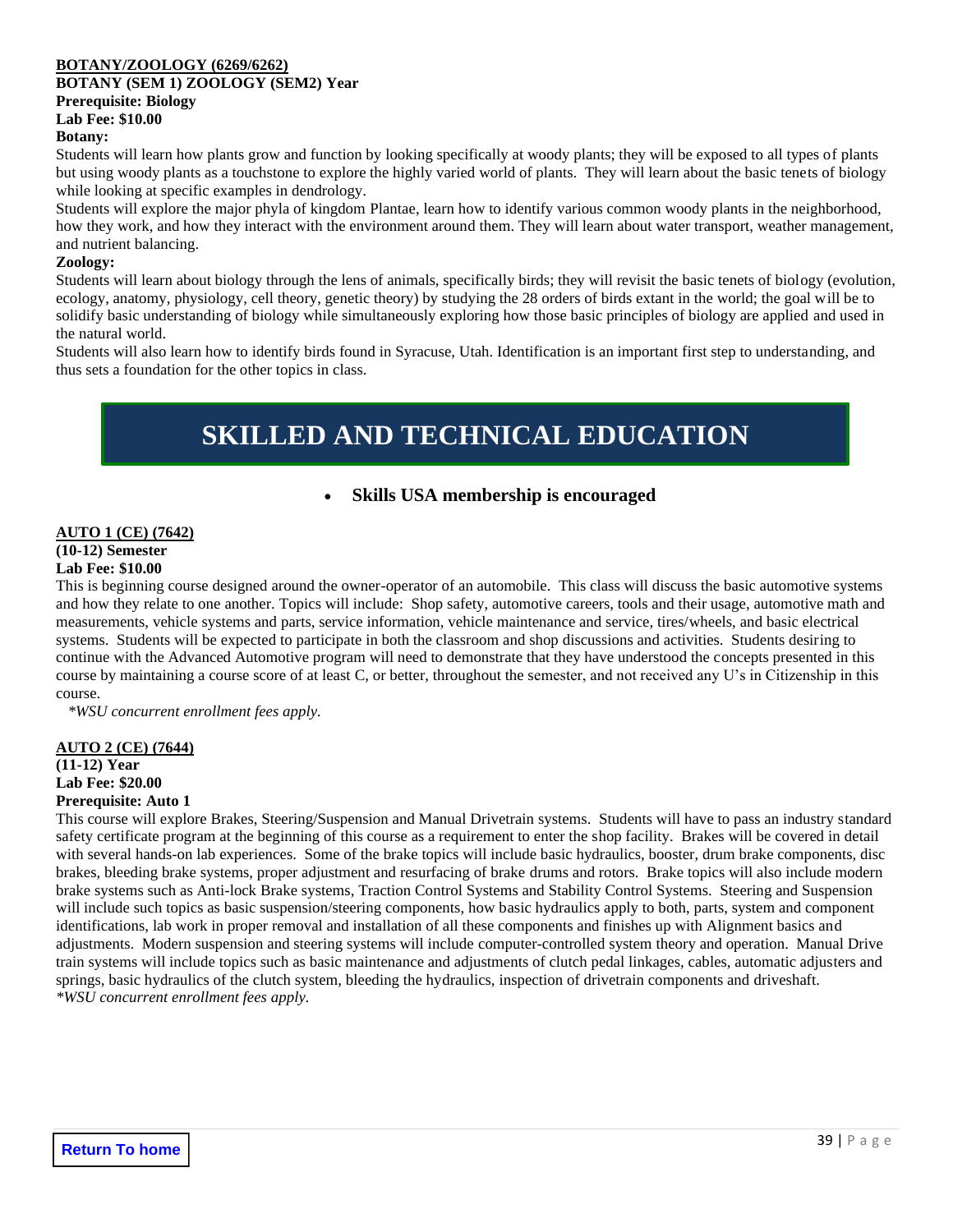**BOTANY/ZOOLOGY (6269/6262)**
**BOTANY (SEM 1) ZOOLOGY (SEM2) Year**
**Prerequisite: Biology**
**Lab Fee: $10.00**
**Botany:**

Students will learn how plants grow and function by looking specifically at woody plants; they will be exposed to all types of plants but using woody plants as a touchstone to explore the highly varied world of plants. They will learn about the basic tenets of biology while looking at specific examples in dendrology.

Students will explore the major phyla of kingdom Plantae, learn how to identify various common woody plants in the neighborhood, how they work, and how they interact with the environment around them. They will learn about water transport, weather management, and nutrient balancing.

**Zoology:**

Students will learn about biology through the lens of animals, specifically birds; they will revisit the basic tenets of biology (evolution, ecology, anatomy, physiology, cell theory, genetic theory) by studying the 28 orders of birds extant in the world; the goal will be to solidify basic understanding of biology while simultaneously exploring how those basic principles of biology are applied and used in the natural world.

Students will also learn how to identify birds found in Syracuse, Utah. Identification is an important first step to understanding, and thus sets a foundation for the other topics in class.

# SKILLED AND TECHNICAL EDUCATION

- **Skills USA membership is encouraged**

**AUTO 1 (CE) (7642)**
**(10-12) Semester**
**Lab Fee: $10.00**

This is beginning course designed around the owner-operator of an automobile. This class will discuss the basic automotive systems and how they relate to one another. Topics will include: Shop safety, automotive careers, tools and their usage, automotive math and measurements, vehicle systems and parts, service information, vehicle maintenance and service, tires/wheels, and basic electrical systems. Students will be expected to participate in both the classroom and shop discussions and activities. Students desiring to continue with the Advanced Automotive program will need to demonstrate that they have understood the concepts presented in this course by maintaining a course score of at least C, or better, throughout the semester, and not received any U's in Citizenship in this course.

*\*WSU concurrent enrollment fees apply.*

**AUTO 2 (CE) (7644)**
**(11-12) Year**
**Lab Fee: $20.00**
**Prerequisite: Auto 1**

This course will explore Brakes, Steering/Suspension and Manual Drivetrain systems. Students will have to pass an industry standard safety certificate program at the beginning of this course as a requirement to enter the shop facility. Brakes will be covered in detail with several hands-on lab experiences. Some of the brake topics will include basic hydraulics, booster, drum brake components, disc brakes, bleeding brake systems, proper adjustment and resurfacing of brake drums and rotors. Brake topics will also include modern brake systems such as Anti-lock Brake systems, Traction Control Systems and Stability Control Systems. Steering and Suspension will include such topics as basic suspension/steering components, how basic hydraulics apply to both, parts, system and component identifications, lab work in proper removal and installation of all these components and finishes up with Alignment basics and adjustments. Modern suspension and steering systems will include computer-controlled system theory and operation. Manual Drive train systems will include topics such as basic maintenance and adjustments of clutch pedal linkages, cables, automatic adjusters and springs, basic hydraulics of the clutch system, bleeding the hydraulics, inspection of drivetrain components and driveshaft.
*\*WSU concurrent enrollment fees apply.*

Return To home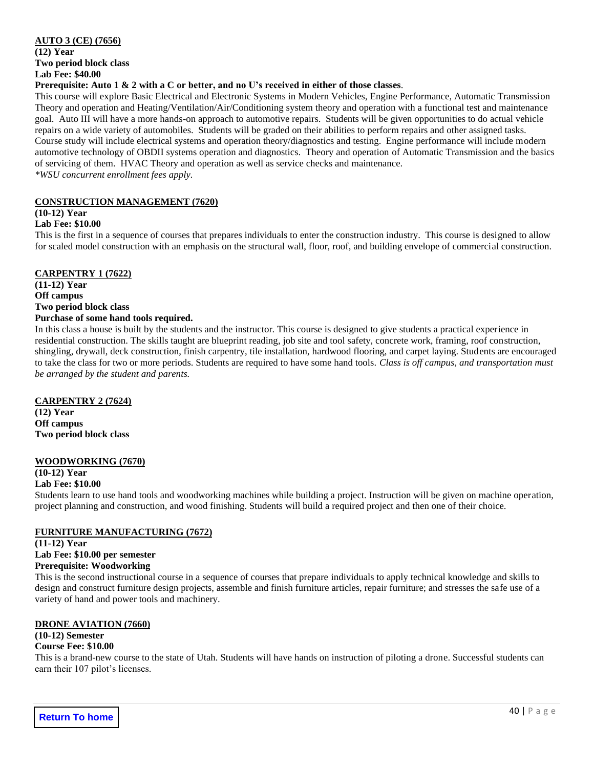**AUTO 3 (CE) (7656)**
**(12) Year**
**Two period block class**
**Lab Fee: $40.00**
**Prerequisite: Auto 1 & 2 with a C or better, and no U's received in either of those classes**.

This course will explore Basic Electrical and Electronic Systems in Modern Vehicles, Engine Performance, Automatic Transmission Theory and operation and Heating/Ventilation/Air/Conditioning system theory and operation with a functional test and maintenance goal. Auto III will have a more hands-on approach to automotive repairs. Students will be given opportunities to do actual vehicle repairs on a wide variety of automobiles. Students will be graded on their abilities to perform repairs and other assigned tasks. Course study will include electrical systems and operation theory/diagnostics and testing. Engine performance will include modern automotive technology of OBDII systems operation and diagnostics. Theory and operation of Automatic Transmission and the basics of servicing of them. HVAC Theory and operation as well as service checks and maintenance.
*\*WSU concurrent enrollment fees apply.*

**CONSTRUCTION MANAGEMENT (7620)**
**(10-12) Year**
**Lab Fee: $10.00**

This is the first in a sequence of courses that prepares individuals to enter the construction industry. This course is designed to allow for scaled model construction with an emphasis on the structural wall, floor, roof, and building envelope of commercial construction.

**CARPENTRY 1 (7622)**
**(11-12) Year**
**Off campus**
**Two period block class**
**Purchase of some hand tools required.**

In this class a house is built by the students and the instructor. This course is designed to give students a practical experience in residential construction. The skills taught are blueprint reading, job site and tool safety, concrete work, framing, roof construction, shingling, drywall, deck construction, finish carpentry, tile installation, hardwood flooring, and carpet laying. Students are encouraged to take the class for two or more periods. Students are required to have some hand tools. *Class is off campus, and transportation must be arranged by the student and parents.*

**CARPENTRY 2 (7624)**
**(12) Year**
**Off campus**
**Two period block class**

**WOODWORKING (7670)**
**(10-12) Year**
**Lab Fee: $10.00**

Students learn to use hand tools and woodworking machines while building a project. Instruction will be given on machine operation, project planning and construction, and wood finishing. Students will build a required project and then one of their choice.

**FURNITURE MANUFACTURING (7672)**
**(11-12) Year**
**Lab Fee: $10.00 per semester**
**Prerequisite: Woodworking**

This is the second instructional course in a sequence of courses that prepare individuals to apply technical knowledge and skills to design and construct furniture design projects, assemble and finish furniture articles, repair furniture; and stresses the safe use of a variety of hand and power tools and machinery.

**DRONE AVIATION (7660)**
**(10-12) Semester**
**Course Fee: $10.00**

This is a brand-new course to the state of Utah. Students will have hands on instruction of piloting a drone. Successful students can earn their 107 pilot's licenses.

Return To home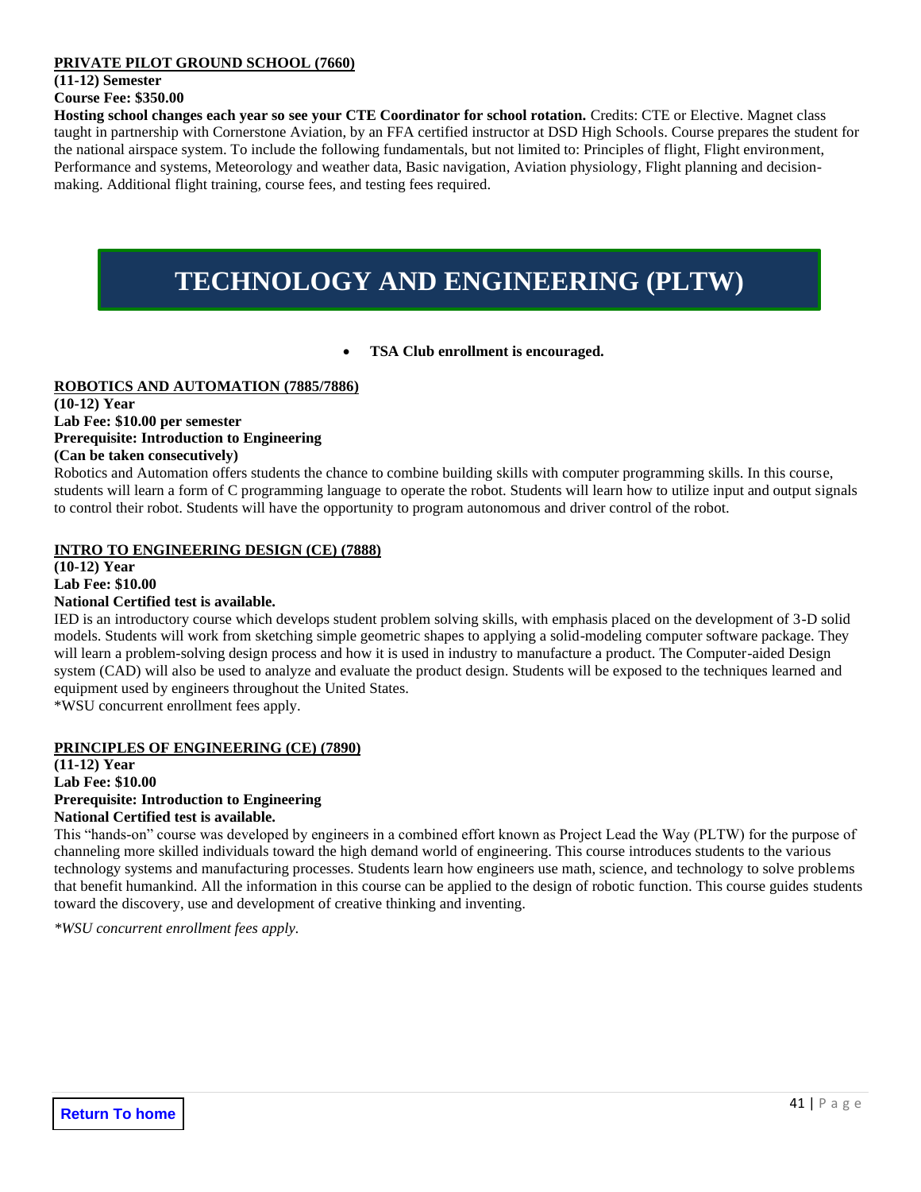**PRIVATE PILOT GROUND SCHOOL (7660)**

**(11-12) Semester**
**Course Fee: $350.00**

**Hosting school changes each year so see your CTE Coordinator for school rotation.** Credits: CTE or Elective. Magnet class taught in partnership with Cornerstone Aviation, by an FFA certified instructor at DSD High Schools. Course prepares the student for the national airspace system. To include the following fundamentals, but not limited to: Principles of flight, Flight environment, Performance and systems, Meteorology and weather data, Basic navigation, Aviation physiology, Flight planning and decision-making. Additional flight training, course fees, and testing fees required.

# TECHNOLOGY AND ENGINEERING (PLTW)

- **TSA Club enrollment is encouraged.**

**ROBOTICS AND AUTOMATION (7885/7886)**

**(10-12) Year**
**Lab Fee: $10.00 per semester**
**Prerequisite: Introduction to Engineering**
**(Can be taken consecutively)**

Robotics and Automation offers students the chance to combine building skills with computer programming skills. In this course, students will learn a form of C programming language to operate the robot. Students will learn how to utilize input and output signals to control their robot. Students will have the opportunity to program autonomous and driver control of the robot.

**INTRO TO ENGINEERING DESIGN (CE) (7888)**

**(10-12) Year**
**Lab Fee: $10.00**
**National Certified test is available.**

IED is an introductory course which develops student problem solving skills, with emphasis placed on the development of 3-D solid models. Students will work from sketching simple geometric shapes to applying a solid-modeling computer software package. They will learn a problem-solving design process and how it is used in industry to manufacture a product. The Computer-aided Design system (CAD) will also be used to analyze and evaluate the product design. Students will be exposed to the techniques learned and equipment used by engineers throughout the United States.
*WSU concurrent enrollment fees apply.

**PRINCIPLES OF ENGINEERING (CE) (7890)**

**(11-12) Year**
**Lab Fee: $10.00**
**Prerequisite: Introduction to Engineering**
**National Certified test is available.**

This "hands-on" course was developed by engineers in a combined effort known as Project Lead the Way (PLTW) for the purpose of channeling more skilled individuals toward the high demand world of engineering. This course introduces students to the various technology systems and manufacturing processes. Students learn how engineers use math, science, and technology to solve problems that benefit humankind. All the information in this course can be applied to the design of robotic function. This course guides students toward the discovery, use and development of creative thinking and inventing.

*\*WSU concurrent enrollment fees apply.*

Return To home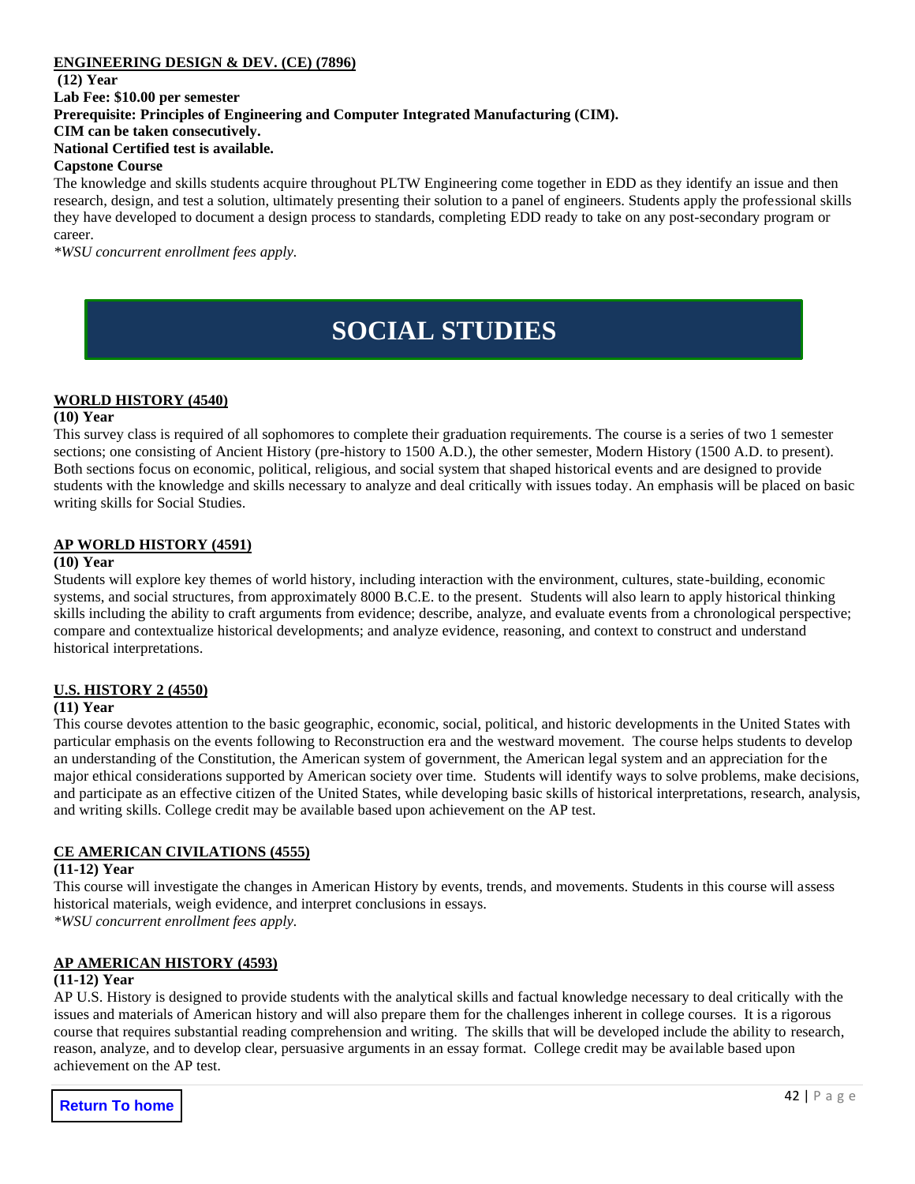**ENGINEERING DESIGN & DEV. (CE) (7896)**

**(12) Year**

**Lab Fee: $10.00 per semester**

**Prerequisite: Principles of Engineering and Computer Integrated Manufacturing (CIM).**

**CIM can be taken consecutively.**

**National Certified test is available.**

**Capstone Course**

The knowledge and skills students acquire throughout PLTW Engineering come together in EDD as they identify an issue and then research, design, and test a solution, ultimately presenting their solution to a panel of engineers. Students apply the professional skills they have developed to document a design process to standards, completing EDD ready to take on any post-secondary program or career.

*\*WSU concurrent enrollment fees apply.*

# SOCIAL STUDIES

**WORLD HISTORY (4540)**

**(10) Year**

This survey class is required of all sophomores to complete their graduation requirements. The course is a series of two 1 semester sections; one consisting of Ancient History (pre-history to 1500 A.D.), the other semester, Modern History (1500 A.D. to present). Both sections focus on economic, political, religious, and social system that shaped historical events and are designed to provide students with the knowledge and skills necessary to analyze and deal critically with issues today. An emphasis will be placed on basic writing skills for Social Studies.

**AP WORLD HISTORY (4591)**

**(10) Year**

Students will explore key themes of world history, including interaction with the environment, cultures, state-building, economic systems, and social structures, from approximately 8000 B.C.E. to the present. Students will also learn to apply historical thinking skills including the ability to craft arguments from evidence; describe, analyze, and evaluate events from a chronological perspective; compare and contextualize historical developments; and analyze evidence, reasoning, and context to construct and understand historical interpretations.

**U.S. HISTORY 2 (4550)**

**(11) Year**

This course devotes attention to the basic geographic, economic, social, political, and historic developments in the United States with particular emphasis on the events following to Reconstruction era and the westward movement. The course helps students to develop an understanding of the Constitution, the American system of government, the American legal system and an appreciation for the major ethical considerations supported by American society over time. Students will identify ways to solve problems, make decisions, and participate as an effective citizen of the United States, while developing basic skills of historical interpretations, research, analysis, and writing skills. College credit may be available based upon achievement on the AP test.

**CE AMERICAN CIVILATIONS (4555)**

**(11-12) Year**

This course will investigate the changes in American History by events, trends, and movements. Students in this course will assess historical materials, weigh evidence, and interpret conclusions in essays.

*\*WSU concurrent enrollment fees apply.*

**AP AMERICAN HISTORY (4593)**

**(11-12) Year**

AP U.S. History is designed to provide students with the analytical skills and factual knowledge necessary to deal critically with the issues and materials of American history and will also prepare them for the challenges inherent in college courses. It is a rigorous course that requires substantial reading comprehension and writing. The skills that will be developed include the ability to research, reason, analyze, and to develop clear, persuasive arguments in an essay format. College credit may be available based upon achievement on the AP test.

Return To home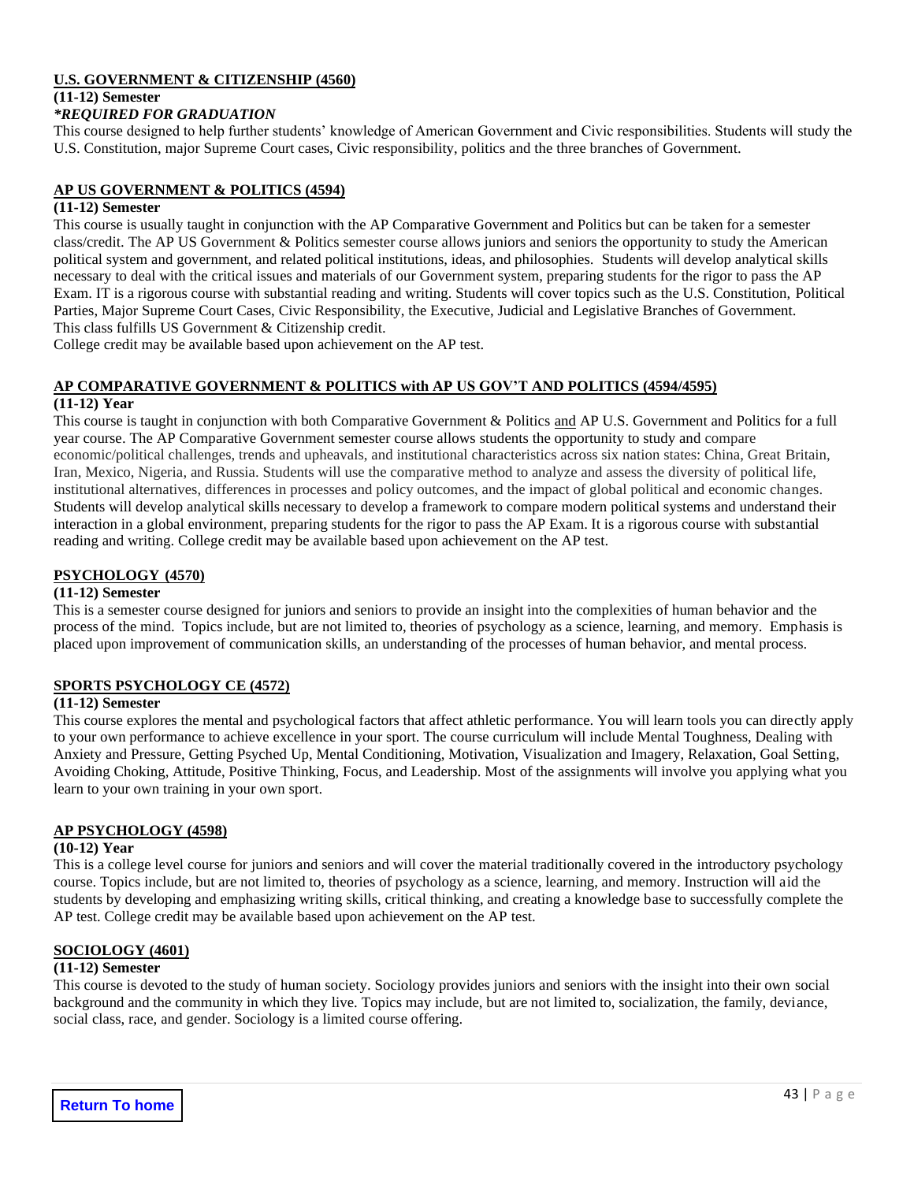## U.S. GOVERNMENT & CITIZENSHIP (4560)

**(11-12) Semester**

***REQUIRED FOR GRADUATION**

This course designed to help further students' knowledge of American Government and Civic responsibilities. Students will study the U.S. Constitution, major Supreme Court cases, Civic responsibility, politics and the three branches of Government.

## AP US GOVERNMENT & POLITICS (4594)

**(11-12) Semester**

This course is usually taught in conjunction with the AP Comparative Government and Politics but can be taken for a semester class/credit. The AP US Government & Politics semester course allows juniors and seniors the opportunity to study the American political system and government, and related political institutions, ideas, and philosophies. Students will develop analytical skills necessary to deal with the critical issues and materials of our Government system, preparing students for the rigor to pass the AP Exam. IT is a rigorous course with substantial reading and writing. Students will cover topics such as the U.S. Constitution, Political Parties, Major Supreme Court Cases, Civic Responsibility, the Executive, Judicial and Legislative Branches of Government.
This class fulfills US Government & Citizenship credit.
College credit may be available based upon achievement on the AP test.

## AP COMPARATIVE GOVERNMENT & POLITICS with AP US GOV'T AND POLITICS (4594/4595)

**(11-12) Year**

This course is taught in conjunction with both Comparative Government & Politics and AP U.S. Government and Politics for a full year course. The AP Comparative Government semester course allows students the opportunity to study and compare economic/political challenges, trends and upheavals, and institutional characteristics across six nation states: China, Great Britain, Iran, Mexico, Nigeria, and Russia. Students will use the comparative method to analyze and assess the diversity of political life, institutional alternatives, differences in processes and policy outcomes, and the impact of global political and economic changes. Students will develop analytical skills necessary to develop a framework to compare modern political systems and understand their interaction in a global environment, preparing students for the rigor to pass the AP Exam. It is a rigorous course with substantial reading and writing. College credit may be available based upon achievement on the AP test.

## PSYCHOLOGY (4570)

**(11-12) Semester**

This is a semester course designed for juniors and seniors to provide an insight into the complexities of human behavior and the process of the mind. Topics include, but are not limited to, theories of psychology as a science, learning, and memory. Emphasis is placed upon improvement of communication skills, an understanding of the processes of human behavior, and mental process.

## SPORTS PSYCHOLOGY CE (4572)

**(11-12) Semester**

This course explores the mental and psychological factors that affect athletic performance. You will learn tools you can directly apply to your own performance to achieve excellence in your sport. The course curriculum will include Mental Toughness, Dealing with Anxiety and Pressure, Getting Psyched Up, Mental Conditioning, Motivation, Visualization and Imagery, Relaxation, Goal Setting, Avoiding Choking, Attitude, Positive Thinking, Focus, and Leadership. Most of the assignments will involve you applying what you learn to your own training in your own sport.

## AP PSYCHOLOGY (4598)

**(10-12) Year**

This is a college level course for juniors and seniors and will cover the material traditionally covered in the introductory psychology course. Topics include, but are not limited to, theories of psychology as a science, learning, and memory. Instruction will aid the students by developing and emphasizing writing skills, critical thinking, and creating a knowledge base to successfully complete the AP test. College credit may be available based upon achievement on the AP test.

## SOCIOLOGY (4601)

**(11-12) Semester**

This course is devoted to the study of human society. Sociology provides juniors and seniors with the insight into their own social background and the community in which they live. Topics may include, but are not limited to, socialization, the family, deviance, social class, race, and gender. Sociology is a limited course offering.

Return To home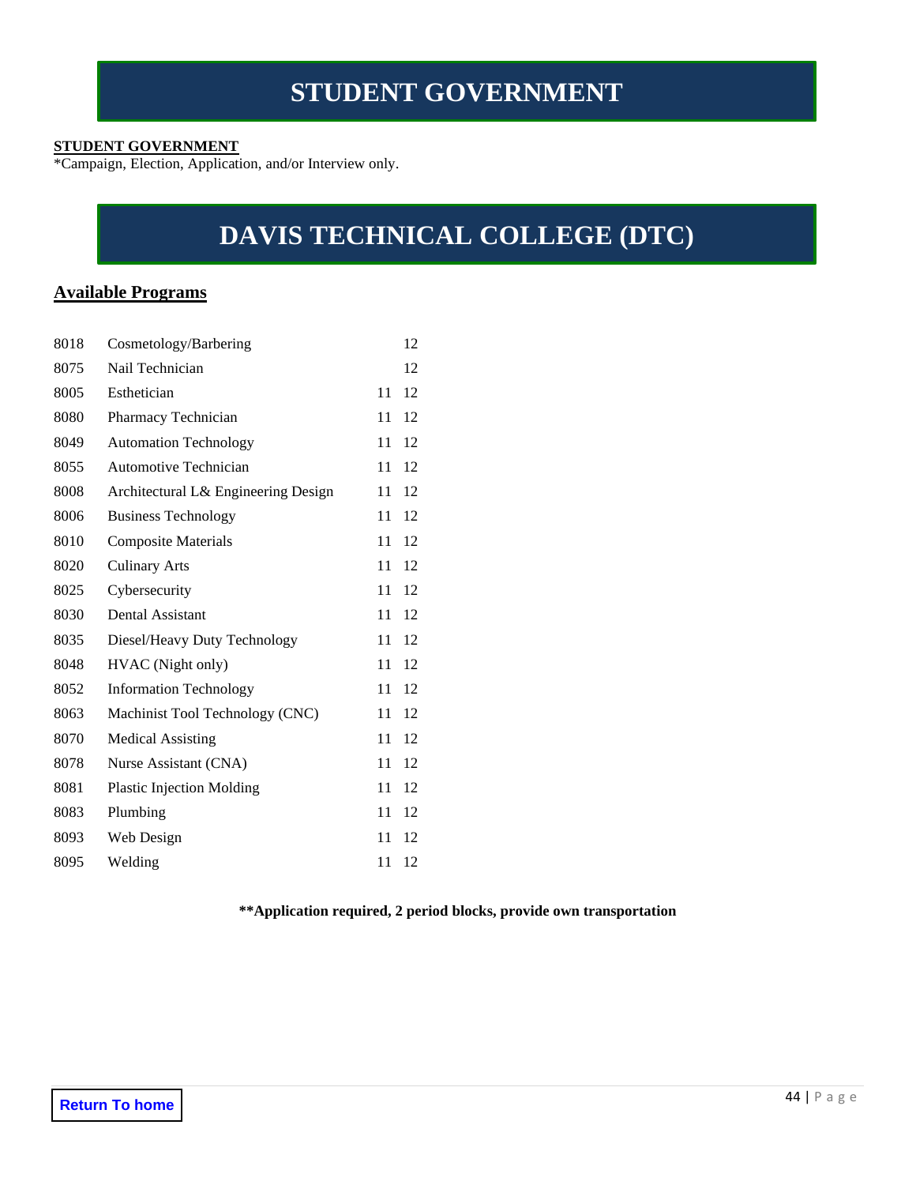# STUDENT GOVERNMENT

**STUDENT GOVERNMENT**
*Campaign, Election, Application, and/or Interview only.

# DAVIS TECHNICAL COLLEGE (DTC)

## Available Programs

| | | | |
|---|---|---|---|
| 8018 | Cosmetology/Barbering | | 12 |
| 8075 | Nail Technician | | 12 |
| 8005 | Esthetician | 11 | 12 |
| 8080 | Pharmacy Technician | 11 | 12 |
| 8049 | Automation Technology | 11 | 12 |
| 8055 | Automotive Technician | 11 | 12 |
| 8008 | Architectural L& Engineering Design | 11 | 12 |
| 8006 | Business Technology | 11 | 12 |
| 8010 | Composite Materials | 11 | 12 |
| 8020 | Culinary Arts | 11 | 12 |
| 8025 | Cybersecurity | 11 | 12 |
| 8030 | Dental Assistant | 11 | 12 |
| 8035 | Diesel/Heavy Duty Technology | 11 | 12 |
| 8048 | HVAC (Night only) | 11 | 12 |
| 8052 | Information Technology | 11 | 12 |
| 8063 | Machinist Tool Technology (CNC) | 11 | 12 |
| 8070 | Medical Assisting | 11 | 12 |
| 8078 | Nurse Assistant (CNA) | 11 | 12 |
| 8081 | Plastic Injection Molding | 11 | 12 |
| 8083 | Plumbing | 11 | 12 |
| 8093 | Web Design | 11 | 12 |
| 8095 | Welding | 11 | 12 |

**\*\*Application required, 2 period blocks, provide own transportation**

Return To home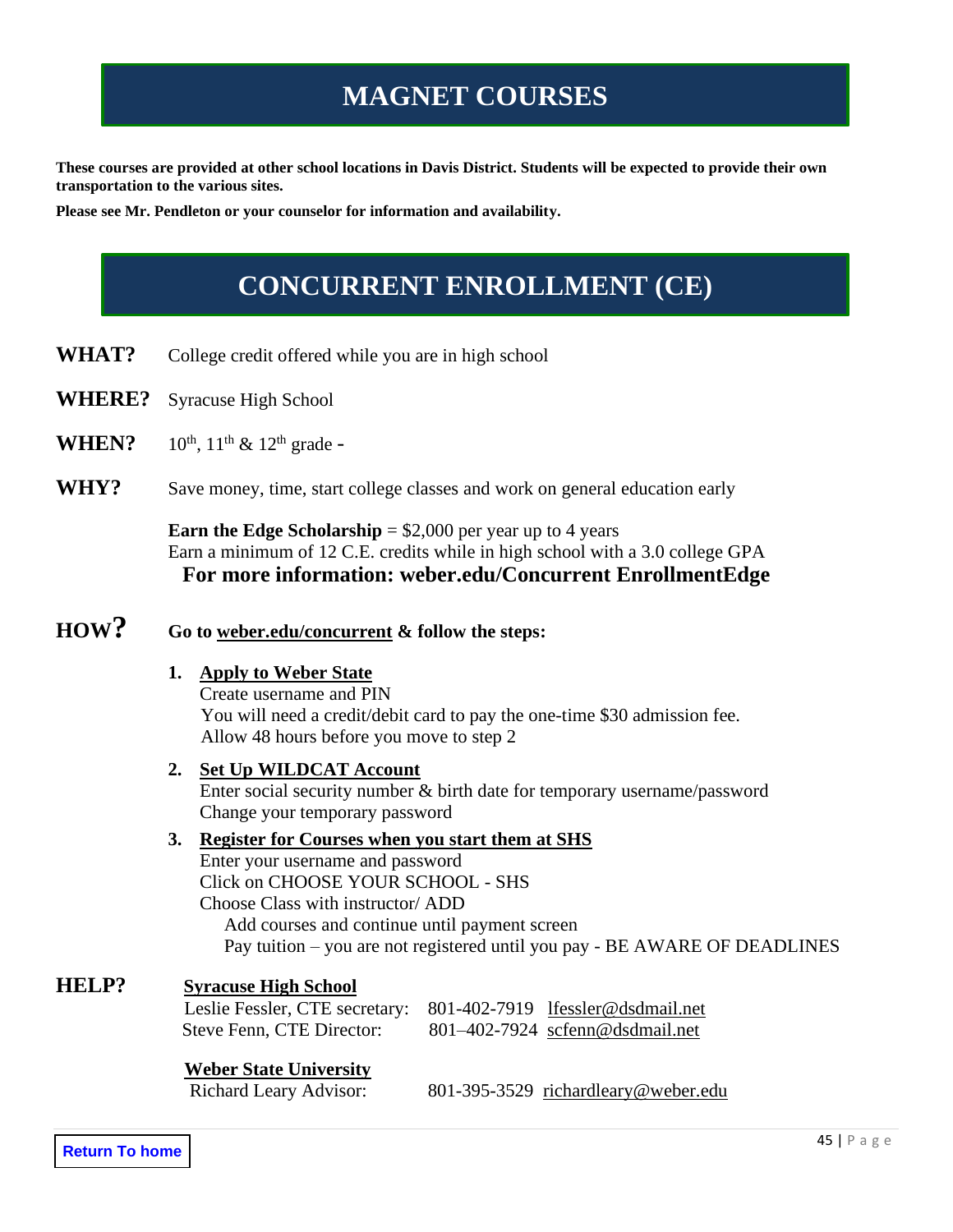# MAGNET COURSES

**These courses are provided at other school locations in Davis District. Students will be expected to provide their own transportation to the various sites.**

**Please see Mr. Pendleton or your counselor for information and availability.**

# CONCURRENT ENROLLMENT (CE)

**WHAT?** College credit offered while you are in high school

**WHERE?** Syracuse High School

**WHEN?** 10th, 11th & 12th grade -

**WHY?** Save money, time, start college classes and work on general education early

**Earn the Edge Scholarship** = $2,000 per year up to 4 years
Earn a minimum of 12 C.E. credits while in high school with a 3.0 college GPA
**For more information: weber.edu/Concurrent EnrollmentEdge**

**HOW?** **Go to weber.edu/concurrent & follow the steps:**

1. **Apply to Weber State**
   Create username and PIN
   You will need a credit/debit card to pay the one-time $30 admission fee.
   Allow 48 hours before you move to step 2
2. **Set Up WILDCAT Account**
   Enter social security number & birth date for temporary username/password
   Change your temporary password
3. **Register for Courses when you start them at SHS**
   Enter your username and password
   Click on CHOOSE YOUR SCHOOL - SHS
   Choose Class with instructor/ ADD
   Add courses and continue until payment screen
   Pay tuition – you are not registered until you pay - BE AWARE OF DEADLINES

**HELP?**

**Syracuse High School**

Leslie Fessler, CTE secretary: 801-402-7919 lfessler@dsdmail.net
Steve Fenn, CTE Director: 801–402-7924 scfenn@dsdmail.net

**Weber State University**

Richard Leary Advisor: 801-395-3529 richardleary@weber.edu

Return To home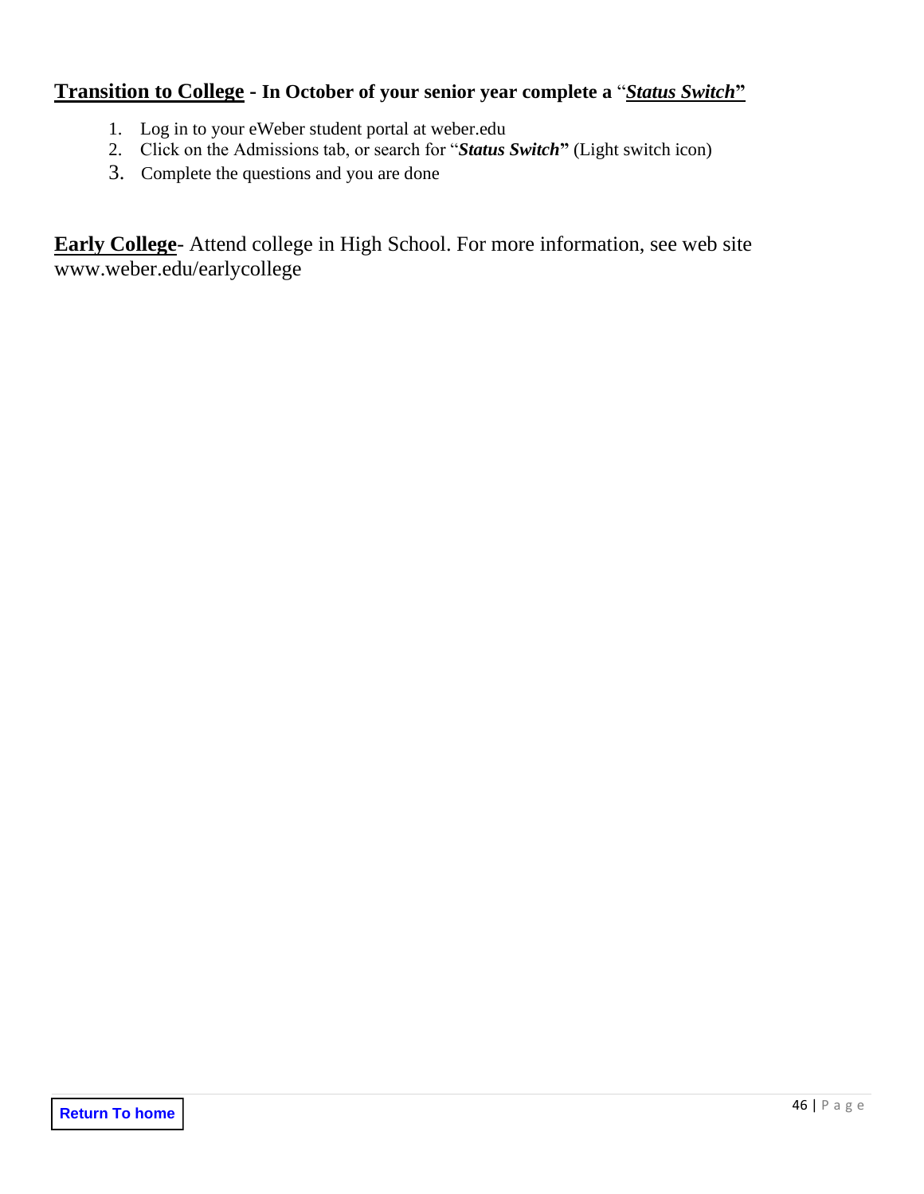**Transition to College - In October of your senior year complete a "*Status Switch*"**

1. Log in to your eWeber student portal at weber.edu
2. Click on the Admissions tab, or search for "***Status Switch***" (Light switch icon)
3. Complete the questions and you are done

**Early College**- Attend college in High School. For more information, see web site www.weber.edu/earlycollege

Return To home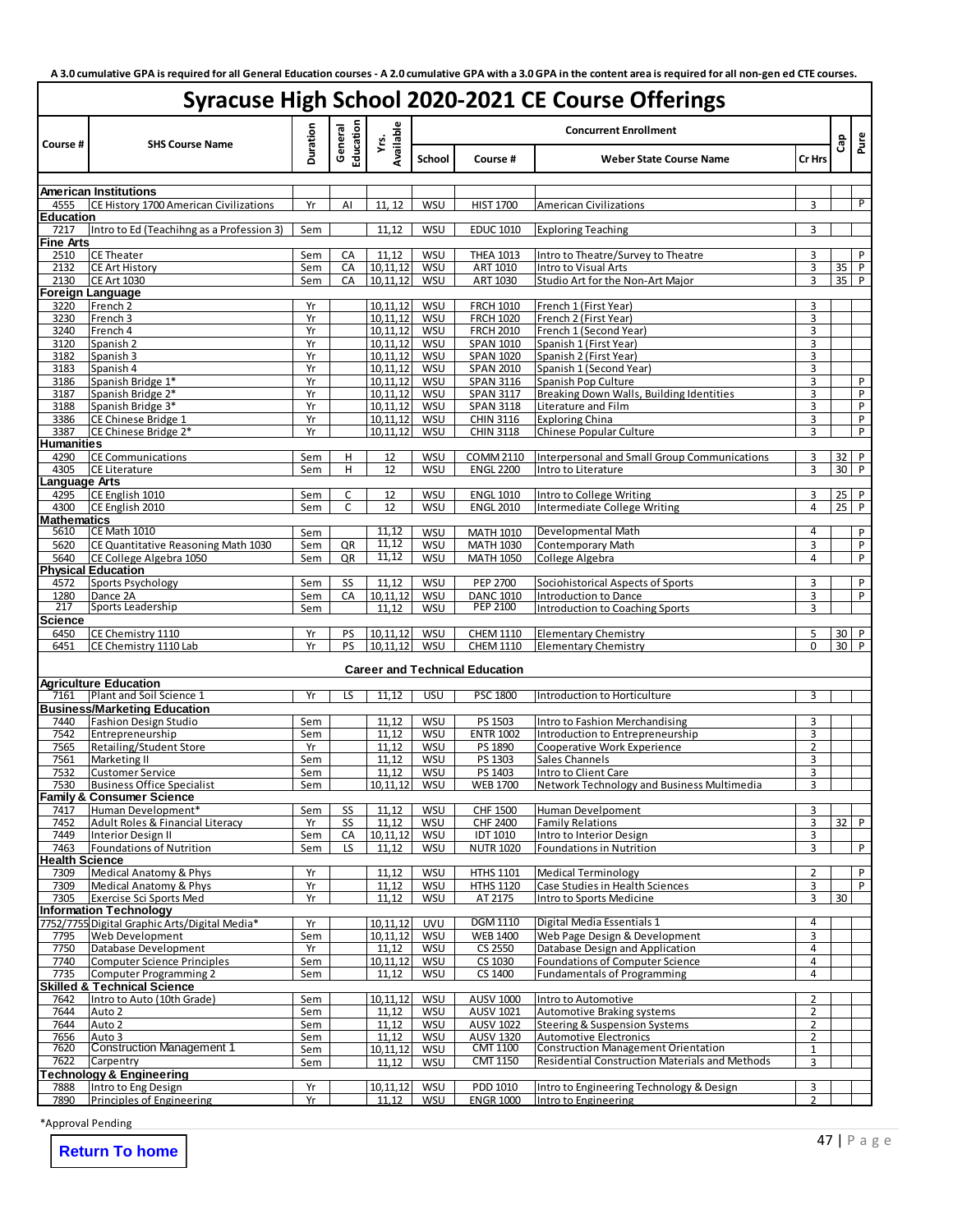A 3.0 cumulative GPA is required for all General Education courses - A 2.0 cumulative GPA with a 3.0 GPA in the content area is required for all non-gen ed CTE courses.

# Syracuse High School 2020-2021 CE Course Offerings

| Course # | SHS Course Name | Duration | General Education | Yrs. Available | Concurrent Enrollment | | | | Cap | Pure |
|---|---|---|---|---|---|---|---|---|---|---|
| | | | | | School | Course # | Weber State Course Name | Cr Hrs | | |
| **American Institutions** | | | | | | | | | | |
| 4555 | CE History 1700 American Civilizations | Yr | AI | 11, 12 | WSU | HIST 1700 | American Civilizations | 3 | | P |
| **Education** | | | | | | | | | | |
| 7217 | Intro to Ed (Teachihng as a Profession 3) | Sem | | 11,12 | WSU | EDUC 1010 | Exploring Teaching | 3 | | |
| **Fine Arts** | | | | | | | | | | |
| 2510 | CE Theater | Sem | CA | 11,12 | WSU | THEA 1013 | Intro to Theatre/Survey to Theatre | 3 | | P |
| 2132 | CE Art History | Sem | CA | 10,11,12 | WSU | ART 1010 | Intro to Visual Arts | 3 | 35 | P |
| 2130 | CE Art 1030 | Sem | CA | 10,11,12 | WSU | ART 1030 | Studio Art for the Non-Art Major | 3 | 35 | P |
| **Foreign Language** | | | | | | | | | | |
| 3220 | French 2 | Yr | | 10,11,12 | WSU | FRCH 1010 | French 1 (First Year) | 3 | | |
| 3230 | French 3 | Yr | | 10,11,12 | WSU | FRCH 1020 | French 2 (First Year) | 3 | | |
| 3240 | French 4 | Yr | | 10,11,12 | WSU | FRCH 2010 | French 1 (Second Year) | 3 | | |
| 3120 | Spanish 2 | Yr | | 10,11,12 | WSU | SPAN 1010 | Spanish 1 (First Year) | 3 | | |
| 3182 | Spanish 3 | Yr | | 10,11,12 | WSU | SPAN 1020 | Spanish 2 (First Year) | 3 | | |
| 3183 | Spanish 4 | Yr | | 10,11,12 | WSU | SPAN 2010 | Spanish 1 (Second Year) | 3 | | |
| 3186 | Spanish Bridge 1* | Yr | | 10,11,12 | WSU | SPAN 3116 | Spanish Pop Culture | 3 | | P |
| 3187 | Spanish Bridge 2* | Yr | | 10,11,12 | WSU | SPAN 3117 | Breaking Down Walls, Building Identities | 3 | | P |
| 3188 | Spanish Bridge 3* | Yr | | 10,11,12 | WSU | SPAN 3118 | Literature and Film | 3 | | P |
| 3386 | CE Chinese Bridge 1 | Yr | | 10,11,12 | WSU | CHIN 3116 | Exploring China | 3 | | P |
| 3387 | CE Chinese Bridge 2* | Yr | | 10,11,12 | WSU | CHIN 3118 | Chinese Popular Culture | 3 | | P |
| **Humanities** | | | | | | | | | | |
| 4290 | CE Communications | Sem | H | 12 | WSU | COMM 2110 | Interpersonal and Small Group Communications | 3 | 32 | P |
| 4305 | CE Literature | Sem | H | 12 | WSU | ENGL 2200 | Intro to Literature | 3 | 30 | P |
| **Language Arts** | | | | | | | | | | |
| 4295 | CE English 1010 | Sem | C | 12 | WSU | ENGL 1010 | Intro to College Writing | 3 | 25 | P |
| 4300 | CE English 2010 | Sem | C | 12 | WSU | ENGL 2010 | Intermediate College Writing | 4 | 25 | P |
| **Mathematics** | | | | | | | | | | |
| 5610 | CE Math 1010 | Sem | | 11,12 | WSU | MATH 1010 | Developmental Math | 4 | | P |
| 5620 | CE Quantitative Reasoning Math 1030 | Sem | QR | 11,12 | WSU | MATH 1030 | Contemporary Math | 3 | | P |
| 5640 | CE College Algebra 1050 | Sem | QR | 11,12 | WSU | MATH 1050 | College Algebra | 4 | | P |
| **Physical Education** | | | | | | | | | | |
| 4572 | Sports Psychology | Sem | SS | 11,12 | WSU | PEP 2700 | Sociohistorical Aspects of Sports | 3 | | P |
| 1280 | Dance 2A | Sem | CA | 10,11,12 | WSU | DANC 1010 | Introduction to Dance | 3 | | P |
| 217 | Sports Leadership | Sem | | 11,12 | WSU | PEP 2100 | Introduction to Coaching Sports | 3 | | |
| **Science** | | | | | | | | | | |
| 6450 | CE Chemistry 1110 | Yr | PS | 10,11,12 | WSU | CHEM 1110 | Elementary Chemistry | 5 | 30 | P |
| 6451 | CE Chemistry 1110 Lab | Yr | PS | 10,11,12 | WSU | CHEM 1110 | Elementary Chemistry | 0 | 30 | P |
| **Career and Technical Education** | | | | | | | | | | |
| **Agriculture Education** | | | | | | | | | | |
| 7161 | Plant and Soil Science 1 | Yr | LS | 11,12 | USU | PSC 1800 | Introduction to Horticulture | 3 | | |
| **Business/Marketing Education** | | | | | | | | | | |
| 7440 | Fashion Design Studio | Sem | | 11,12 | WSU | PS 1503 | Intro to Fashion Merchandising | 3 | | |
| 7542 | Entrepreneurship | Sem | | 11,12 | WSU | ENTR 1002 | Introduction to Entrepreneurship | 3 | | |
| 7565 | Retailing/Student Store | Yr | | 11,12 | WSU | PS 1890 | Cooperative Work Experience | 2 | | |
| 7561 | Marketing II | Sem | | 11,12 | WSU | PS 1303 | Sales Channels | 3 | | |
| 7532 | Customer Service | Sem | | 11,12 | WSU | PS 1403 | Intro to Client Care | 3 | | |
| 7530 | Business Office Specialist | Sem | | 10,11,12 | WSU | WEB 1700 | Network Technology and Business Multimedia | 3 | | |
| **Family & Consumer Science** | | | | | | | | | | |
| 7417 | Human Development* | Sem | SS | 11,12 | WSU | CHF 1500 | Human Develpoment | 3 | | |
| 7452 | Adult Roles & Financial Literacy | Yr | SS | 11,12 | WSU | CHF 2400 | Family Relations | 3 | 32 | P |
| 7449 | Interior Design II | Sem | CA | 10,11,12 | WSU | IDT 1010 | Intro to Interior Design | 3 | | |
| 7463 | Foundations of Nutrition | Sem | LS | 11,12 | WSU | NUTR 1020 | Foundations in Nutrition | 3 | | P |
| **Health Science** | | | | | | | | | | |
| 7309 | Medical Anatomy & Phys | Yr | | 11,12 | WSU | HTHS 1101 | Medical Terminology | 2 | | P |
| 7309 | Medical Anatomy & Phys | Yr | | 11,12 | WSU | HTHS 1120 | Case Studies in Health Sciences | 3 | | P |
| 7305 | Exercise Sci Sports Med | Yr | | 11,12 | WSU | AT 2175 | Intro to Sports Medicine | 3 | 30 | |
| **Information Technology** | | | | | | | | | | |
| 7752/7755 | Digital Graphic Arts/Digital Media* | Yr | | 10,11,12 | UVU | DGM 1110 | Digital Media Essentials 1 | 4 | | |
| 7795 | Web Development | Sem | | 10,11,12 | WSU | WEB 1400 | Web Page Design & Development | 3 | | |
| 7750 | Database Development | Yr | | 11,12 | WSU | CS 2550 | Database Design and Application | 4 | | |
| 7740 | Computer Science Principles | Sem | | 10,11,12 | WSU | CS 1030 | Foundations of Computer Science | 4 | | |
| 7735 | Computer Programming 2 | Sem | | 11,12 | WSU | CS 1400 | Fundamentals of Programming | 4 | | |
| **Skilled & Technical Science** | | | | | | | | | | |
| 7642 | Intro to Auto (10th Grade) | Sem | | 10,11,12 | WSU | AUSV 1000 | Intro to Automotive | 2 | | |
| 7644 | Auto 2 | Sem | | 11,12 | WSU | AUSV 1021 | Automotive Braking systems | 2 | | |
| 7644 | Auto 2 | Sem | | 11,12 | WSU | AUSV 1022 | Steering & Suspension Systems | 2 | | |
| 7656 | Auto 3 | Sem | | 11,12 | WSU | AUSV 1320 | Automotive Electronics | 2 | | |
| 7620 | Construction Management 1 | Sem | | 10,11,12 | WSU | CMT 1100 | Construction Management Orientation | 1 | | |
| 7622 | Carpentry | Sem | | 11,12 | WSU | CMT 1150 | Residential Construction Materials and Methods | 3 | | |
| **Technology & Engineering** | | | | | | | | | | |
| 7888 | Intro to Eng Design | Yr | | 10,11,12 | WSU | PDD 1010 | Intro to Engineering Technology & Design | 3 | | |
| 7890 | Principles of Engineering | Yr | | 11,12 | WSU | ENGR 1000 | Intro to Engineering | 2 | | |

*Approval Pending

**Return To home**